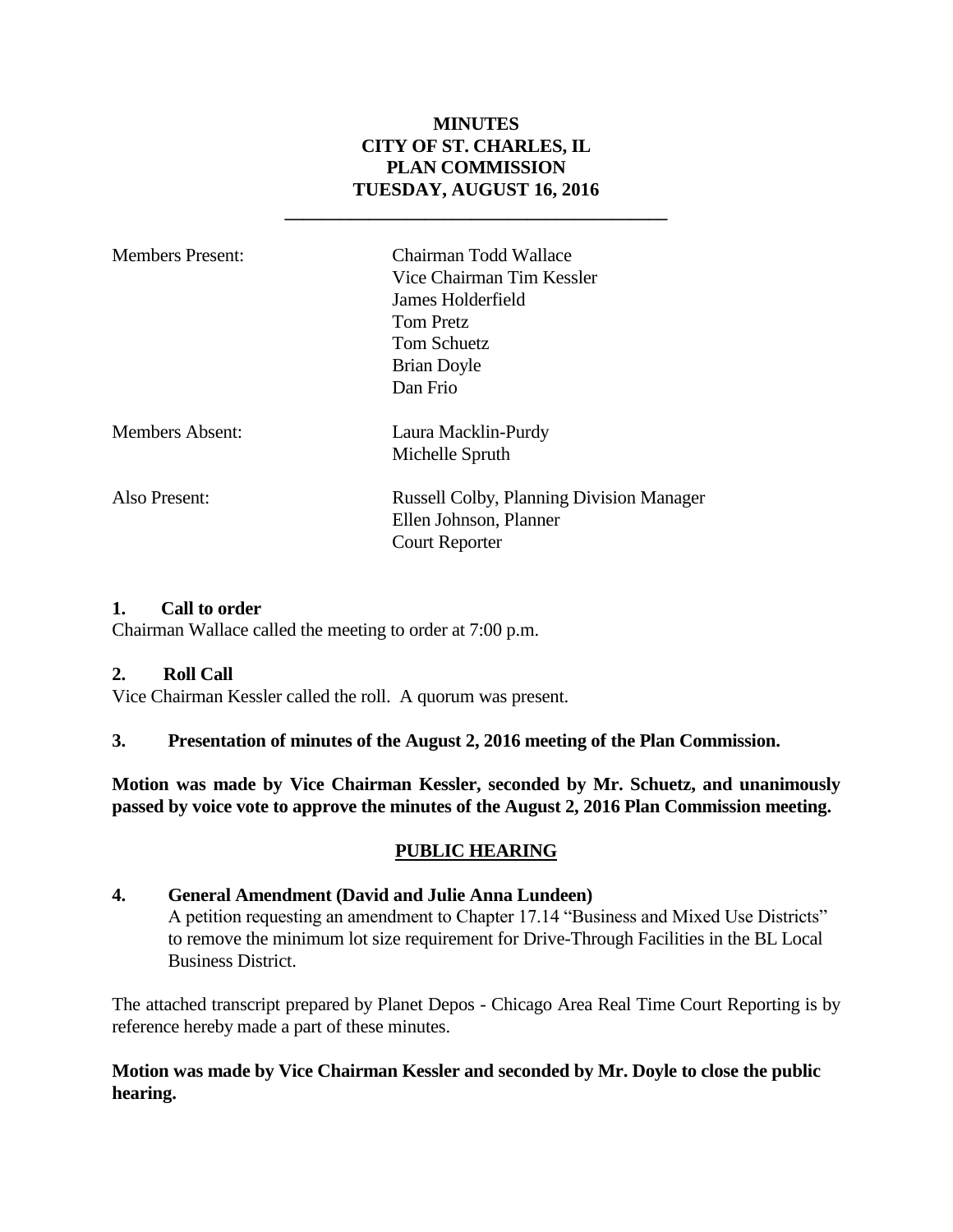# MINUTES
# CITY OF ST. CHARLES, IL
# PLAN COMMISSION
# TUESDAY, AUGUST 16, 2016

| | |
|---|---|
| Members Present: | Chairman Todd Wallace<br>Vice Chairman Tim Kessler<br>James Holderfield<br>Tom Pretz<br>Tom Schuetz<br>Brian Doyle<br>Dan Frio |
| Members Absent: | Laura Macklin-Purdy<br>Michelle Spruth |
| Also Present: | Russell Colby, Planning Division Manager<br>Ellen Johnson, Planner<br>Court Reporter |

**1. Call to order**

Chairman Wallace called the meeting to order at 7:00 p.m.

**2. Roll Call**

Vice Chairman Kessler called the roll. A quorum was present.

**3. Presentation of minutes of the August 2, 2016 meeting of the Plan Commission.**

**Motion was made by Vice Chairman Kessler, seconded by Mr. Schuetz, and unanimously passed by voice vote to approve the minutes of the August 2, 2016 Plan Commission meeting.**

**PUBLIC HEARING**

**4. General Amendment (David and Julie Anna Lundeen)**

A petition requesting an amendment to Chapter 17.14 "Business and Mixed Use Districts" to remove the minimum lot size requirement for Drive-Through Facilities in the BL Local Business District.

The attached transcript prepared by Planet Depos - Chicago Area Real Time Court Reporting is by reference hereby made a part of these minutes.

**Motion was made by Vice Chairman Kessler and seconded by Mr. Doyle to close the public hearing.**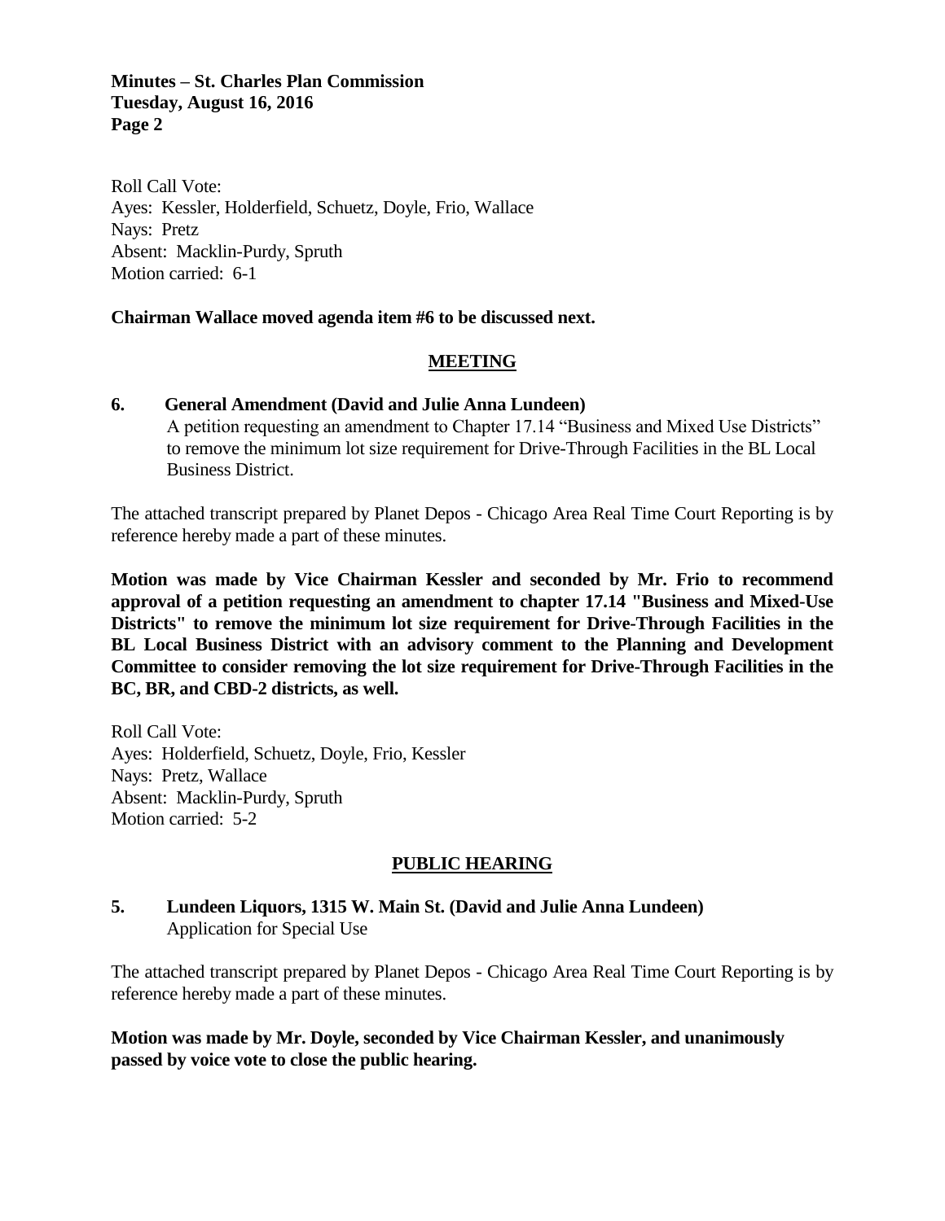Roll Call Vote:
Ayes: Kessler, Holderfield, Schuetz, Doyle, Frio, Wallace
Nays: Pretz
Absent: Macklin-Purdy, Spruth
Motion carried: 6-1

**Chairman Wallace moved agenda item #6 to be discussed next.**

## MEETING

**6. General Amendment (David and Julie Anna Lundeen)**
A petition requesting an amendment to Chapter 17.14 "Business and Mixed Use Districts" to remove the minimum lot size requirement for Drive-Through Facilities in the BL Local Business District.

The attached transcript prepared by Planet Depos - Chicago Area Real Time Court Reporting is by reference hereby made a part of these minutes.

**Motion was made by Vice Chairman Kessler and seconded by Mr. Frio to recommend approval of a petition requesting an amendment to chapter 17.14 "Business and Mixed-Use Districts" to remove the minimum lot size requirement for Drive-Through Facilities in the BL Local Business District with an advisory comment to the Planning and Development Committee to consider removing the lot size requirement for Drive-Through Facilities in the BC, BR, and CBD-2 districts, as well.**

Roll Call Vote:
Ayes: Holderfield, Schuetz, Doyle, Frio, Kessler
Nays: Pretz, Wallace
Absent: Macklin-Purdy, Spruth
Motion carried: 5-2

## PUBLIC HEARING

**5. Lundeen Liquors, 1315 W. Main St. (David and Julie Anna Lundeen)**
Application for Special Use

The attached transcript prepared by Planet Depos - Chicago Area Real Time Court Reporting is by reference hereby made a part of these minutes.

**Motion was made by Mr. Doyle, seconded by Vice Chairman Kessler, and unanimously passed by voice vote to close the public hearing.**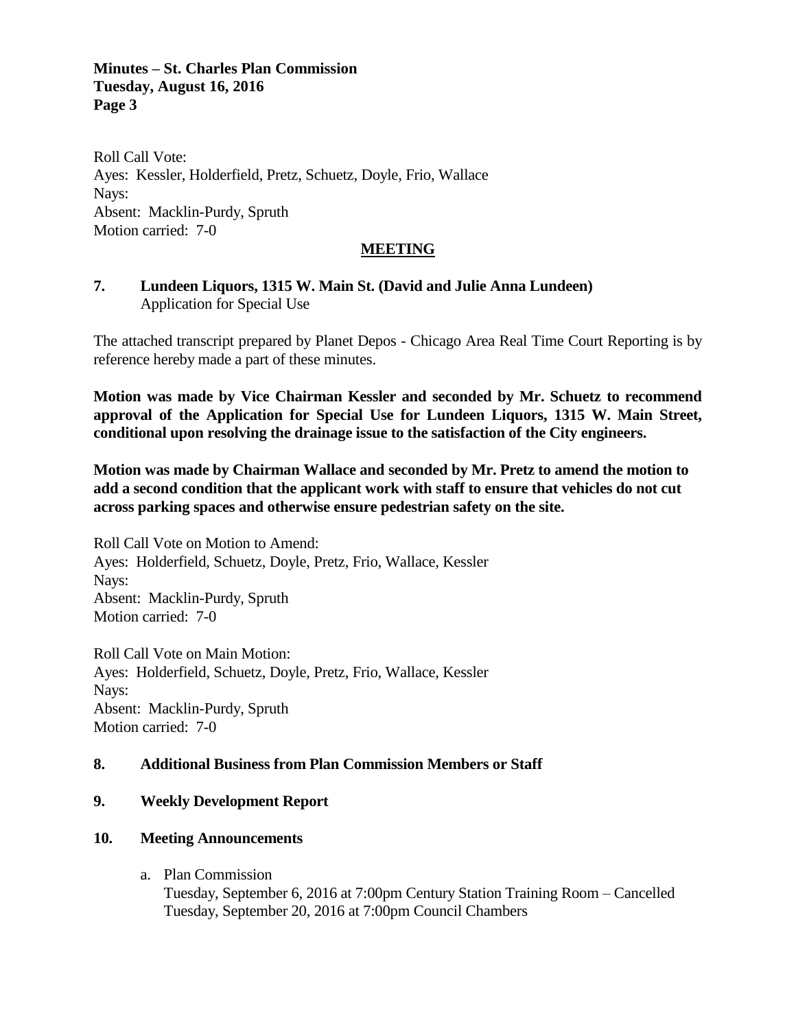Roll Call Vote:
Ayes: Kessler, Holderfield, Pretz, Schuetz, Doyle, Frio, Wallace
Nays:
Absent: Macklin-Purdy, Spruth
Motion carried: 7-0

## MEETING

### 7. Lundeen Liquors, 1315 W. Main St. (David and Julie Anna Lundeen)
Application for Special Use

The attached transcript prepared by Planet Depos - Chicago Area Real Time Court Reporting is by reference hereby made a part of these minutes.

**Motion was made by Vice Chairman Kessler and seconded by Mr. Schuetz to recommend approval of the Application for Special Use for Lundeen Liquors, 1315 W. Main Street, conditional upon resolving the drainage issue to the satisfaction of the City engineers.**

**Motion was made by Chairman Wallace and seconded by Mr. Pretz to amend the motion to add a second condition that the applicant work with staff to ensure that vehicles do not cut across parking spaces and otherwise ensure pedestrian safety on the site.**

Roll Call Vote on Motion to Amend:
Ayes: Holderfield, Schuetz, Doyle, Pretz, Frio, Wallace, Kessler
Nays:
Absent: Macklin-Purdy, Spruth
Motion carried: 7-0

Roll Call Vote on Main Motion:
Ayes: Holderfield, Schuetz, Doyle, Pretz, Frio, Wallace, Kessler
Nays:
Absent: Macklin-Purdy, Spruth
Motion carried: 7-0

### 8. Additional Business from Plan Commission Members or Staff

### 9. Weekly Development Report

### 10. Meeting Announcements

a. Plan Commission
   Tuesday, September 6, 2016 at 7:00pm Century Station Training Room – Cancelled
   Tuesday, September 20, 2016 at 7:00pm Council Chambers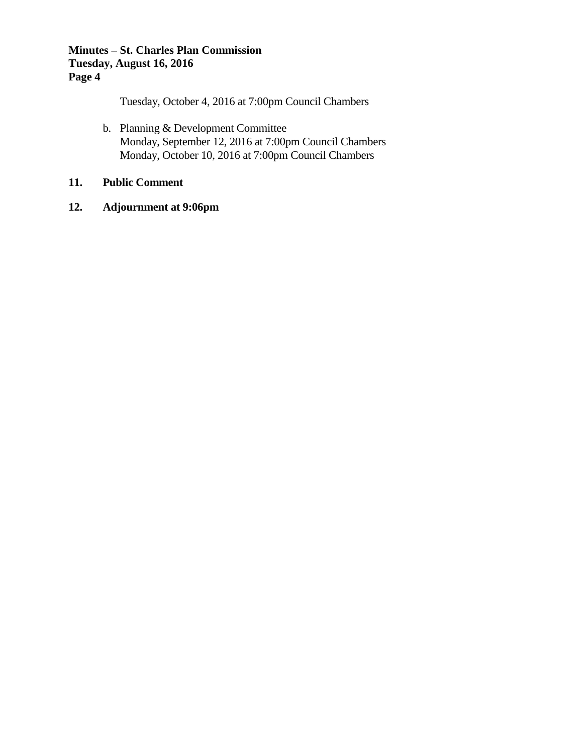Tuesday, October 4, 2016 at 7:00pm Council Chambers

b. Planning & Development Committee
   Monday, September 12, 2016 at 7:00pm Council Chambers
   Monday, October 10, 2016 at 7:00pm Council Chambers

**11. Public Comment**

**12. Adjournment at 9:06pm**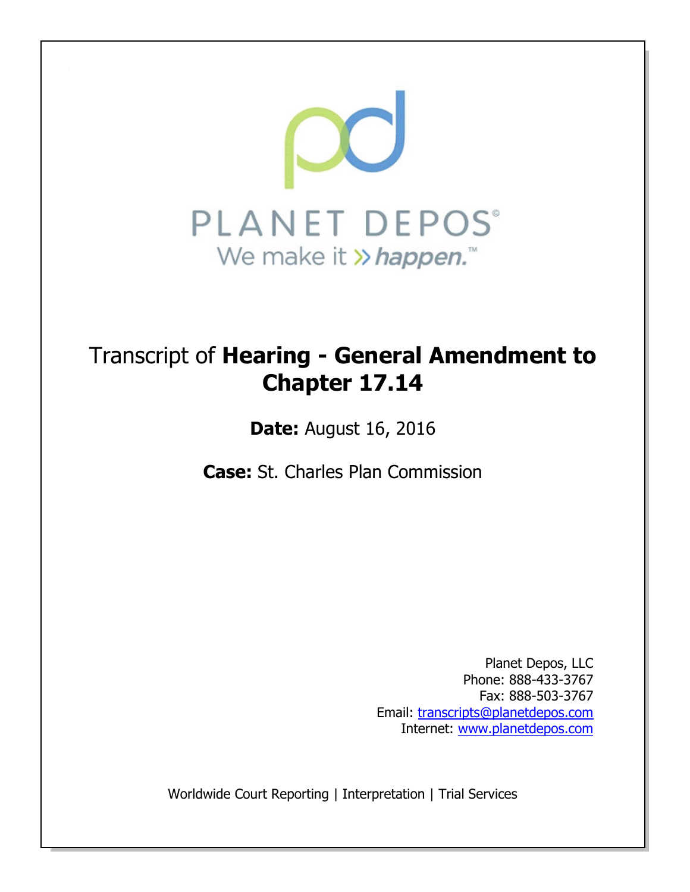PLANET DEPOS®

We make it » *happen.*™

# Transcript of **Hearing - General Amendment to Chapter 17.14**

**Date:** August 16, 2016

**Case:** St. Charles Plan Commission

Planet Depos, LLC
Phone: 888-433-3767
Fax: 888-503-3767
Email: transcripts@planetdepos.com
Internet: www.planetdepos.com

Worldwide Court Reporting | Interpretation | Trial Services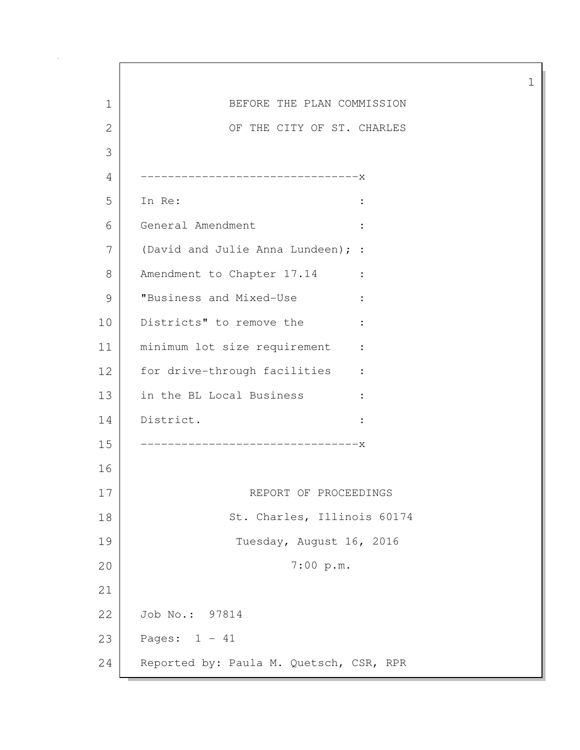BEFORE THE PLAN COMMISSION

OF THE CITY OF ST. CHARLES

--------------------------------x

In Re: :

General Amendment :

(David and Julie Anna Lundeen); :

Amendment to Chapter 17.14 :

"Business and Mixed-Use :

Districts" to remove the :

minimum lot size requirement :

for drive-through facilities :

in the BL Local Business :

District. :

--------------------------------x

REPORT OF PROCEEDINGS

St. Charles, Illinois 60174

Tuesday, August 16, 2016

7:00 p.m.

Job No.: 97814

Pages: 1 - 41

Reported by: Paula M. Quetsch, CSR, RPR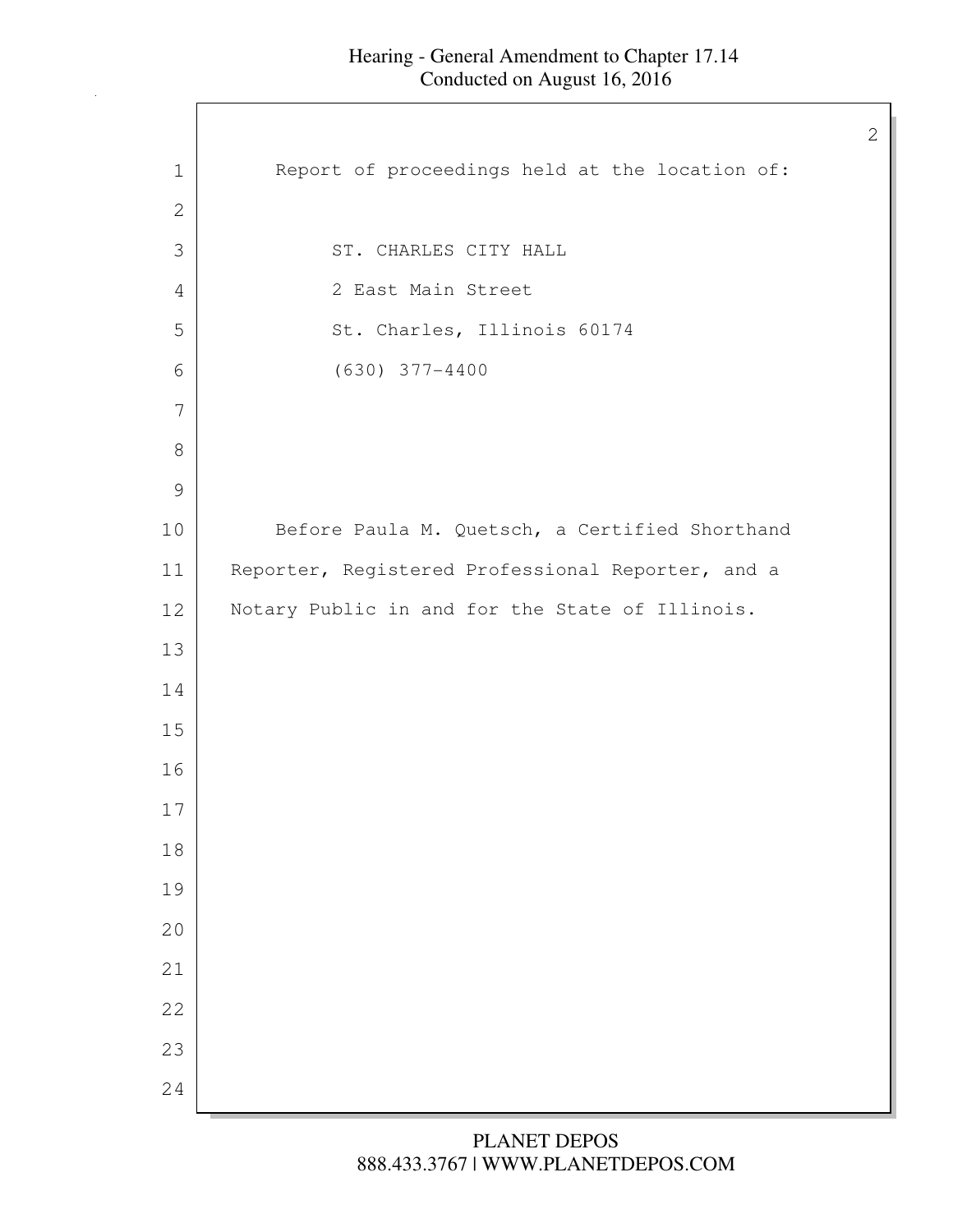Report of proceedings held at the location of:

ST. CHARLES CITY HALL
2 East Main Street
St. Charles, Illinois 60174
(630) 377-4400

Before Paula M. Quetsch, a Certified Shorthand Reporter, Registered Professional Reporter, and a Notary Public in and for the State of Illinois.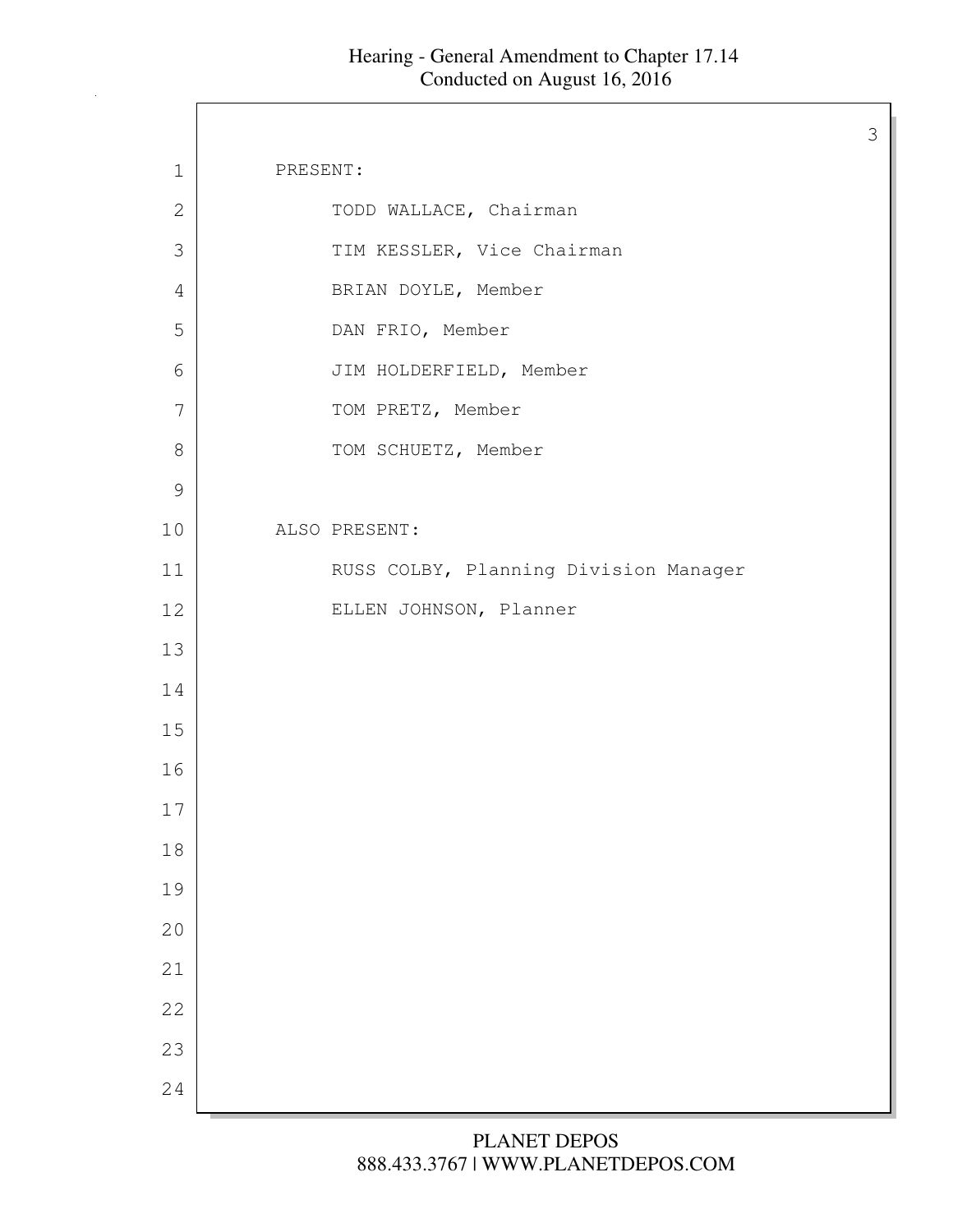PRESENT:

TODD WALLACE, Chairman

TIM KESSLER, Vice Chairman

BRIAN DOYLE, Member

DAN FRIO, Member

JIM HOLDERFIELD, Member

TOM PRETZ, Member

TOM SCHUETZ, Member

ALSO PRESENT:

RUSS COLBY, Planning Division Manager

ELLEN JOHNSON, Planner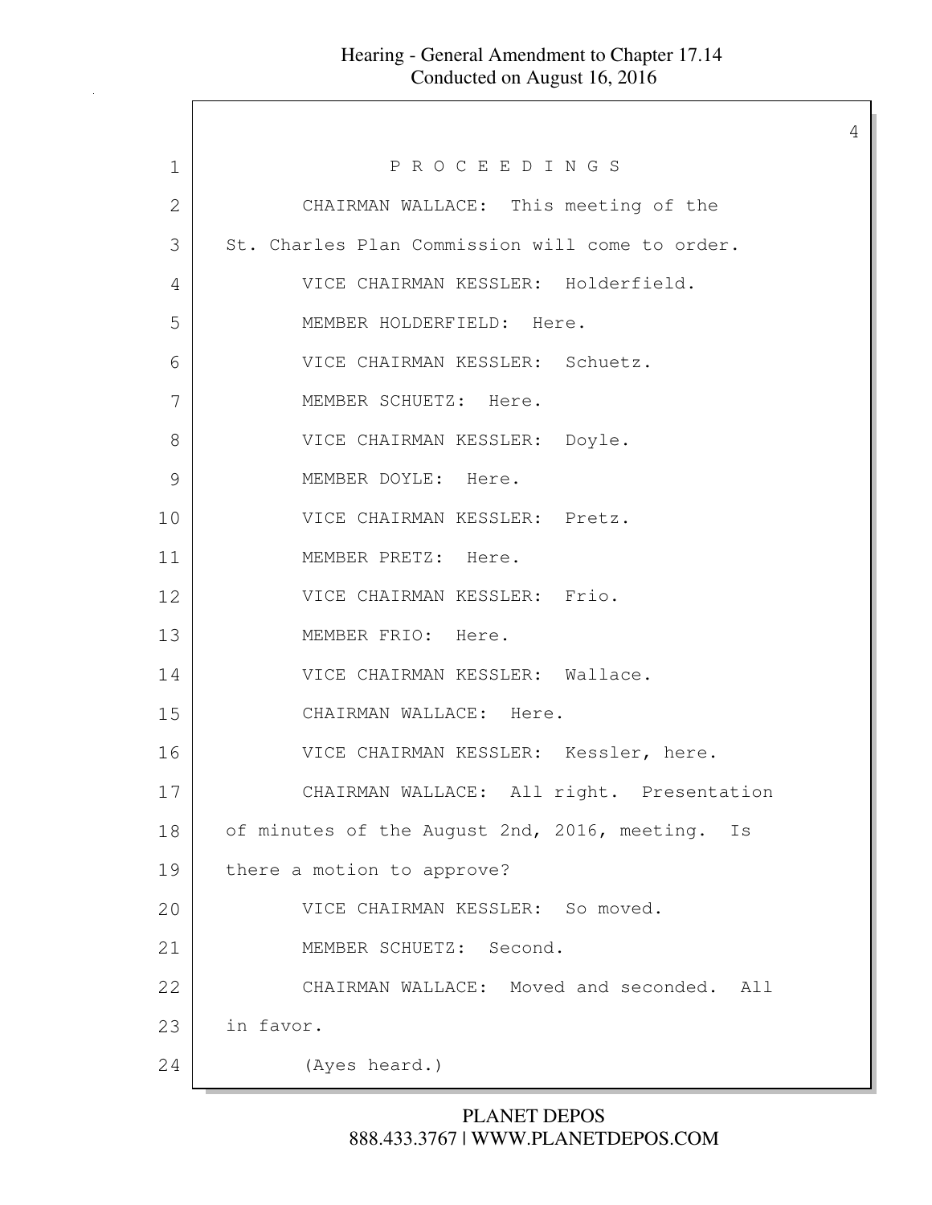P R O C E E D I N G S

CHAIRMAN WALLACE: This meeting of the St. Charles Plan Commission will come to order.

VICE CHAIRMAN KESSLER: Holderfield.

MEMBER HOLDERFIELD: Here.

VICE CHAIRMAN KESSLER: Schuetz.

MEMBER SCHUETZ: Here.

VICE CHAIRMAN KESSLER: Doyle.

MEMBER DOYLE: Here.

VICE CHAIRMAN KESSLER: Pretz.

MEMBER PRETZ: Here.

VICE CHAIRMAN KESSLER: Frio.

MEMBER FRIO: Here.

VICE CHAIRMAN KESSLER: Wallace.

CHAIRMAN WALLACE: Here.

VICE CHAIRMAN KESSLER: Kessler, here.

CHAIRMAN WALLACE: All right. Presentation of minutes of the August 2nd, 2016, meeting. Is there a motion to approve?

VICE CHAIRMAN KESSLER: So moved.

MEMBER SCHUETZ: Second.

CHAIRMAN WALLACE: Moved and seconded. All in favor.

(Ayes heard.)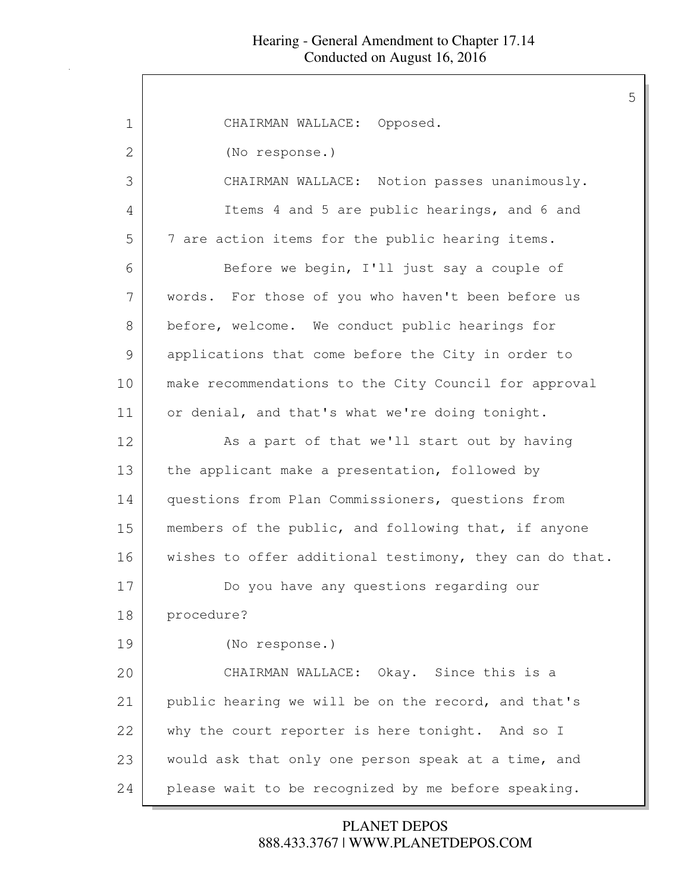CHAIRMAN WALLACE: Opposed.

(No response.)

CHAIRMAN WALLACE: Notion passes unanimously.

Items 4 and 5 are public hearings, and 6 and 7 are action items for the public hearing items.

Before we begin, I'll just say a couple of words. For those of you who haven't been before us before, welcome. We conduct public hearings for applications that come before the City in order to make recommendations to the City Council for approval or denial, and that's what we're doing tonight.

As a part of that we'll start out by having the applicant make a presentation, followed by questions from Plan Commissioners, questions from members of the public, and following that, if anyone wishes to offer additional testimony, they can do that.

Do you have any questions regarding our procedure?

(No response.)

CHAIRMAN WALLACE: Okay. Since this is a public hearing we will be on the record, and that's why the court reporter is here tonight. And so I would ask that only one person speak at a time, and please wait to be recognized by me before speaking.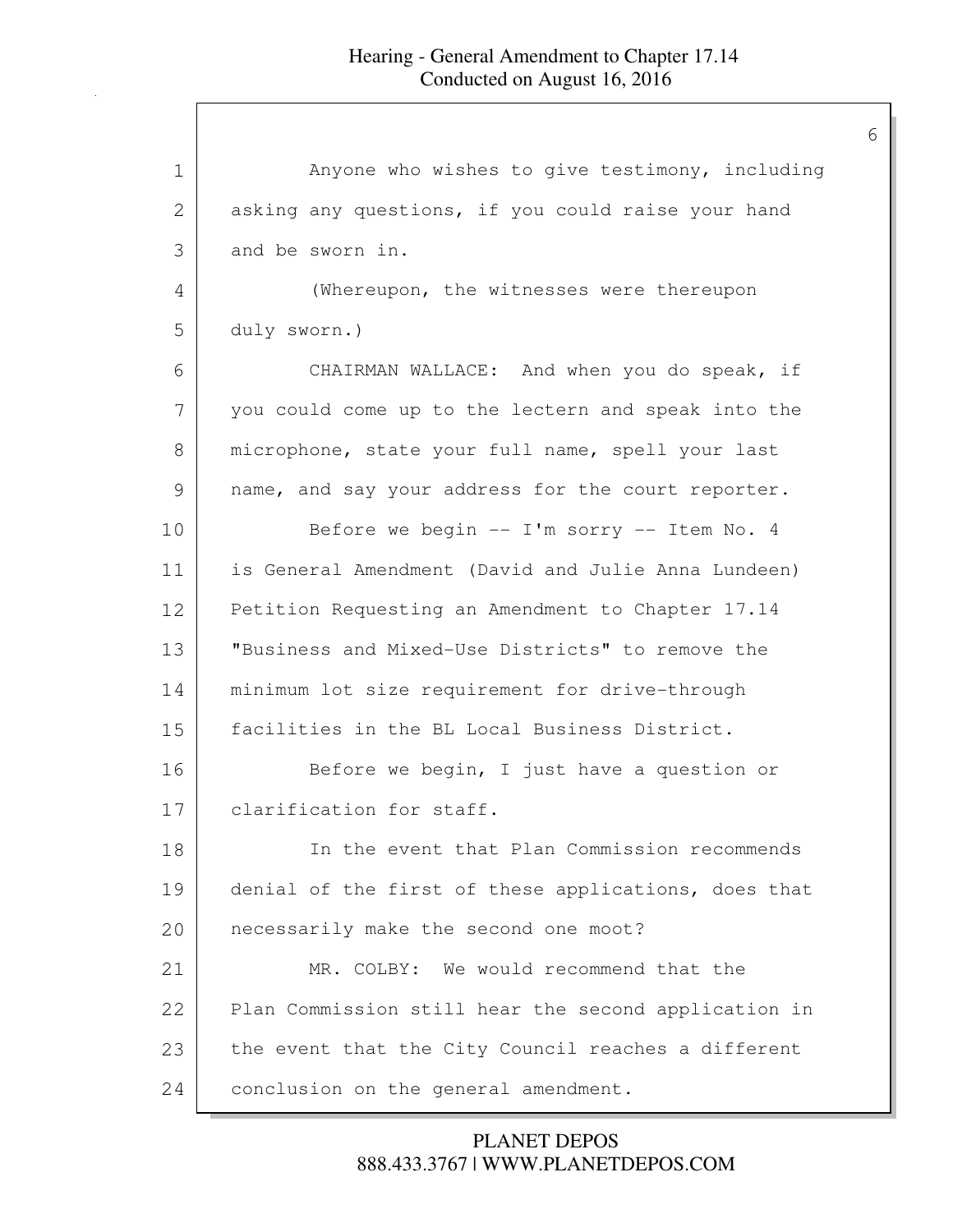Anyone who wishes to give testimony, including asking any questions, if you could raise your hand and be sworn in.

(Whereupon, the witnesses were thereupon duly sworn.)

CHAIRMAN WALLACE: And when you do speak, if you could come up to the lectern and speak into the microphone, state your full name, spell your last name, and say your address for the court reporter.

Before we begin -- I'm sorry -- Item No. 4 is General Amendment (David and Julie Anna Lundeen) Petition Requesting an Amendment to Chapter 17.14 "Business and Mixed-Use Districts" to remove the minimum lot size requirement for drive-through facilities in the BL Local Business District.

Before we begin, I just have a question or clarification for staff.

In the event that Plan Commission recommends denial of the first of these applications, does that necessarily make the second one moot?

MR. COLBY: We would recommend that the Plan Commission still hear the second application in the event that the City Council reaches a different conclusion on the general amendment.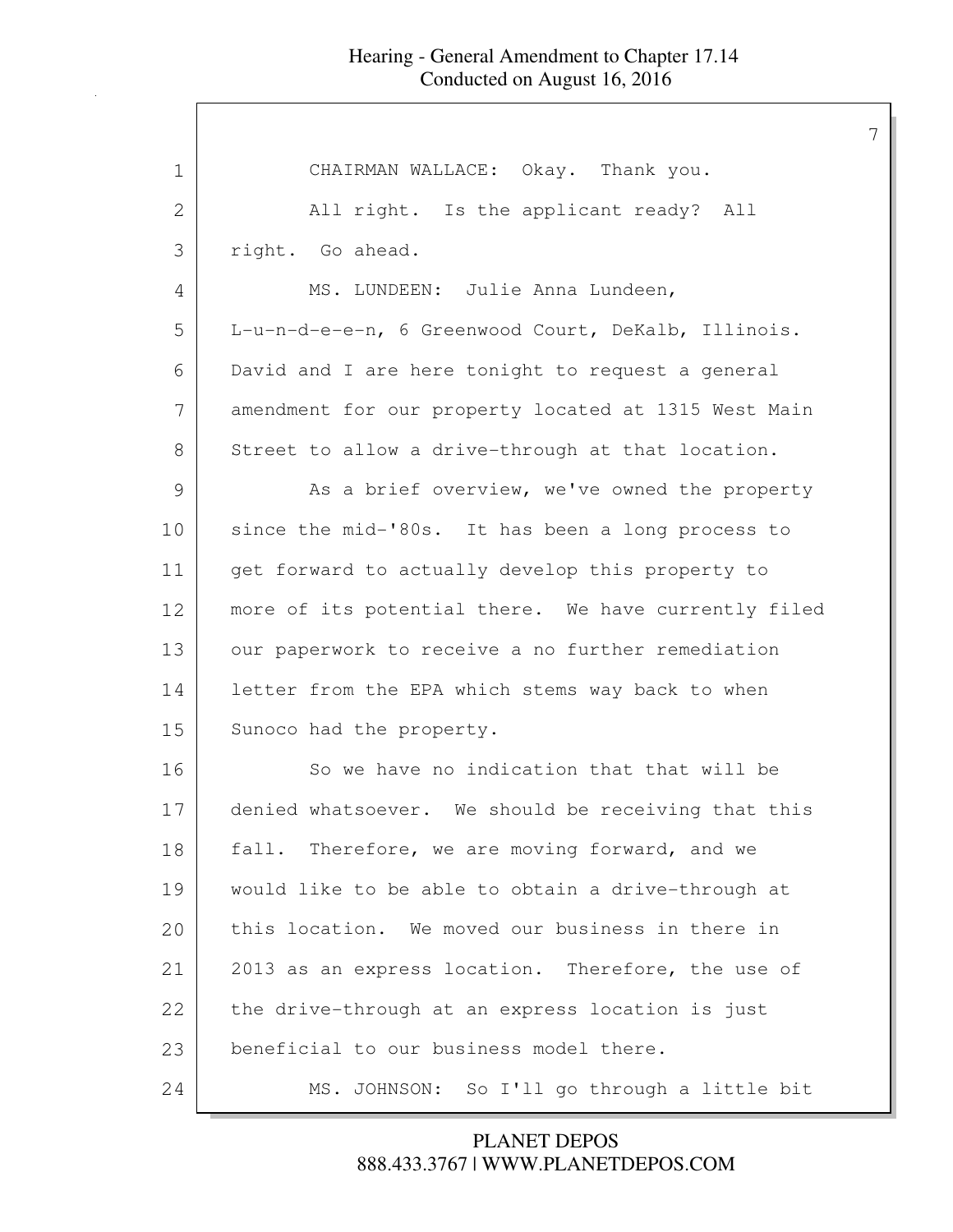CHAIRMAN WALLACE: Okay. Thank you.

All right. Is the applicant ready? All right. Go ahead.

MS. LUNDEEN: Julie Anna Lundeen, L-u-n-d-e-e-n, 6 Greenwood Court, DeKalb, Illinois. David and I are here tonight to request a general amendment for our property located at 1315 West Main Street to allow a drive-through at that location.

As a brief overview, we've owned the property since the mid-'80s. It has been a long process to get forward to actually develop this property to more of its potential there. We have currently filed our paperwork to receive a no further remediation letter from the EPA which stems way back to when Sunoco had the property.

So we have no indication that that will be denied whatsoever. We should be receiving that this fall. Therefore, we are moving forward, and we would like to be able to obtain a drive-through at this location. We moved our business in there in 2013 as an express location. Therefore, the use of the drive-through at an express location is just beneficial to our business model there.

MS. JOHNSON: So I'll go through a little bit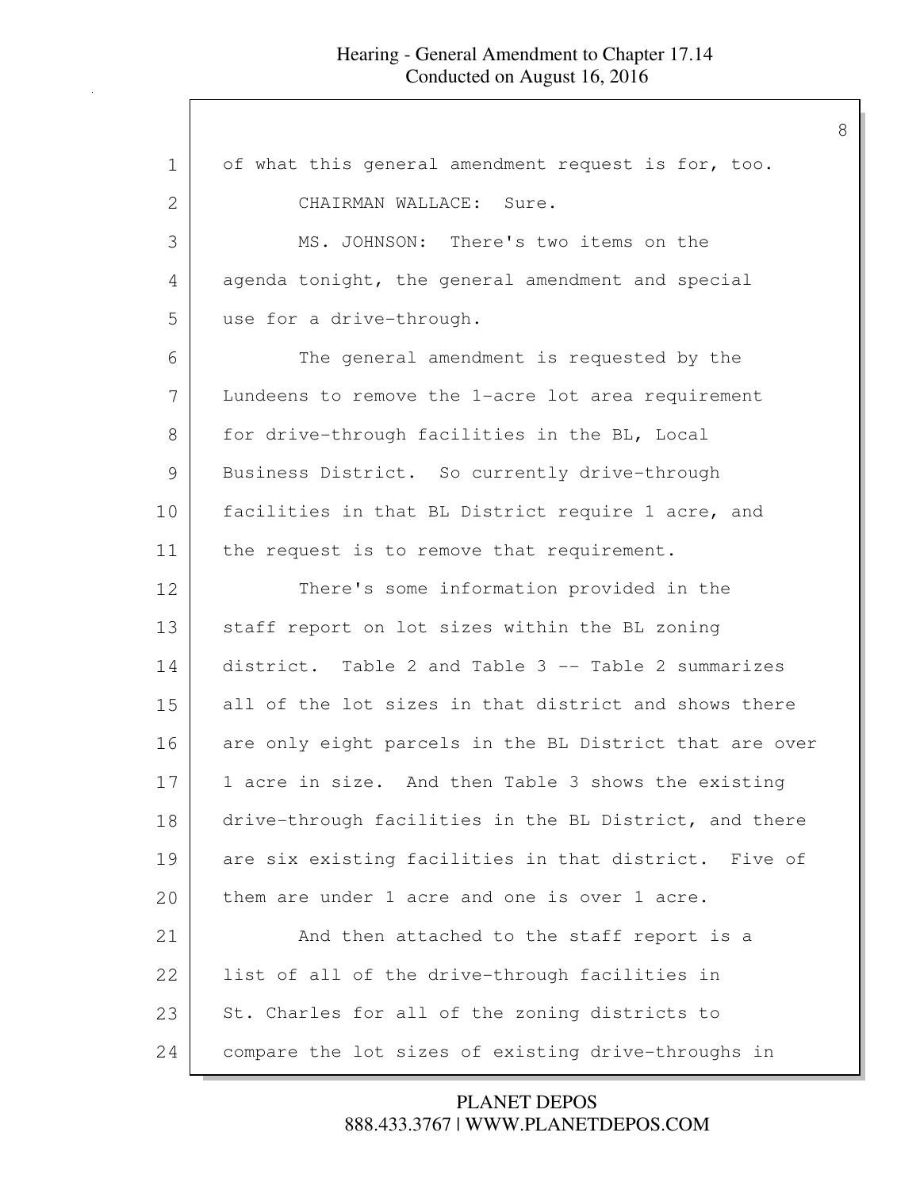of what this general amendment request is for, too.

CHAIRMAN WALLACE: Sure.

MS. JOHNSON: There's two items on the agenda tonight, the general amendment and special use for a drive-through.

The general amendment is requested by the Lundeens to remove the 1-acre lot area requirement for drive-through facilities in the BL, Local Business District. So currently drive-through facilities in that BL District require 1 acre, and the request is to remove that requirement.

There's some information provided in the staff report on lot sizes within the BL zoning district. Table 2 and Table 3 -- Table 2 summarizes all of the lot sizes in that district and shows there are only eight parcels in the BL District that are over 1 acre in size. And then Table 3 shows the existing drive-through facilities in the BL District, and there are six existing facilities in that district. Five of them are under 1 acre and one is over 1 acre.

And then attached to the staff report is a list of all of the drive-through facilities in St. Charles for all of the zoning districts to compare the lot sizes of existing drive-throughs in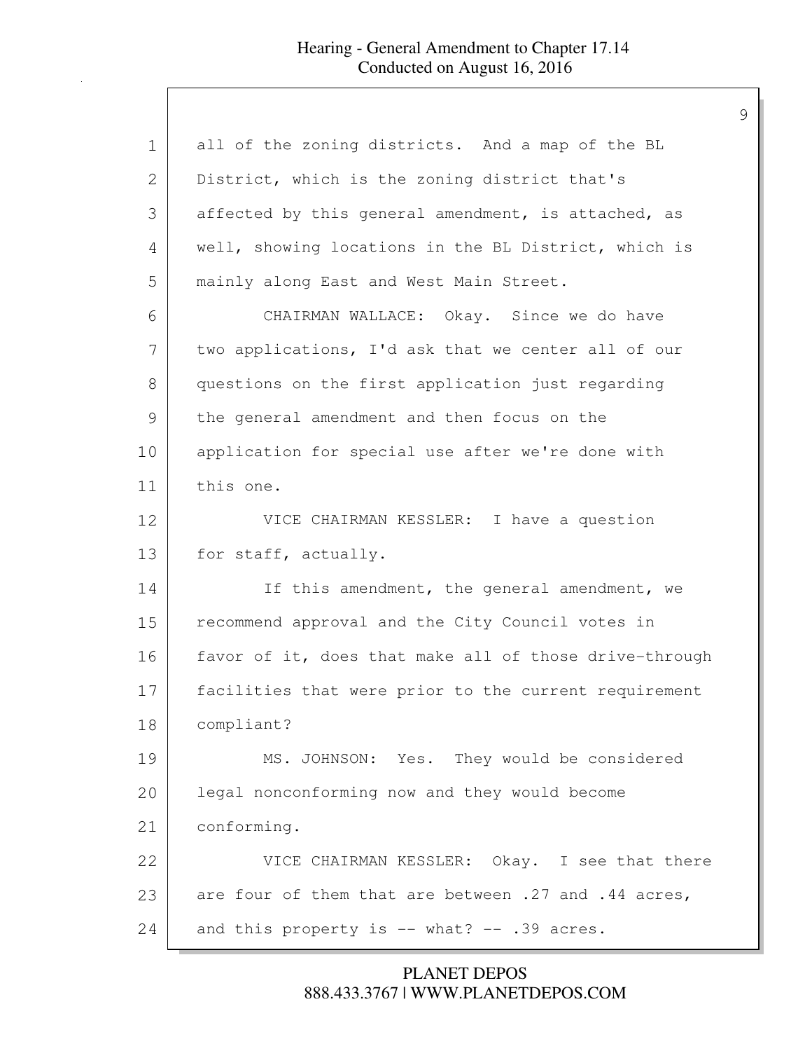all of the zoning districts. And a map of the BL District, which is the zoning district that's affected by this general amendment, is attached, as well, showing locations in the BL District, which is mainly along East and West Main Street.

CHAIRMAN WALLACE: Okay. Since we do have two applications, I'd ask that we center all of our questions on the first application just regarding the general amendment and then focus on the application for special use after we're done with this one.

VICE CHAIRMAN KESSLER: I have a question for staff, actually.

If this amendment, the general amendment, we recommend approval and the City Council votes in favor of it, does that make all of those drive-through facilities that were prior to the current requirement compliant?

MS. JOHNSON: Yes. They would be considered legal nonconforming now and they would become conforming.

VICE CHAIRMAN KESSLER: Okay. I see that there are four of them that are between .27 and .44 acres, and this property is -- what? -- .39 acres.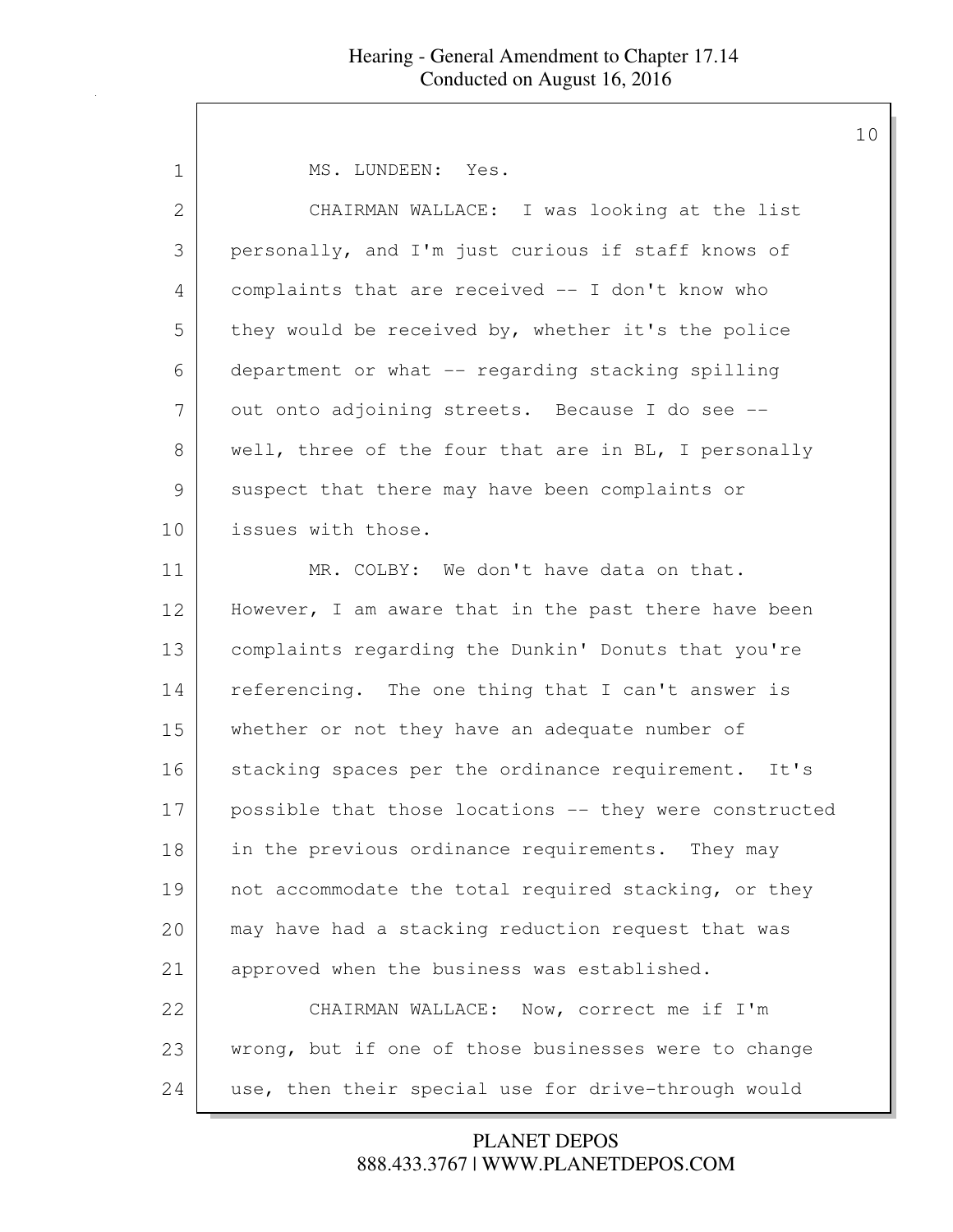MS. LUNDEEN: Yes.

CHAIRMAN WALLACE: I was looking at the list personally, and I'm just curious if staff knows of complaints that are received -- I don't know who they would be received by, whether it's the police department or what -- regarding stacking spilling out onto adjoining streets. Because I do see -- well, three of the four that are in BL, I personally suspect that there may have been complaints or issues with those.

MR. COLBY: We don't have data on that. However, I am aware that in the past there have been complaints regarding the Dunkin' Donuts that you're referencing. The one thing that I can't answer is whether or not they have an adequate number of stacking spaces per the ordinance requirement. It's possible that those locations -- they were constructed in the previous ordinance requirements. They may not accommodate the total required stacking, or they may have had a stacking reduction request that was approved when the business was established.

CHAIRMAN WALLACE: Now, correct me if I'm wrong, but if one of those businesses were to change use, then their special use for drive-through would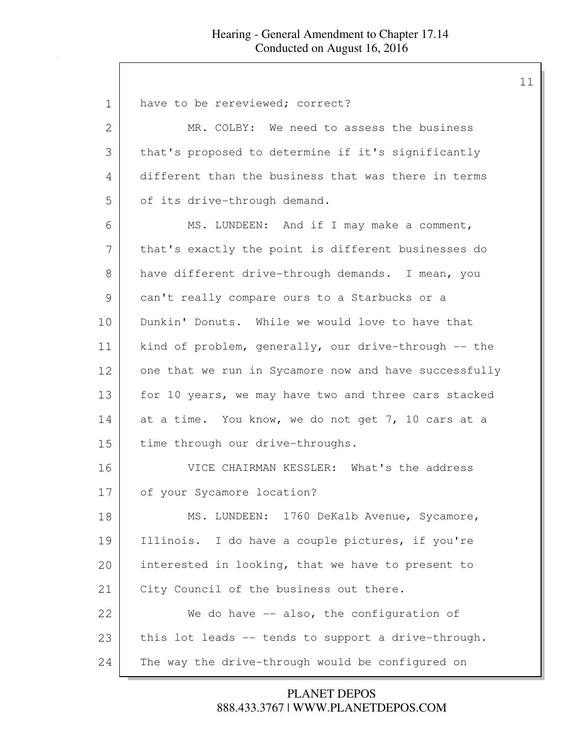have to be rereviewed; correct?

MR. COLBY: We need to assess the business that's proposed to determine if it's significantly different than the business that was there in terms of its drive-through demand.

MS. LUNDEEN: And if I may make a comment, that's exactly the point is different businesses do have different drive-through demands. I mean, you can't really compare ours to a Starbucks or a Dunkin' Donuts. While we would love to have that kind of problem, generally, our drive-through -- the one that we run in Sycamore now and have successfully for 10 years, we may have two and three cars stacked at a time. You know, we do not get 7, 10 cars at a time through our drive-throughs.

VICE CHAIRMAN KESSLER: What's the address of your Sycamore location?

MS. LUNDEEN: 1760 DeKalb Avenue, Sycamore, Illinois. I do have a couple pictures, if you're interested in looking, that we have to present to City Council of the business out there.

We do have -- also, the configuration of this lot leads -- tends to support a drive-through. The way the drive-through would be configured on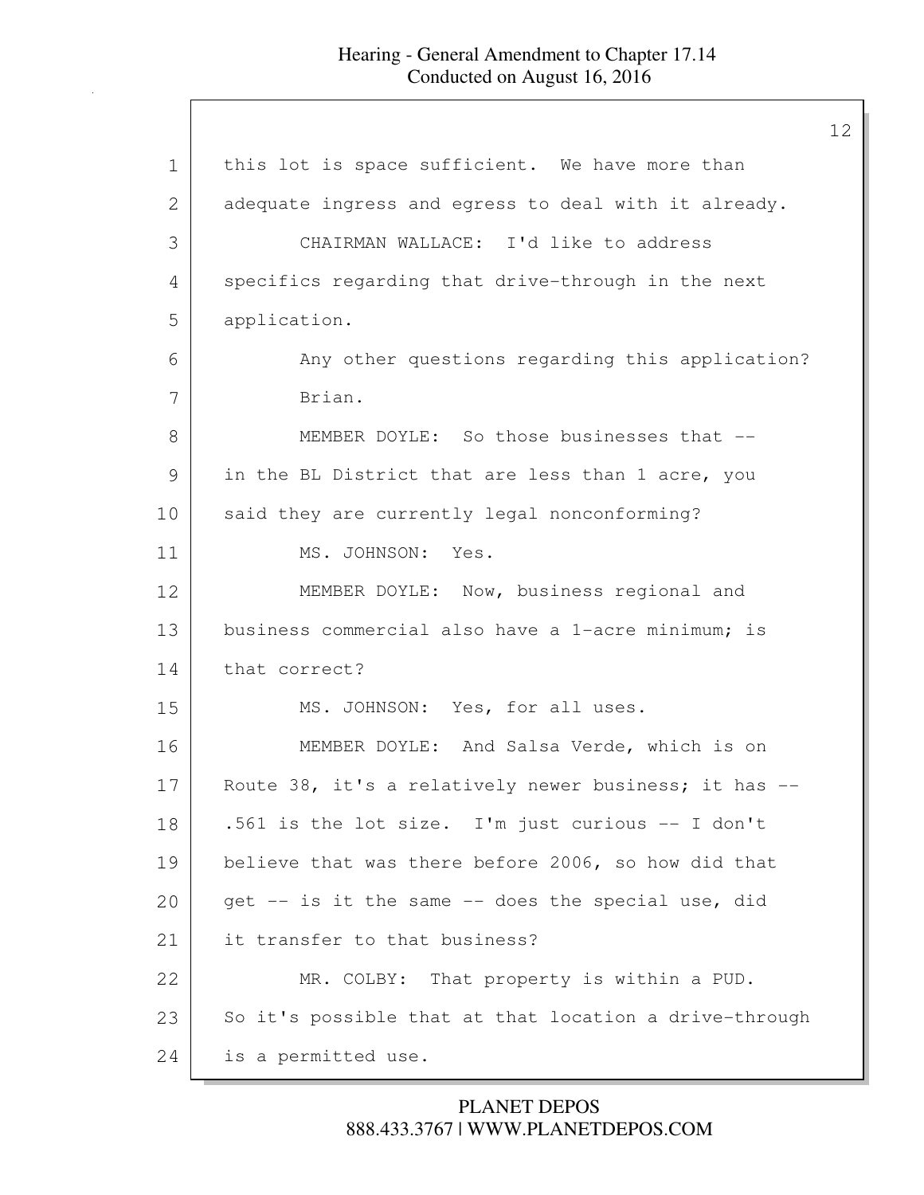this lot is space sufficient. We have more than adequate ingress and egress to deal with it already.

CHAIRMAN WALLACE: I'd like to address specifics regarding that drive-through in the next application.

Any other questions regarding this application?

Brian.

MEMBER DOYLE: So those businesses that -- in the BL District that are less than 1 acre, you said they are currently legal nonconforming?

MS. JOHNSON: Yes.

MEMBER DOYLE: Now, business regional and business commercial also have a 1-acre minimum; is that correct?

MS. JOHNSON: Yes, for all uses.

MEMBER DOYLE: And Salsa Verde, which is on Route 38, it's a relatively newer business; it has -- .561 is the lot size. I'm just curious -- I don't believe that was there before 2006, so how did that get -- is it the same -- does the special use, did it transfer to that business?

MR. COLBY: That property is within a PUD. So it's possible that at that location a drive-through is a permitted use.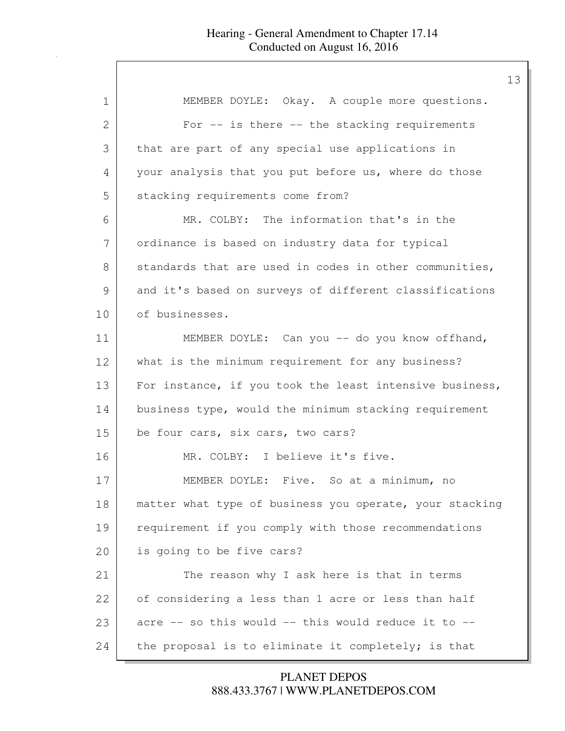MEMBER DOYLE: Okay. A couple more questions. For -- is there -- the stacking requirements that are part of any special use applications in your analysis that you put before us, where do those stacking requirements come from?

MR. COLBY: The information that's in the ordinance is based on industry data for typical standards that are used in codes in other communities, and it's based on surveys of different classifications of businesses.

MEMBER DOYLE: Can you -- do you know offhand, what is the minimum requirement for any business? For instance, if you took the least intensive business, business type, would the minimum stacking requirement be four cars, six cars, two cars?

MR. COLBY: I believe it's five.

MEMBER DOYLE: Five. So at a minimum, no matter what type of business you operate, your stacking requirement if you comply with those recommendations is going to be five cars?

The reason why I ask here is that in terms of considering a less than 1 acre or less than half acre -- so this would -- this would reduce it to -- the proposal is to eliminate it completely; is that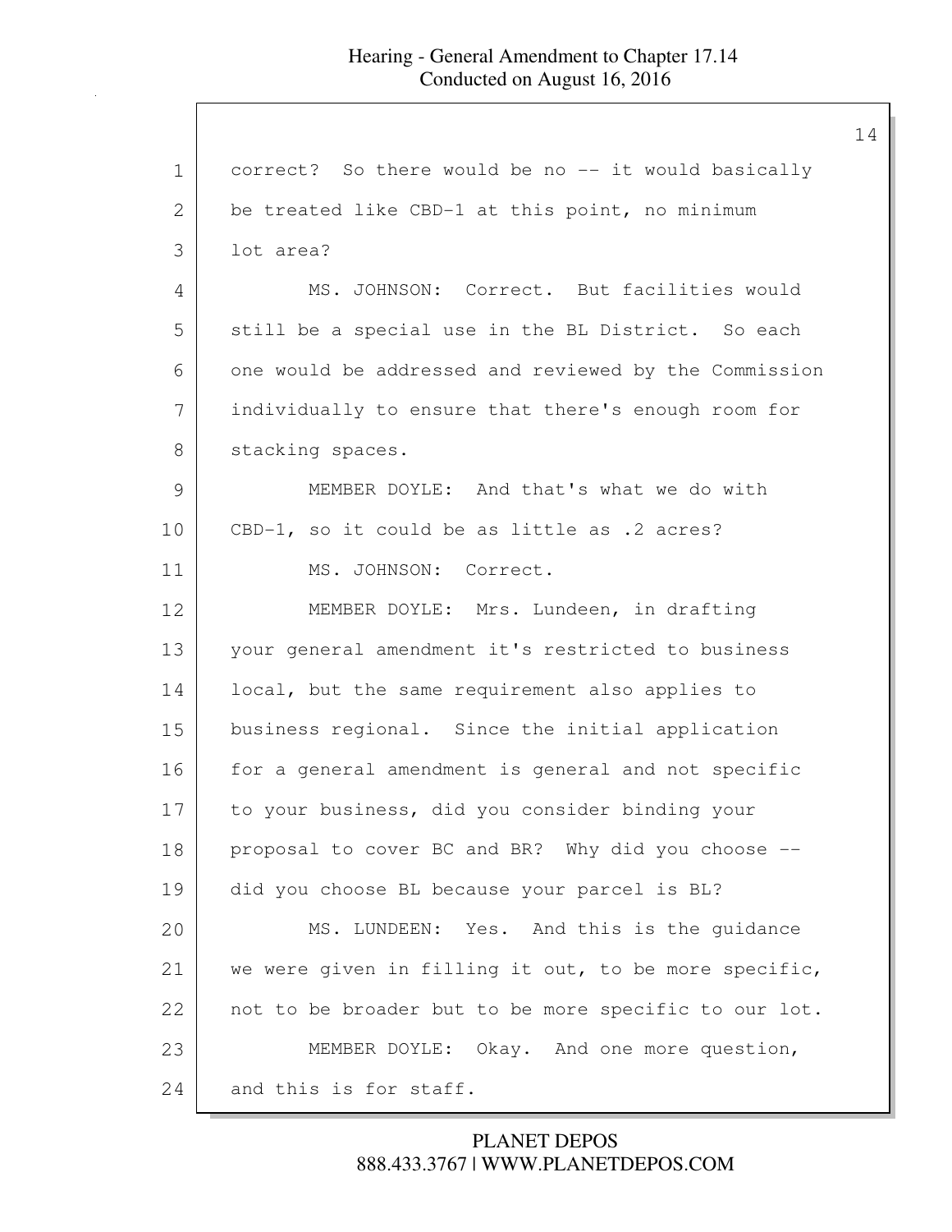correct? So there would be no -- it would basically be treated like CBD-1 at this point, no minimum lot area?

MS. JOHNSON: Correct. But facilities would still be a special use in the BL District. So each one would be addressed and reviewed by the Commission individually to ensure that there's enough room for stacking spaces.

MEMBER DOYLE: And that's what we do with CBD-1, so it could be as little as .2 acres?

MS. JOHNSON: Correct.

MEMBER DOYLE: Mrs. Lundeen, in drafting your general amendment it's restricted to business local, but the same requirement also applies to business regional. Since the initial application for a general amendment is general and not specific to your business, did you consider binding your proposal to cover BC and BR? Why did you choose -- did you choose BL because your parcel is BL?

MS. LUNDEEN: Yes. And this is the guidance we were given in filling it out, to be more specific, not to be broader but to be more specific to our lot.

MEMBER DOYLE: Okay. And one more question, and this is for staff.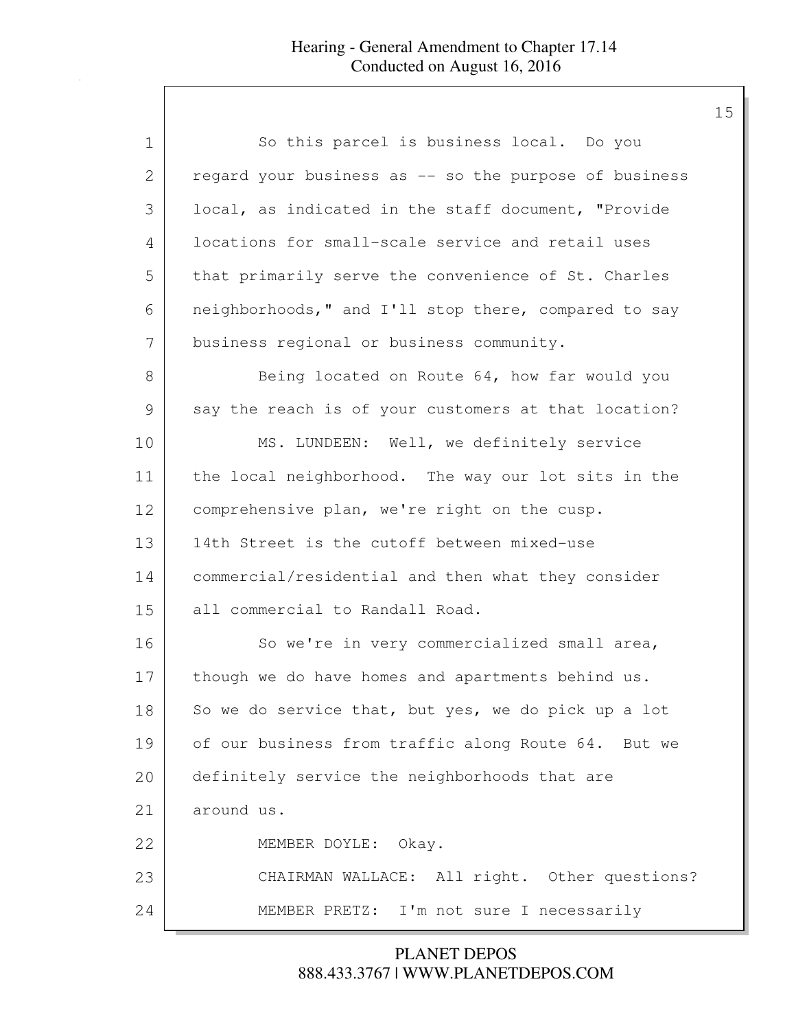So this parcel is business local. Do you regard your business as -- so the purpose of business local, as indicated in the staff document, "Provide locations for small-scale service and retail uses that primarily serve the convenience of St. Charles neighborhoods," and I'll stop there, compared to say business regional or business community.

Being located on Route 64, how far would you say the reach is of your customers at that location?

MS. LUNDEEN: Well, we definitely service the local neighborhood. The way our lot sits in the comprehensive plan, we're right on the cusp. 14th Street is the cutoff between mixed-use commercial/residential and then what they consider all commercial to Randall Road.

So we're in very commercialized small area, though we do have homes and apartments behind us. So we do service that, but yes, we do pick up a lot of our business from traffic along Route 64. But we definitely service the neighborhoods that are around us.

MEMBER DOYLE: Okay.

CHAIRMAN WALLACE: All right. Other questions?

MEMBER PRETZ: I'm not sure I necessarily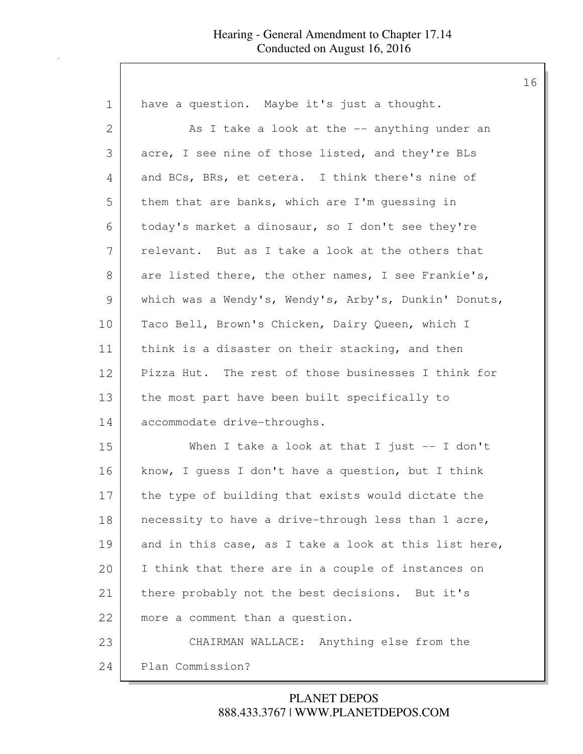have a question. Maybe it's just a thought.

As I take a look at the -- anything under an acre, I see nine of those listed, and they're BLs and BCs, BRs, et cetera. I think there's nine of them that are banks, which are I'm guessing in today's market a dinosaur, so I don't see they're relevant. But as I take a look at the others that are listed there, the other names, I see Frankie's, which was a Wendy's, Wendy's, Arby's, Dunkin' Donuts, Taco Bell, Brown's Chicken, Dairy Queen, which I think is a disaster on their stacking, and then Pizza Hut. The rest of those businesses I think for the most part have been built specifically to accommodate drive-throughs.

When I take a look at that I just -- I don't know, I guess I don't have a question, but I think the type of building that exists would dictate the necessity to have a drive-through less than 1 acre, and in this case, as I take a look at this list here, I think that there are in a couple of instances on there probably not the best decisions. But it's more a comment than a question.

CHAIRMAN WALLACE: Anything else from the Plan Commission?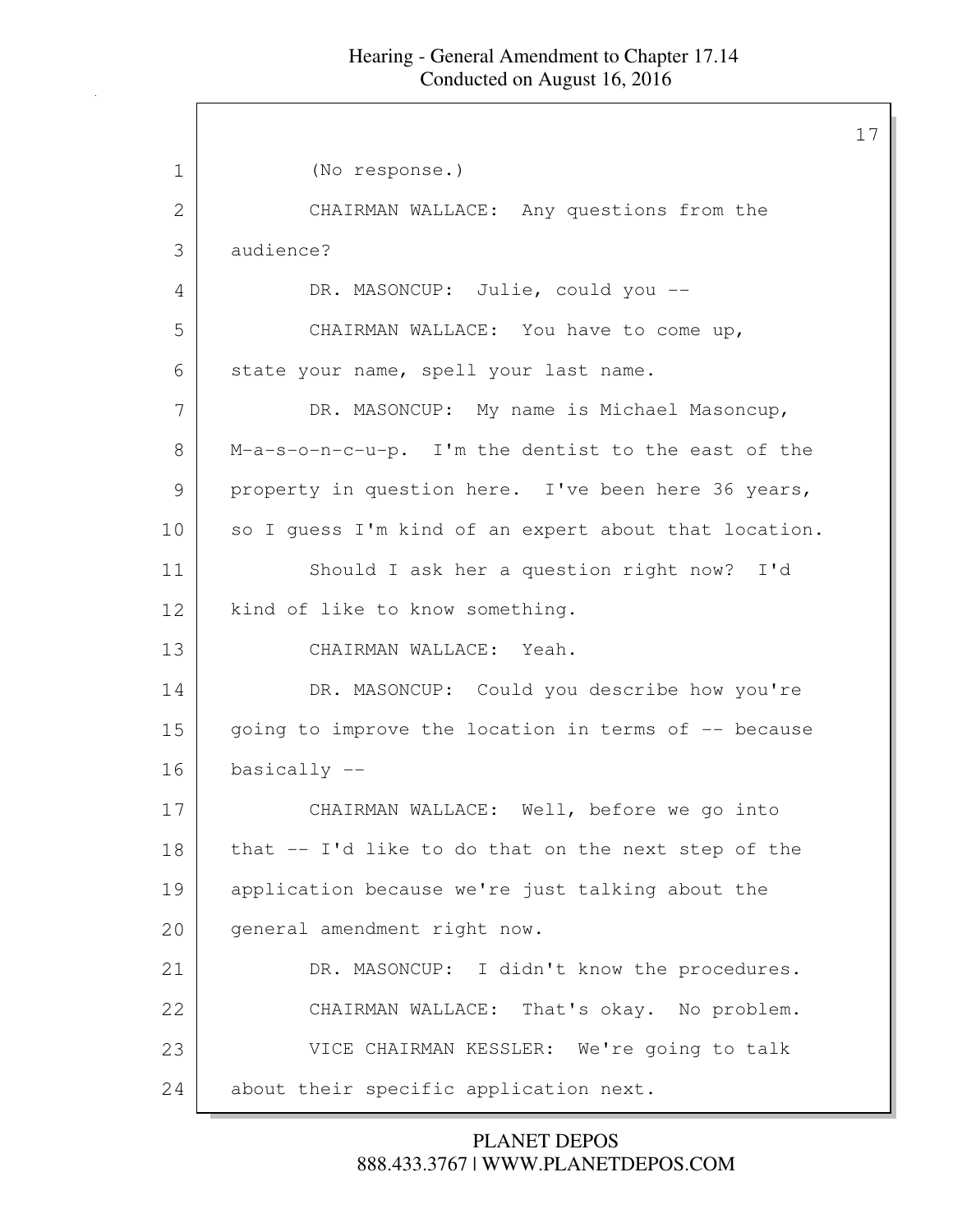(No response.)

CHAIRMAN WALLACE: Any questions from the audience?

DR. MASONCUP: Julie, could you --

CHAIRMAN WALLACE: You have to come up, state your name, spell your last name.

DR. MASONCUP: My name is Michael Masoncup, M-a-s-o-n-c-u-p. I'm the dentist to the east of the property in question here. I've been here 36 years, so I guess I'm kind of an expert about that location.

Should I ask her a question right now? I'd kind of like to know something.

CHAIRMAN WALLACE: Yeah.

DR. MASONCUP: Could you describe how you're going to improve the location in terms of -- because basically --

CHAIRMAN WALLACE: Well, before we go into that -- I'd like to do that on the next step of the application because we're just talking about the general amendment right now.

DR. MASONCUP: I didn't know the procedures.

CHAIRMAN WALLACE: That's okay. No problem.

VICE CHAIRMAN KESSLER: We're going to talk about their specific application next.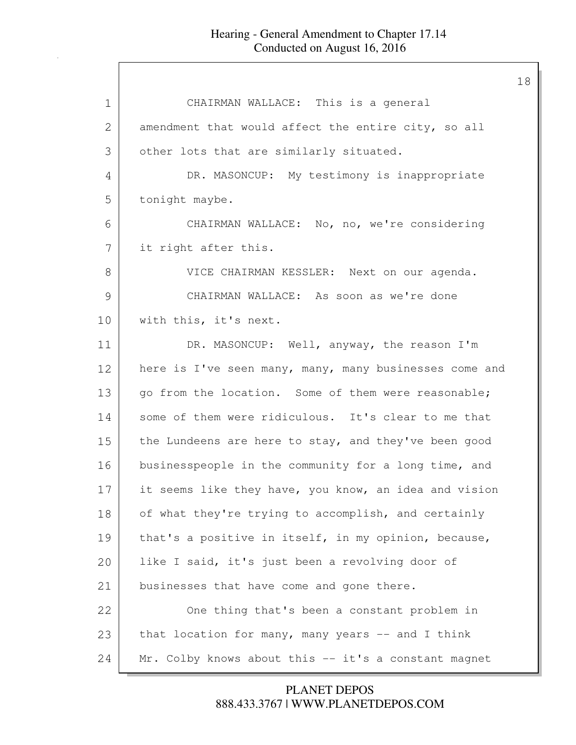1 CHAIRMAN WALLACE: This is a general
2 amendment that would affect the entire city, so all
3 other lots that are similarly situated.
4 DR. MASONCUP: My testimony is inappropriate
5 tonight maybe.
6 CHAIRMAN WALLACE: No, no, we're considering
7 it right after this.
8 VICE CHAIRMAN KESSLER: Next on our agenda.
9 CHAIRMAN WALLACE: As soon as we're done
10 with this, it's next.
11 DR. MASONCUP: Well, anyway, the reason I'm
12 here is I've seen many, many, many businesses come and
13 go from the location. Some of them were reasonable;
14 some of them were ridiculous. It's clear to me that
15 the Lundeens are here to stay, and they've been good
16 businesspeople in the community for a long time, and
17 it seems like they have, you know, an idea and vision
18 of what they're trying to accomplish, and certainly
19 that's a positive in itself, in my opinion, because,
20 like I said, it's just been a revolving door of
21 businesses that have come and gone there.
22 One thing that's been a constant problem in
23 that location for many, many years -- and I think
24 Mr. Colby knows about this -- it's a constant magnet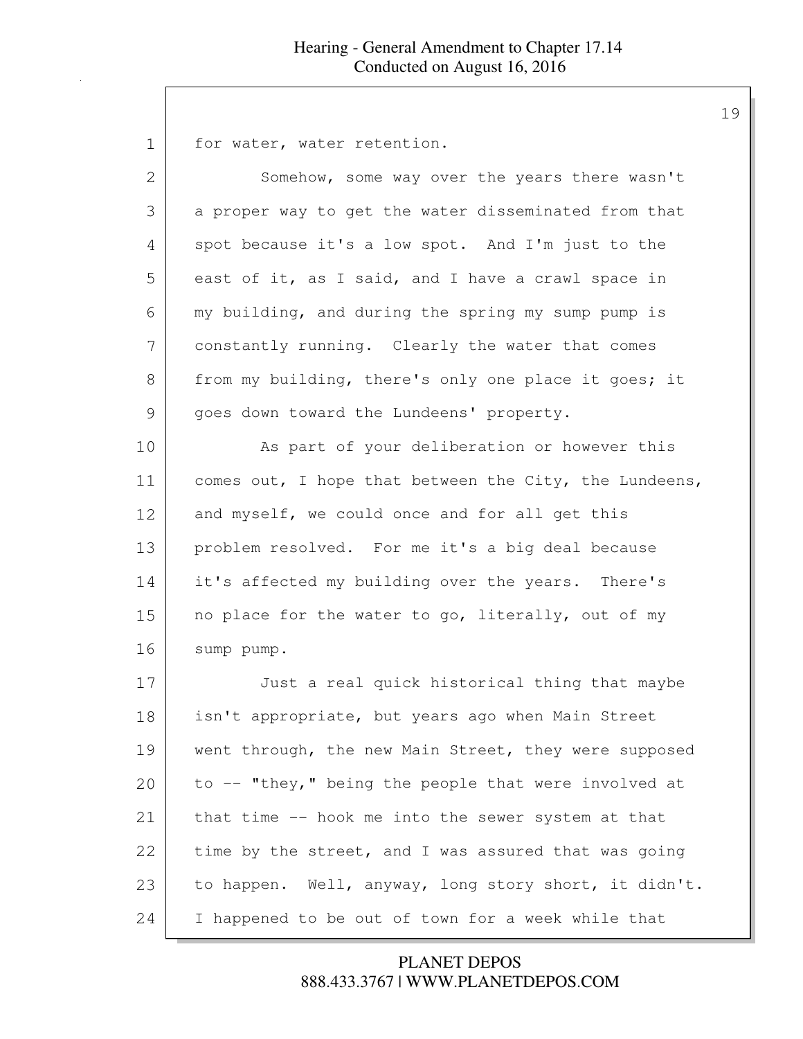for water, water retention.

Somehow, some way over the years there wasn't a proper way to get the water disseminated from that spot because it's a low spot. And I'm just to the east of it, as I said, and I have a crawl space in my building, and during the spring my sump pump is constantly running. Clearly the water that comes from my building, there's only one place it goes; it goes down toward the Lundeens' property.

As part of your deliberation or however this comes out, I hope that between the City, the Lundeens, and myself, we could once and for all get this problem resolved. For me it's a big deal because it's affected my building over the years. There's no place for the water to go, literally, out of my sump pump.

Just a real quick historical thing that maybe isn't appropriate, but years ago when Main Street went through, the new Main Street, they were supposed to -- "they," being the people that were involved at that time -- hook me into the sewer system at that time by the street, and I was assured that was going to happen. Well, anyway, long story short, it didn't. I happened to be out of town for a week while that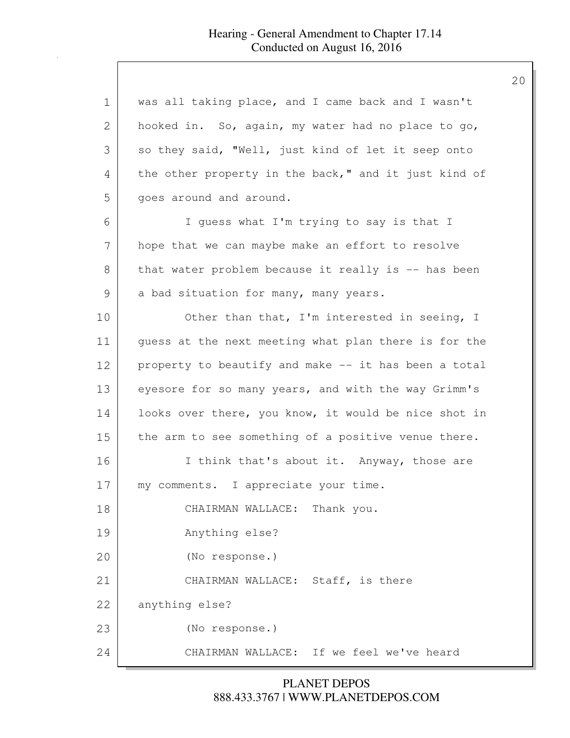was all taking place, and I came back and I wasn't hooked in. So, again, my water had no place to go, so they said, "Well, just kind of let it seep onto the other property in the back," and it just kind of goes around and around.

I guess what I'm trying to say is that I hope that we can maybe make an effort to resolve that water problem because it really is -- has been a bad situation for many, many years.

Other than that, I'm interested in seeing, I guess at the next meeting what plan there is for the property to beautify and make -- it has been a total eyesore for so many years, and with the way Grimm's looks over there, you know, it would be nice shot in the arm to see something of a positive venue there.

I think that's about it. Anyway, those are my comments. I appreciate your time.

CHAIRMAN WALLACE: Thank you.

Anything else?

(No response.)

CHAIRMAN WALLACE: Staff, is there anything else?

(No response.)

CHAIRMAN WALLACE: If we feel we've heard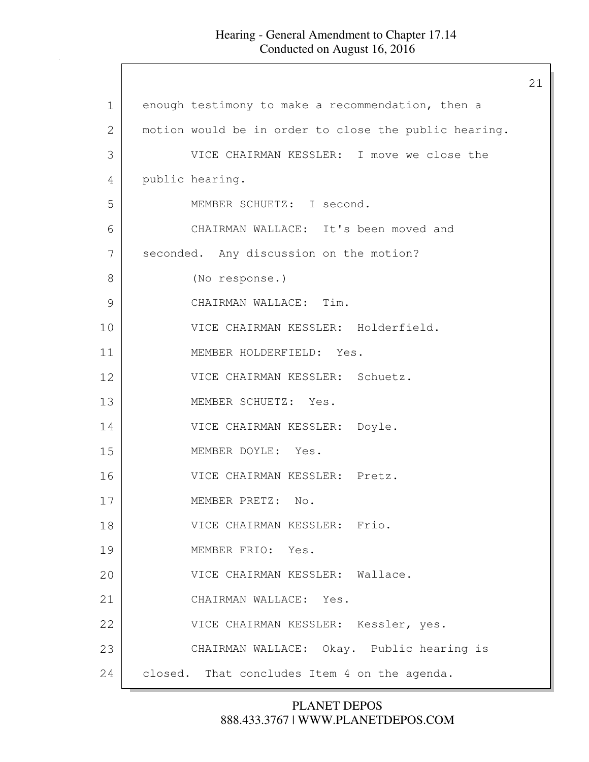enough testimony to make a recommendation, then a motion would be in order to close the public hearing.

VICE CHAIRMAN KESSLER: I move we close the public hearing.

MEMBER SCHUETZ: I second.

CHAIRMAN WALLACE: It's been moved and seconded. Any discussion on the motion?

(No response.)

CHAIRMAN WALLACE: Tim.

VICE CHAIRMAN KESSLER: Holderfield.

MEMBER HOLDERFIELD: Yes.

VICE CHAIRMAN KESSLER: Schuetz.

MEMBER SCHUETZ: Yes.

VICE CHAIRMAN KESSLER: Doyle.

MEMBER DOYLE: Yes.

VICE CHAIRMAN KESSLER: Pretz.

MEMBER PRETZ: No.

VICE CHAIRMAN KESSLER: Frio.

MEMBER FRIO: Yes.

VICE CHAIRMAN KESSLER: Wallace.

CHAIRMAN WALLACE: Yes.

VICE CHAIRMAN KESSLER: Kessler, yes.

CHAIRMAN WALLACE: Okay. Public hearing is closed. That concludes Item 4 on the agenda.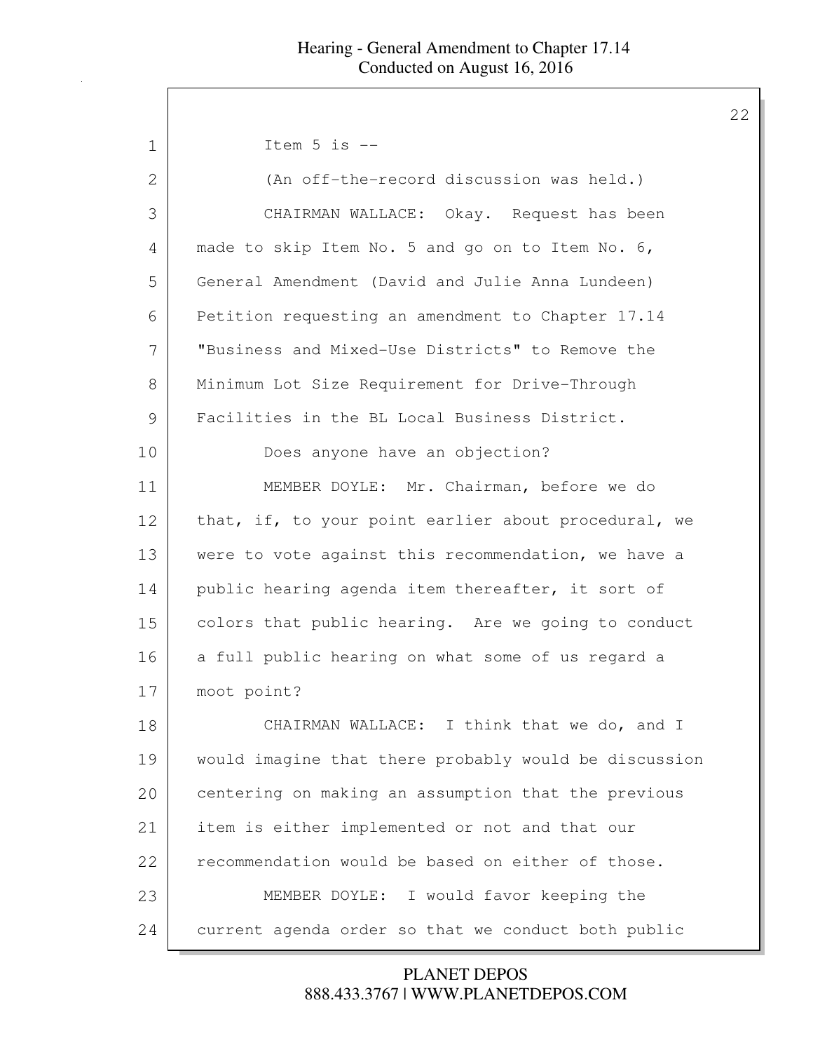Item 5 is --

(An off-the-record discussion was held.)

CHAIRMAN WALLACE: Okay. Request has been made to skip Item No. 5 and go on to Item No. 6, General Amendment (David and Julie Anna Lundeen) Petition requesting an amendment to Chapter 17.14 "Business and Mixed-Use Districts" to Remove the Minimum Lot Size Requirement for Drive-Through Facilities in the BL Local Business District.

Does anyone have an objection?

MEMBER DOYLE: Mr. Chairman, before we do that, if, to your point earlier about procedural, we were to vote against this recommendation, we have a public hearing agenda item thereafter, it sort of colors that public hearing. Are we going to conduct a full public hearing on what some of us regard a moot point?

CHAIRMAN WALLACE: I think that we do, and I would imagine that there probably would be discussion centering on making an assumption that the previous item is either implemented or not and that our recommendation would be based on either of those.

MEMBER DOYLE: I would favor keeping the current agenda order so that we conduct both public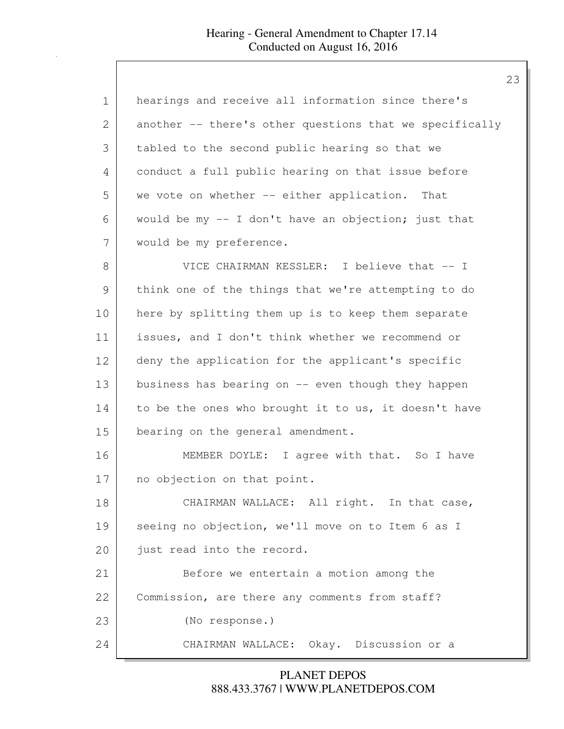hearings and receive all information since there's another -- there's other questions that we specifically tabled to the second public hearing so that we conduct a full public hearing on that issue before we vote on whether -- either application. That would be my -- I don't have an objection; just that would be my preference.

VICE CHAIRMAN KESSLER: I believe that -- I think one of the things that we're attempting to do here by splitting them up is to keep them separate issues, and I don't think whether we recommend or deny the application for the applicant's specific business has bearing on -- even though they happen to be the ones who brought it to us, it doesn't have bearing on the general amendment.

MEMBER DOYLE: I agree with that. So I have no objection on that point.

CHAIRMAN WALLACE: All right. In that case, seeing no objection, we'll move on to Item 6 as I just read into the record.

Before we entertain a motion among the Commission, are there any comments from staff?

(No response.)

CHAIRMAN WALLACE: Okay. Discussion or a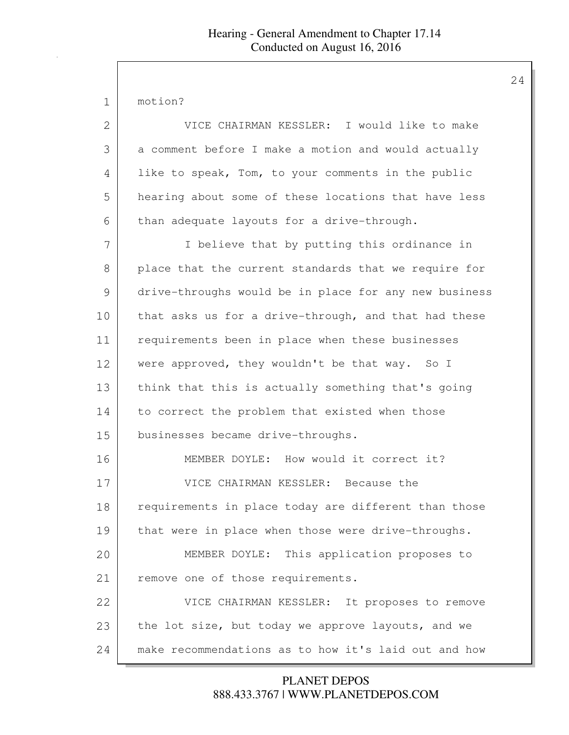motion?

VICE CHAIRMAN KESSLER: I would like to make a comment before I make a motion and would actually like to speak, Tom, to your comments in the public hearing about some of these locations that have less than adequate layouts for a drive-through.

I believe that by putting this ordinance in place that the current standards that we require for drive-throughs would be in place for any new business that asks us for a drive-through, and that had these requirements been in place when these businesses were approved, they wouldn't be that way. So I think that this is actually something that's going to correct the problem that existed when those businesses became drive-throughs.

MEMBER DOYLE: How would it correct it?

VICE CHAIRMAN KESSLER: Because the requirements in place today are different than those that were in place when those were drive-throughs.

MEMBER DOYLE: This application proposes to remove one of those requirements.

VICE CHAIRMAN KESSLER: It proposes to remove the lot size, but today we approve layouts, and we make recommendations as to how it's laid out and how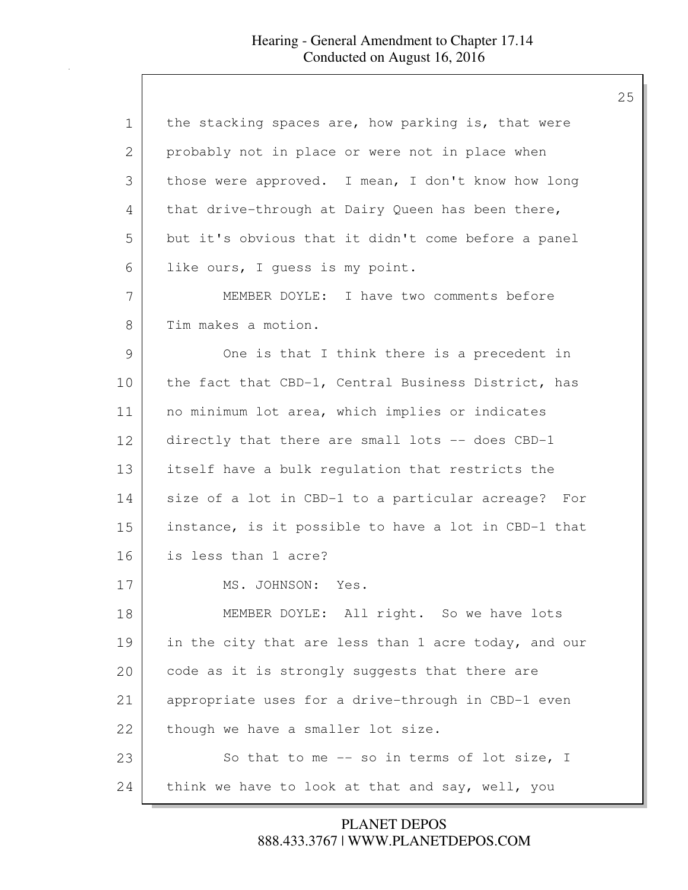the stacking spaces are, how parking is, that were probably not in place or were not in place when those were approved. I mean, I don't know how long that drive-through at Dairy Queen has been there, but it's obvious that it didn't come before a panel like ours, I guess is my point.

MEMBER DOYLE: I have two comments before Tim makes a motion.

One is that I think there is a precedent in the fact that CBD-1, Central Business District, has no minimum lot area, which implies or indicates directly that there are small lots -- does CBD-1 itself have a bulk regulation that restricts the size of a lot in CBD-1 to a particular acreage? For instance, is it possible to have a lot in CBD-1 that is less than 1 acre?

MS. JOHNSON: Yes.

MEMBER DOYLE: All right. So we have lots in the city that are less than 1 acre today, and our code as it is strongly suggests that there are appropriate uses for a drive-through in CBD-1 even though we have a smaller lot size.

So that to me -- so in terms of lot size, I think we have to look at that and say, well, you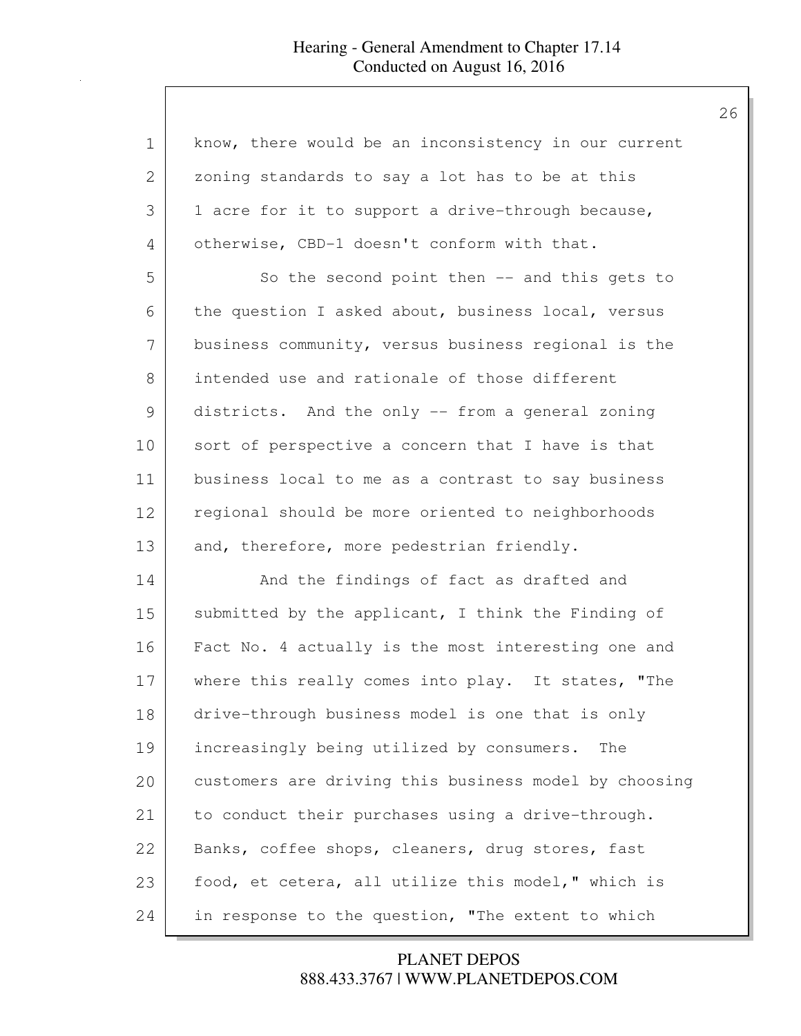know, there would be an inconsistency in our current zoning standards to say a lot has to be at this 1 acre for it to support a drive-through because, otherwise, CBD-1 doesn't conform with that.

So the second point then -- and this gets to the question I asked about, business local, versus business community, versus business regional is the intended use and rationale of those different districts. And the only -- from a general zoning sort of perspective a concern that I have is that business local to me as a contrast to say business regional should be more oriented to neighborhoods and, therefore, more pedestrian friendly.

And the findings of fact as drafted and submitted by the applicant, I think the Finding of Fact No. 4 actually is the most interesting one and where this really comes into play. It states, "The drive-through business model is one that is only increasingly being utilized by consumers. The customers are driving this business model by choosing to conduct their purchases using a drive-through. Banks, coffee shops, cleaners, drug stores, fast food, et cetera, all utilize this model," which is in response to the question, "The extent to which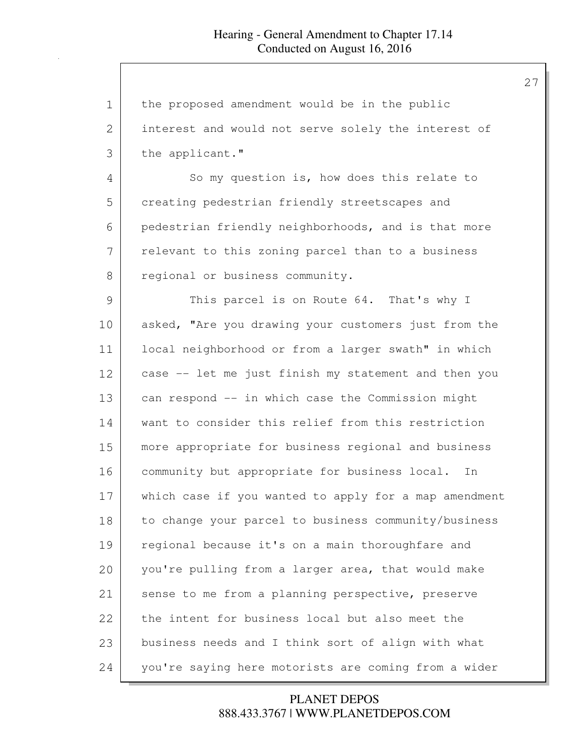the proposed amendment would be in the public interest and would not serve solely the interest of the applicant."

So my question is, how does this relate to creating pedestrian friendly streetscapes and pedestrian friendly neighborhoods, and is that more relevant to this zoning parcel than to a business regional or business community.

This parcel is on Route 64. That's why I asked, "Are you drawing your customers just from the local neighborhood or from a larger swath" in which case -- let me just finish my statement and then you can respond -- in which case the Commission might want to consider this relief from this restriction more appropriate for business regional and business community but appropriate for business local. In which case if you wanted to apply for a map amendment to change your parcel to business community/business regional because it's on a main thoroughfare and you're pulling from a larger area, that would make sense to me from a planning perspective, preserve the intent for business local but also meet the business needs and I think sort of align with what you're saying here motorists are coming from a wider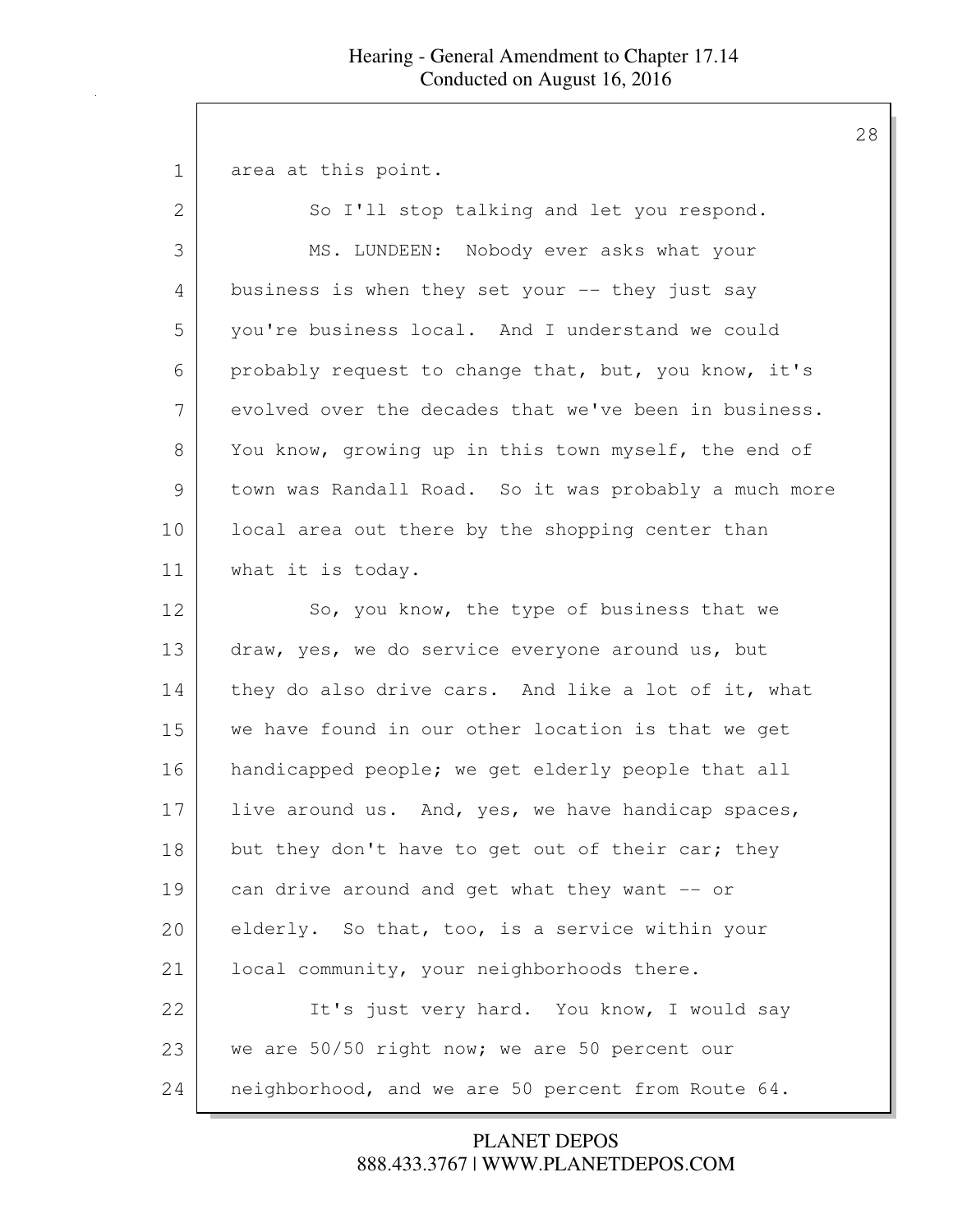area at this point.

So I'll stop talking and let you respond.

MS. LUNDEEN: Nobody ever asks what your business is when they set your -- they just say you're business local. And I understand we could probably request to change that, but, you know, it's evolved over the decades that we've been in business. You know, growing up in this town myself, the end of town was Randall Road. So it was probably a much more local area out there by the shopping center than what it is today.

So, you know, the type of business that we draw, yes, we do service everyone around us, but they do also drive cars. And like a lot of it, what we have found in our other location is that we get handicapped people; we get elderly people that all live around us. And, yes, we have handicap spaces, but they don't have to get out of their car; they can drive around and get what they want -- or elderly. So that, too, is a service within your local community, your neighborhoods there.

It's just very hard. You know, I would say we are 50/50 right now; we are 50 percent our neighborhood, and we are 50 percent from Route 64.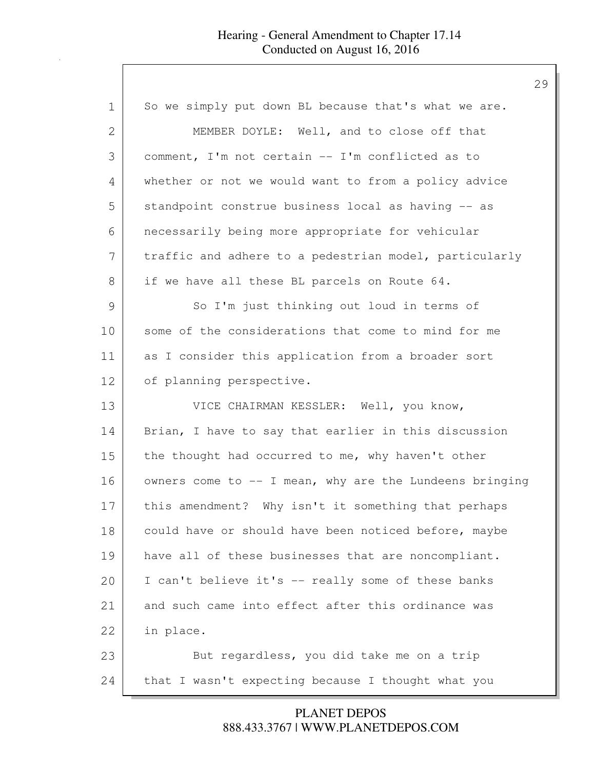So we simply put down BL because that's what we are.

MEMBER DOYLE: Well, and to close off that comment, I'm not certain -- I'm conflicted as to whether or not we would want to from a policy advice standpoint construe business local as having -- as necessarily being more appropriate for vehicular traffic and adhere to a pedestrian model, particularly if we have all these BL parcels on Route 64.

So I'm just thinking out loud in terms of some of the considerations that come to mind for me as I consider this application from a broader sort of planning perspective.

VICE CHAIRMAN KESSLER: Well, you know, Brian, I have to say that earlier in this discussion the thought had occurred to me, why haven't other owners come to -- I mean, why are the Lundeens bringing this amendment? Why isn't it something that perhaps could have or should have been noticed before, maybe have all of these businesses that are noncompliant. I can't believe it's -- really some of these banks and such came into effect after this ordinance was in place.

But regardless, you did take me on a trip that I wasn't expecting because I thought what you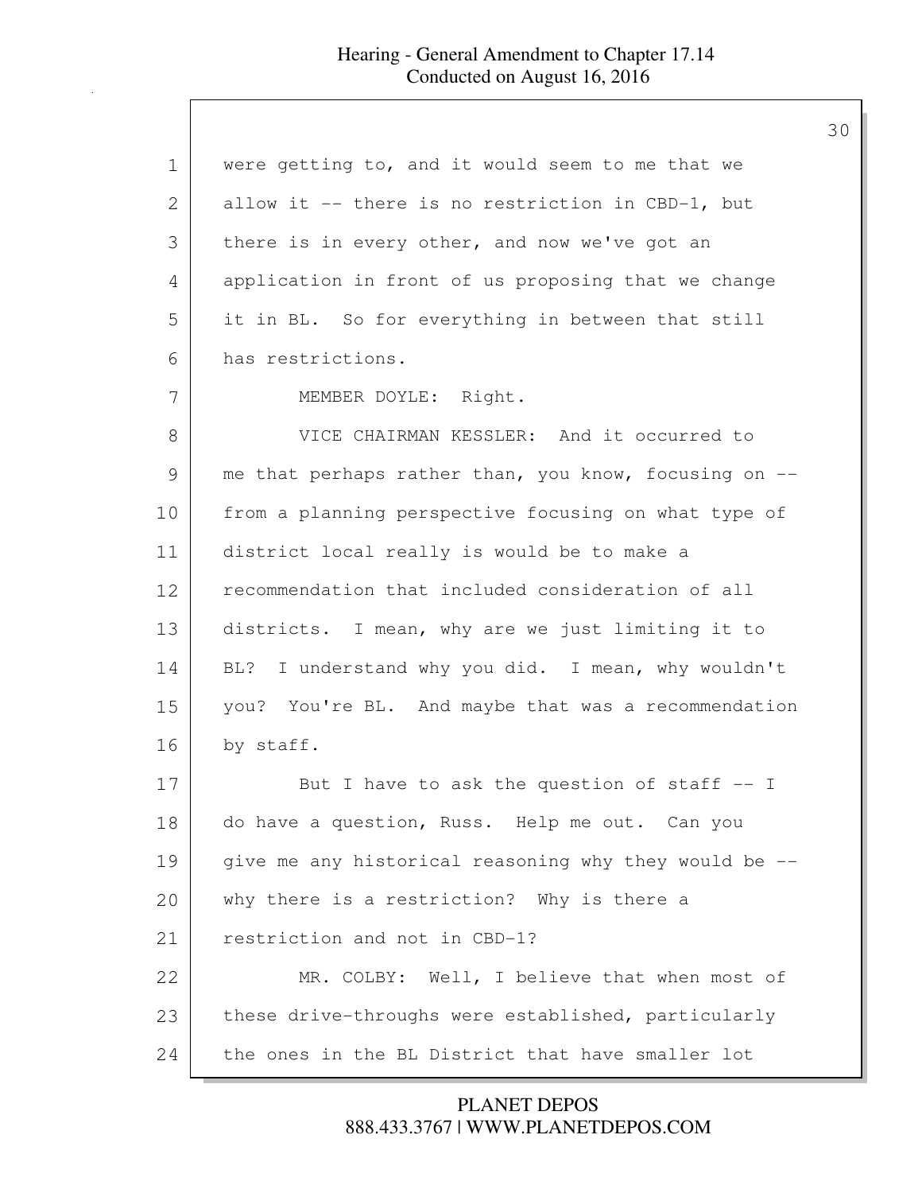were getting to, and it would seem to me that we allow it -- there is no restriction in CBD-1, but there is in every other, and now we've got an application in front of us proposing that we change it in BL. So for everything in between that still has restrictions.

MEMBER DOYLE: Right.

VICE CHAIRMAN KESSLER: And it occurred to me that perhaps rather than, you know, focusing on -- from a planning perspective focusing on what type of district local really is would be to make a recommendation that included consideration of all districts. I mean, why are we just limiting it to BL? I understand why you did. I mean, why wouldn't you? You're BL. And maybe that was a recommendation by staff.

But I have to ask the question of staff -- I do have a question, Russ. Help me out. Can you give me any historical reasoning why they would be -- why there is a restriction? Why is there a restriction and not in CBD-1?

MR. COLBY: Well, I believe that when most of these drive-throughs were established, particularly the ones in the BL District that have smaller lot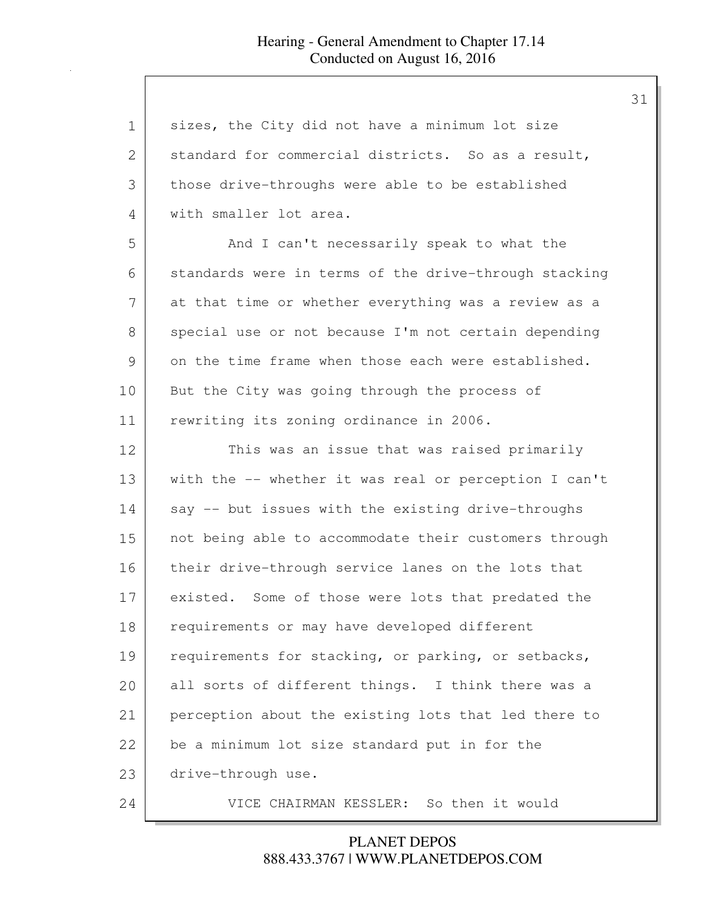sizes, the City did not have a minimum lot size standard for commercial districts. So as a result, those drive-throughs were able to be established with smaller lot area.

And I can't necessarily speak to what the standards were in terms of the drive-through stacking at that time or whether everything was a review as a special use or not because I'm not certain depending on the time frame when those each were established. But the City was going through the process of rewriting its zoning ordinance in 2006.

This was an issue that was raised primarily with the -- whether it was real or perception I can't say -- but issues with the existing drive-throughs not being able to accommodate their customers through their drive-through service lanes on the lots that existed. Some of those were lots that predated the requirements or may have developed different requirements for stacking, or parking, or setbacks, all sorts of different things. I think there was a perception about the existing lots that led there to be a minimum lot size standard put in for the drive-through use.

VICE CHAIRMAN KESSLER: So then it would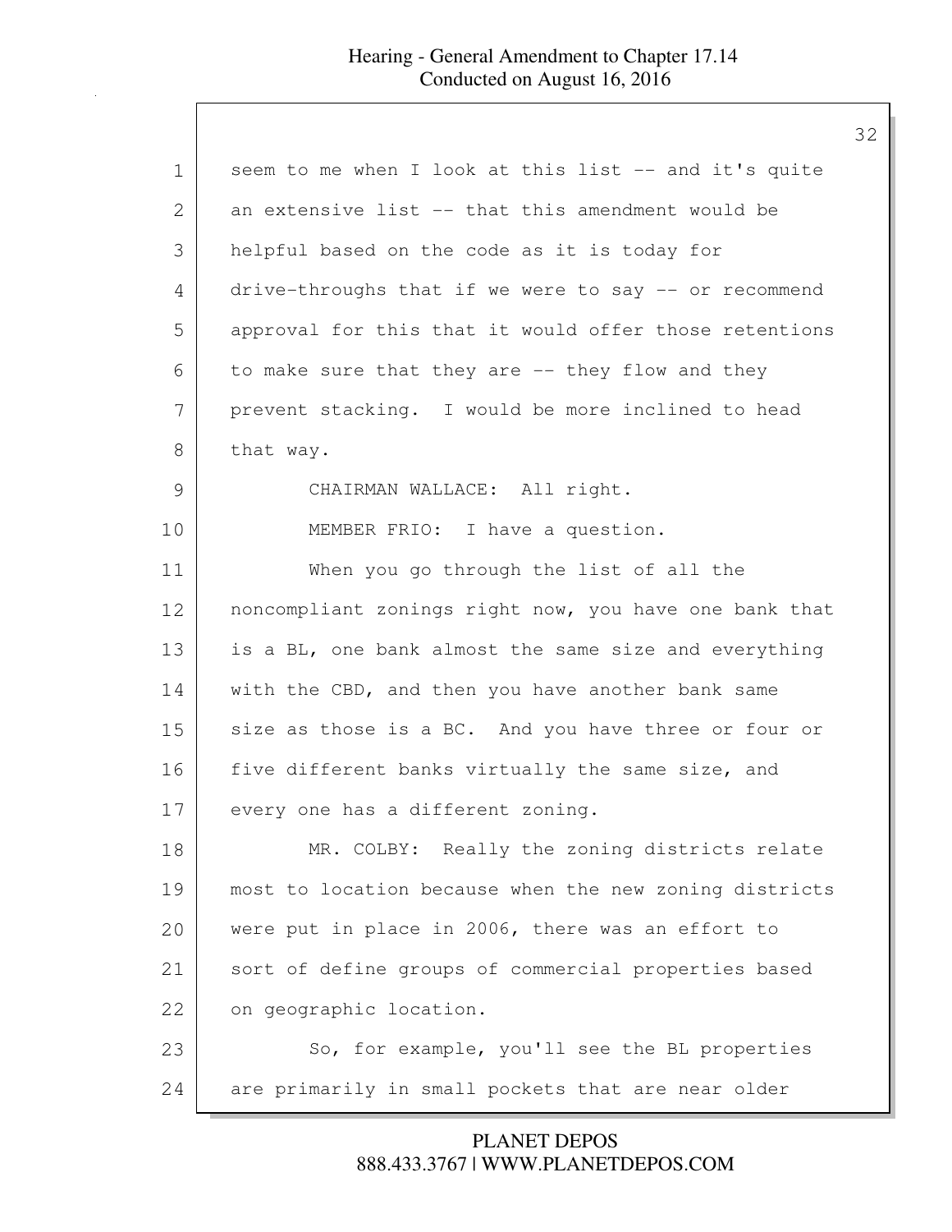seem to me when I look at this list -- and it's quite an extensive list -- that this amendment would be helpful based on the code as it is today for drive-throughs that if we were to say -- or recommend approval for this that it would offer those retentions to make sure that they are -- they flow and they prevent stacking. I would be more inclined to head that way.

CHAIRMAN WALLACE: All right.

MEMBER FRIO: I have a question.

When you go through the list of all the noncompliant zonings right now, you have one bank that is a BL, one bank almost the same size and everything with the CBD, and then you have another bank same size as those is a BC. And you have three or four or five different banks virtually the same size, and every one has a different zoning.

MR. COLBY: Really the zoning districts relate most to location because when the new zoning districts were put in place in 2006, there was an effort to sort of define groups of commercial properties based on geographic location.

So, for example, you'll see the BL properties are primarily in small pockets that are near older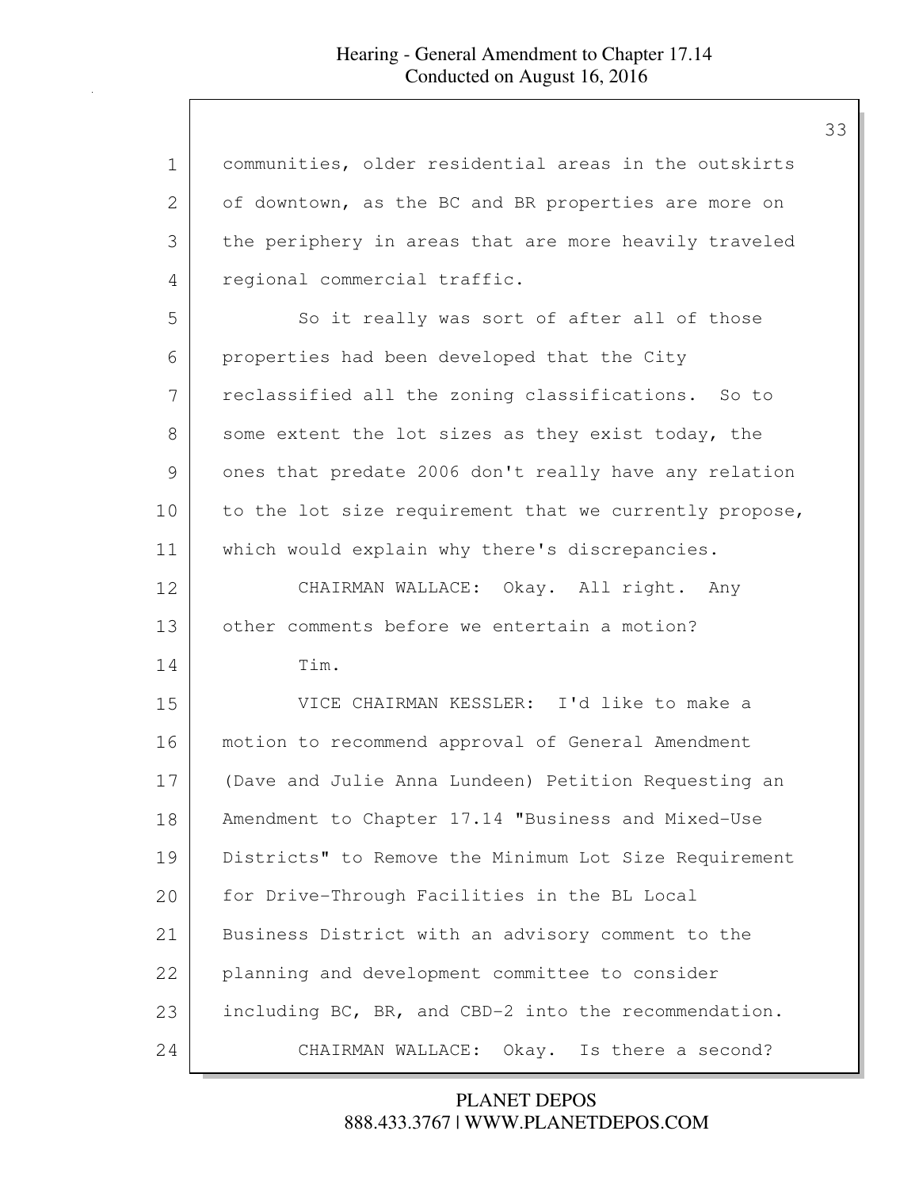communities, older residential areas in the outskirts of downtown, as the BC and BR properties are more on the periphery in areas that are more heavily traveled regional commercial traffic.

So it really was sort of after all of those properties had been developed that the City reclassified all the zoning classifications. So to some extent the lot sizes as they exist today, the ones that predate 2006 don't really have any relation to the lot size requirement that we currently propose, which would explain why there's discrepancies.

CHAIRMAN WALLACE: Okay. All right. Any other comments before we entertain a motion?

Tim.

VICE CHAIRMAN KESSLER: I'd like to make a motion to recommend approval of General Amendment (Dave and Julie Anna Lundeen) Petition Requesting an Amendment to Chapter 17.14 "Business and Mixed-Use Districts" to Remove the Minimum Lot Size Requirement for Drive-Through Facilities in the BL Local Business District with an advisory comment to the planning and development committee to consider including BC, BR, and CBD-2 into the recommendation.

CHAIRMAN WALLACE: Okay. Is there a second?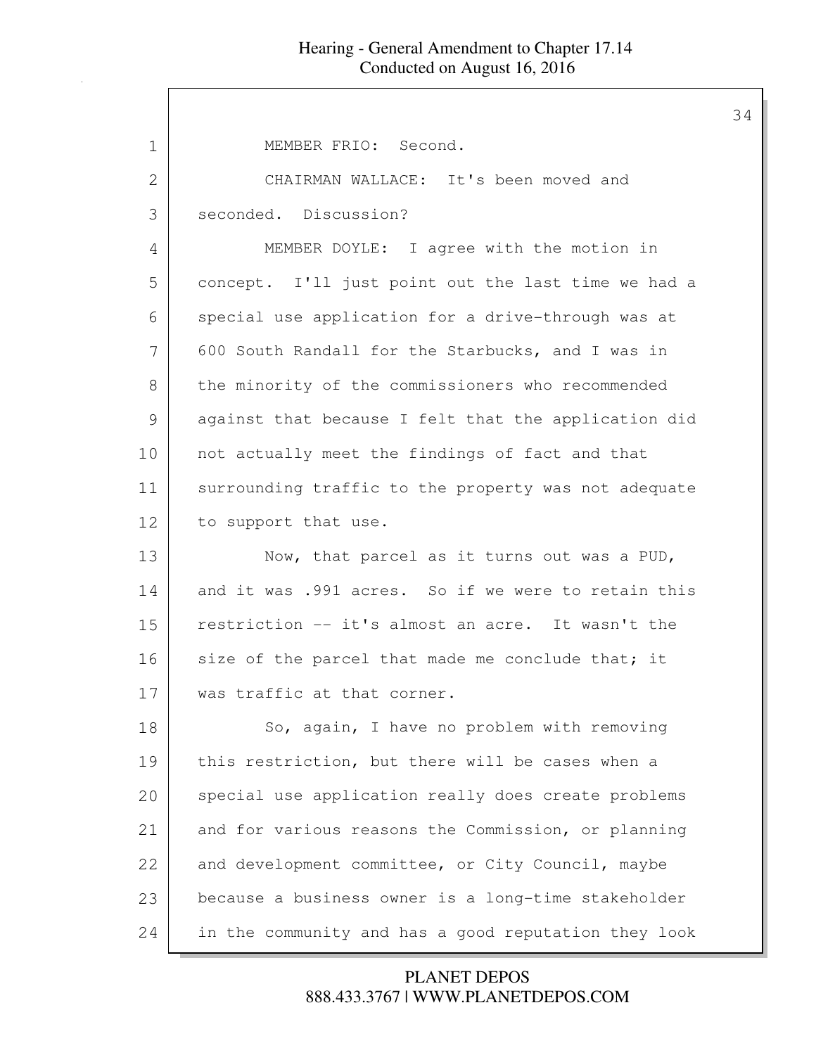MEMBER FRIO: Second.

CHAIRMAN WALLACE: It's been moved and seconded. Discussion?

MEMBER DOYLE: I agree with the motion in concept. I'll just point out the last time we had a special use application for a drive-through was at 600 South Randall for the Starbucks, and I was in the minority of the commissioners who recommended against that because I felt that the application did not actually meet the findings of fact and that surrounding traffic to the property was not adequate to support that use.

Now, that parcel as it turns out was a PUD, and it was .991 acres. So if we were to retain this restriction -- it's almost an acre. It wasn't the size of the parcel that made me conclude that; it was traffic at that corner.

So, again, I have no problem with removing this restriction, but there will be cases when a special use application really does create problems and for various reasons the Commission, or planning and development committee, or City Council, maybe because a business owner is a long-time stakeholder in the community and has a good reputation they look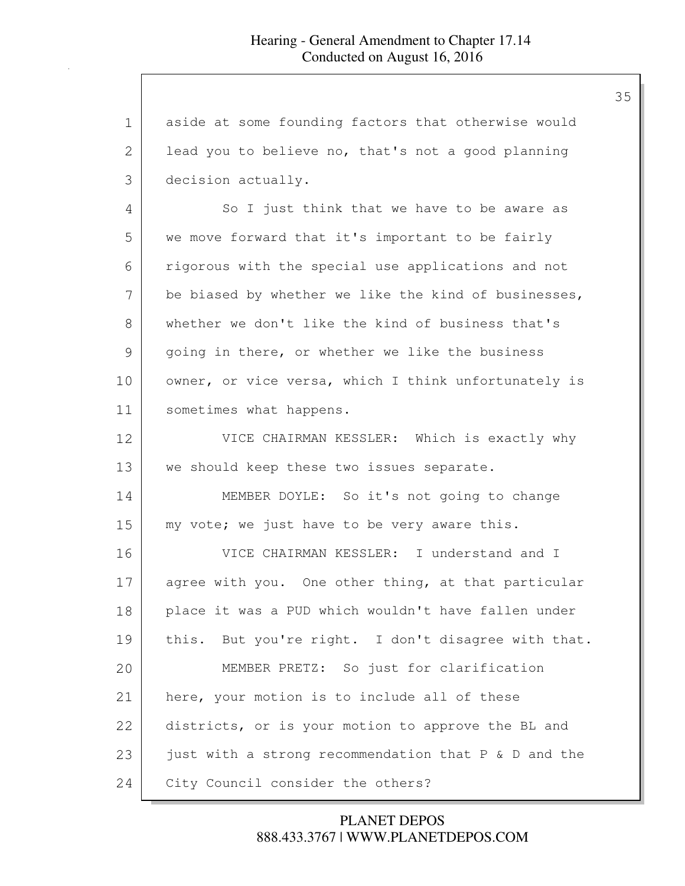aside at some founding factors that otherwise would lead you to believe no, that's not a good planning decision actually.

So I just think that we have to be aware as we move forward that it's important to be fairly rigorous with the special use applications and not be biased by whether we like the kind of businesses, whether we don't like the kind of business that's going in there, or whether we like the business owner, or vice versa, which I think unfortunately is sometimes what happens.

VICE CHAIRMAN KESSLER: Which is exactly why we should keep these two issues separate.

MEMBER DOYLE: So it's not going to change my vote; we just have to be very aware this.

VICE CHAIRMAN KESSLER: I understand and I agree with you. One other thing, at that particular place it was a PUD which wouldn't have fallen under this. But you're right. I don't disagree with that.

MEMBER PRETZ: So just for clarification here, your motion is to include all of these districts, or is your motion to approve the BL and just with a strong recommendation that P & D and the City Council consider the others?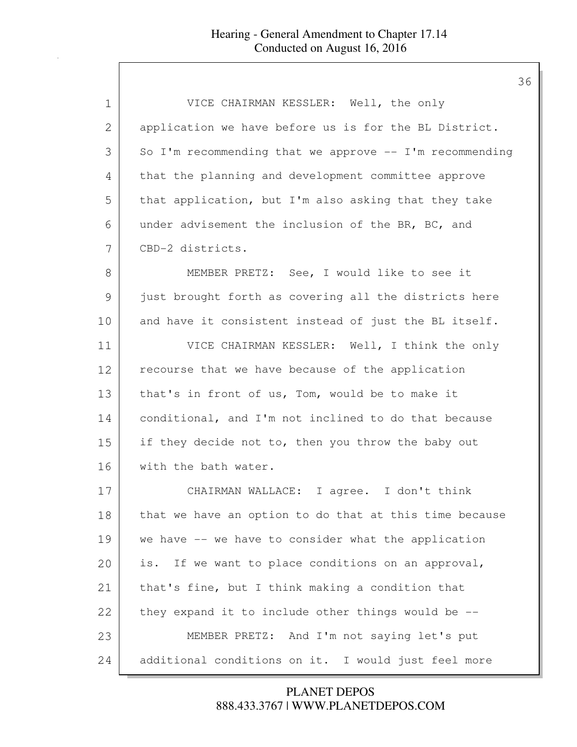VICE CHAIRMAN KESSLER: Well, the only application we have before us is for the BL District. So I'm recommending that we approve -- I'm recommending that the planning and development committee approve that application, but I'm also asking that they take under advisement the inclusion of the BR, BC, and CBD-2 districts.

MEMBER PRETZ: See, I would like to see it just brought forth as covering all the districts here and have it consistent instead of just the BL itself.

VICE CHAIRMAN KESSLER: Well, I think the only recourse that we have because of the application that's in front of us, Tom, would be to make it conditional, and I'm not inclined to do that because if they decide not to, then you throw the baby out with the bath water.

CHAIRMAN WALLACE: I agree. I don't think that we have an option to do that at this time because we have -- we have to consider what the application is. If we want to place conditions on an approval, that's fine, but I think making a condition that they expand it to include other things would be --

MEMBER PRETZ: And I'm not saying let's put additional conditions on it. I would just feel more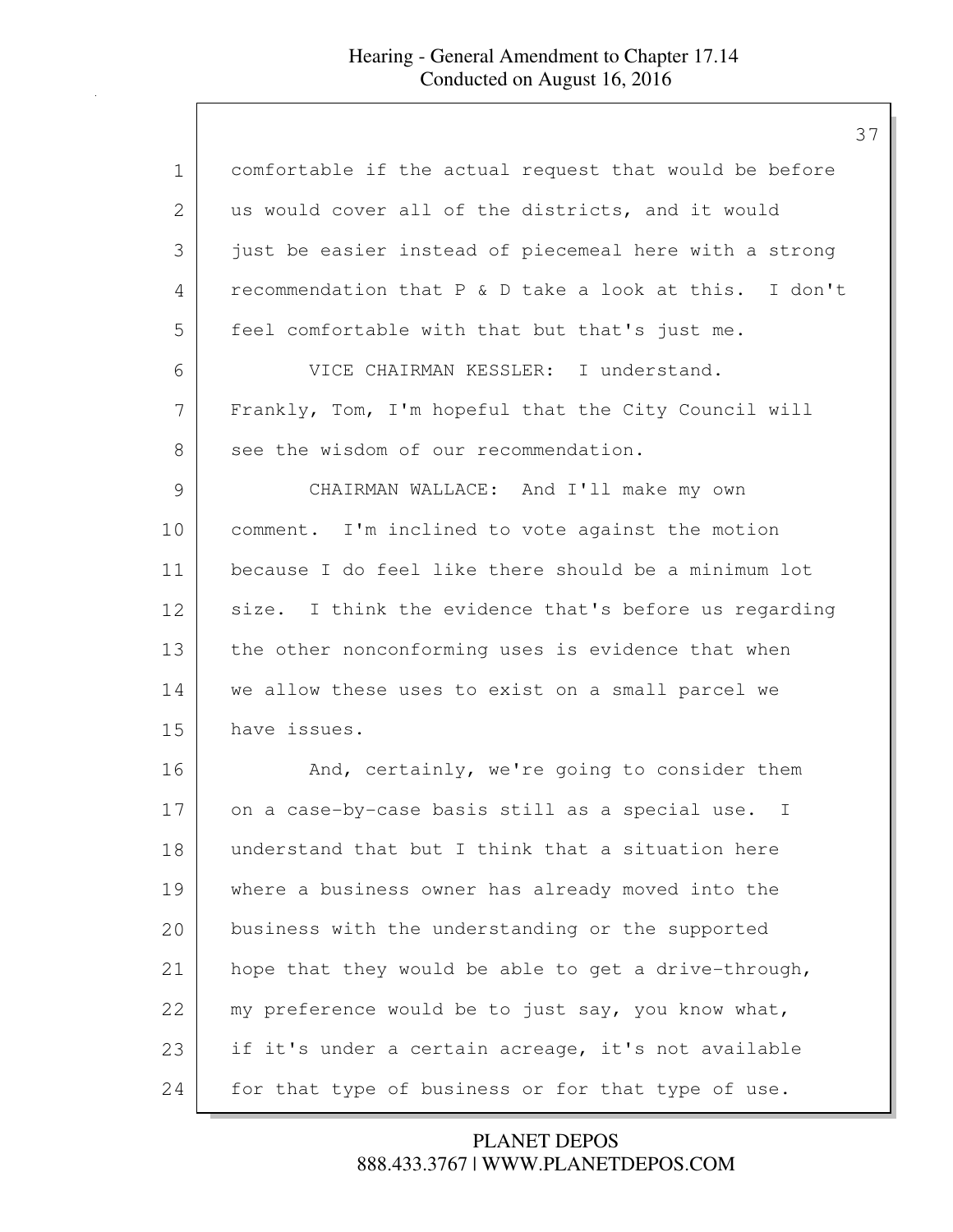comfortable if the actual request that would be before us would cover all of the districts, and it would just be easier instead of piecemeal here with a strong recommendation that P & D take a look at this. I don't feel comfortable with that but that's just me.

VICE CHAIRMAN KESSLER: I understand. Frankly, Tom, I'm hopeful that the City Council will see the wisdom of our recommendation.

CHAIRMAN WALLACE: And I'll make my own comment. I'm inclined to vote against the motion because I do feel like there should be a minimum lot size. I think the evidence that's before us regarding the other nonconforming uses is evidence that when we allow these uses to exist on a small parcel we have issues.

And, certainly, we're going to consider them on a case-by-case basis still as a special use. I understand that but I think that a situation here where a business owner has already moved into the business with the understanding or the supported hope that they would be able to get a drive-through, my preference would be to just say, you know what, if it's under a certain acreage, it's not available for that type of business or for that type of use.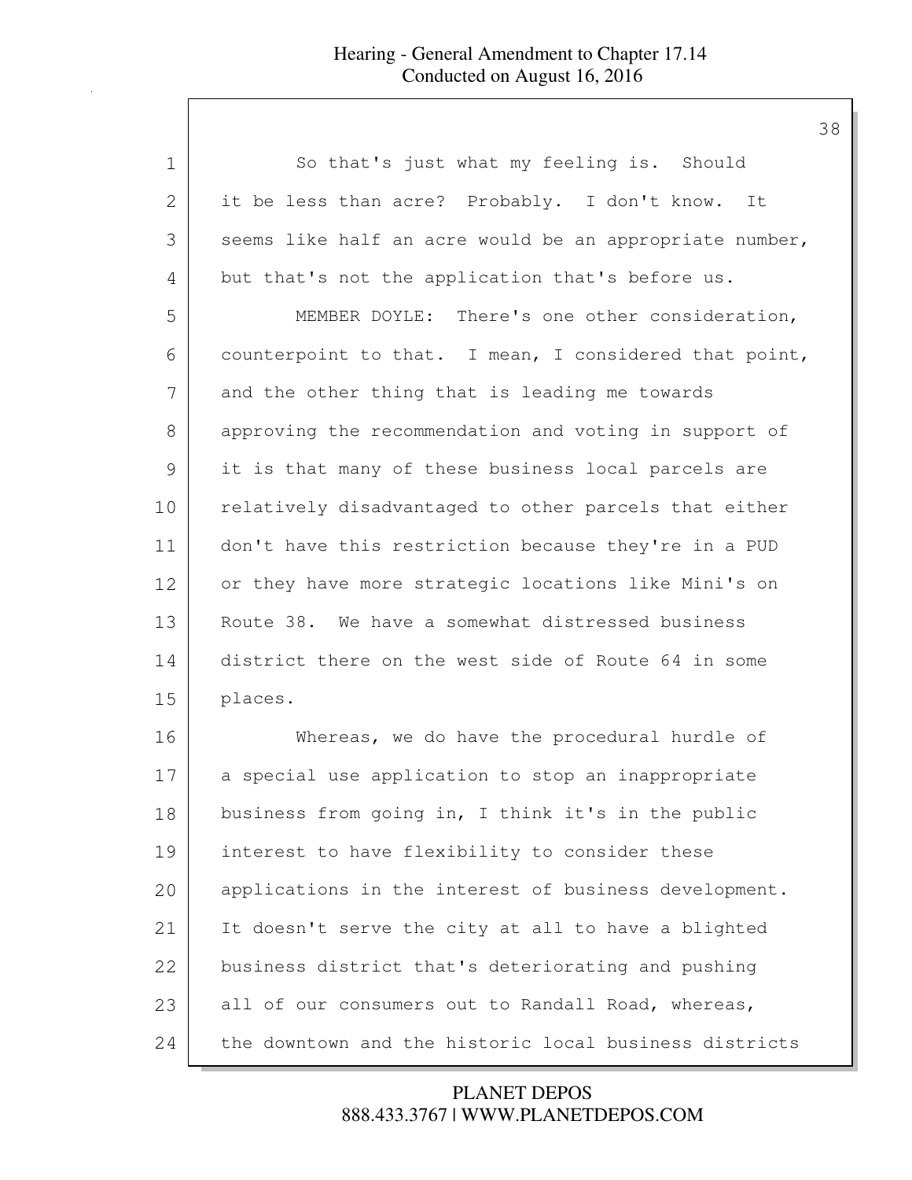So that's just what my feeling is. Should it be less than acre? Probably. I don't know. It seems like half an acre would be an appropriate number, but that's not the application that's before us.

MEMBER DOYLE: There's one other consideration, counterpoint to that. I mean, I considered that point, and the other thing that is leading me towards approving the recommendation and voting in support of it is that many of these business local parcels are relatively disadvantaged to other parcels that either don't have this restriction because they're in a PUD or they have more strategic locations like Mini's on Route 38. We have a somewhat distressed business district there on the west side of Route 64 in some places.

Whereas, we do have the procedural hurdle of a special use application to stop an inappropriate business from going in, I think it's in the public interest to have flexibility to consider these applications in the interest of business development. It doesn't serve the city at all to have a blighted business district that's deteriorating and pushing all of our consumers out to Randall Road, whereas, the downtown and the historic local business districts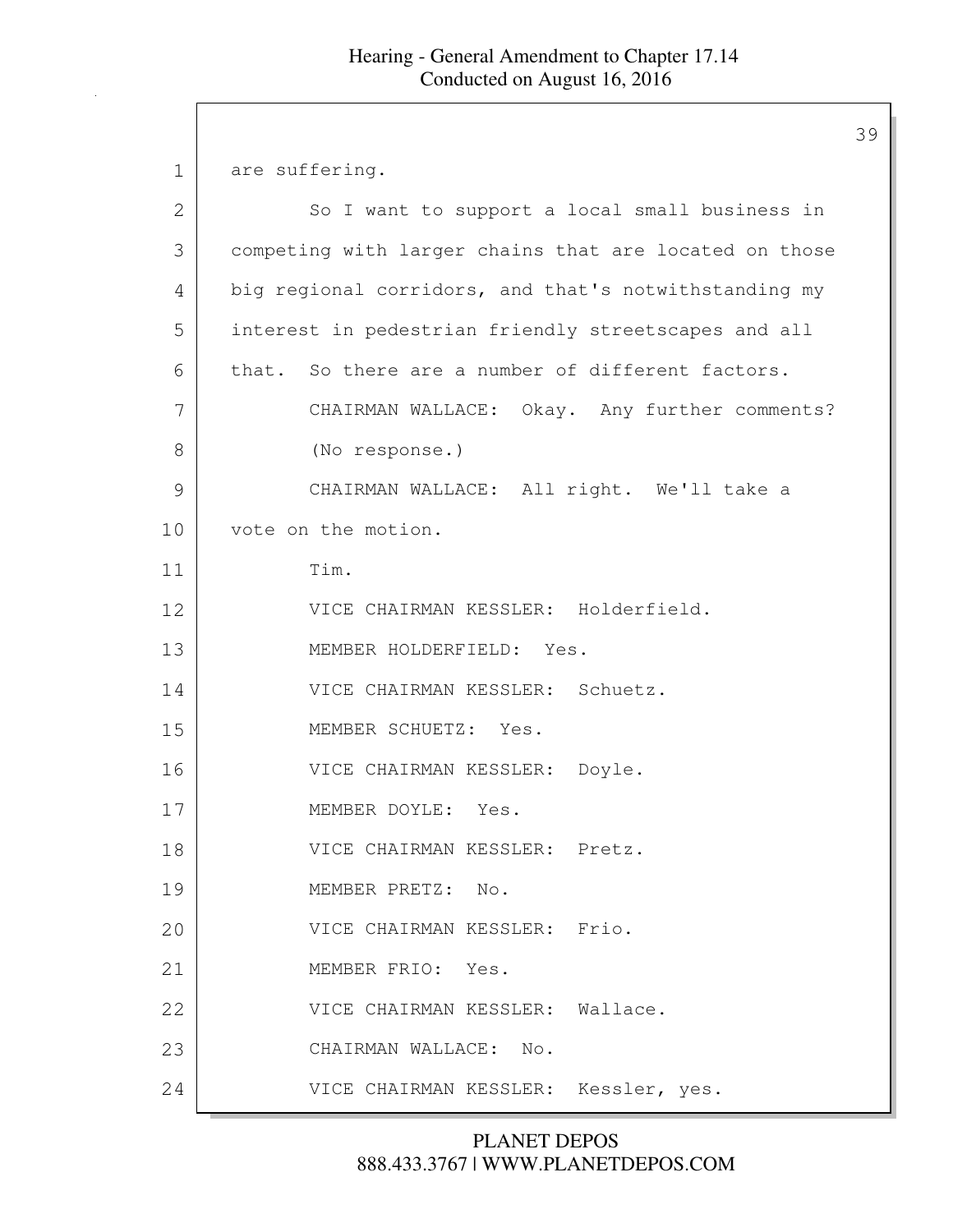are suffering.

So I want to support a local small business in competing with larger chains that are located on those big regional corridors, and that's notwithstanding my interest in pedestrian friendly streetscapes and all that. So there are a number of different factors.

CHAIRMAN WALLACE: Okay. Any further comments?

(No response.)

CHAIRMAN WALLACE: All right. We'll take a vote on the motion.

Tim.

VICE CHAIRMAN KESSLER: Holderfield.

MEMBER HOLDERFIELD: Yes.

VICE CHAIRMAN KESSLER: Schuetz.

MEMBER SCHUETZ: Yes.

VICE CHAIRMAN KESSLER: Doyle.

MEMBER DOYLE: Yes.

VICE CHAIRMAN KESSLER: Pretz.

MEMBER PRETZ: No.

VICE CHAIRMAN KESSLER: Frio.

MEMBER FRIO: Yes.

VICE CHAIRMAN KESSLER: Wallace.

CHAIRMAN WALLACE: No.

VICE CHAIRMAN KESSLER: Kessler, yes.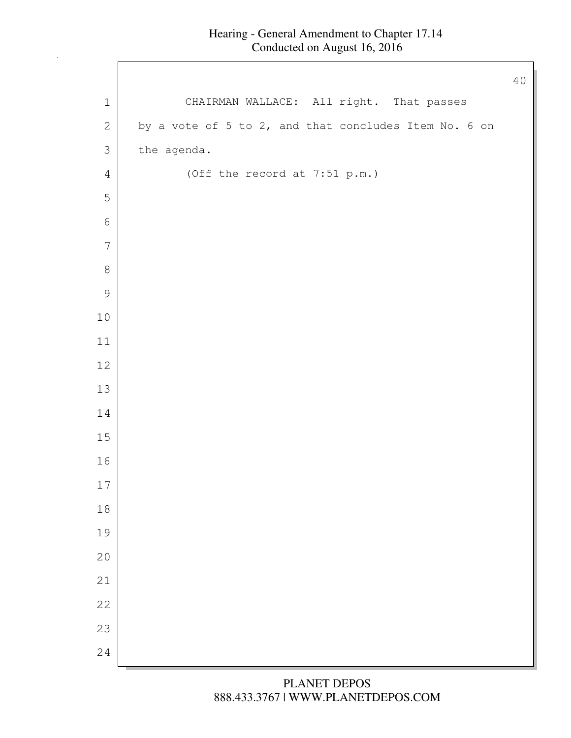CHAIRMAN WALLACE: All right. That passes by a vote of 5 to 2, and that concludes Item No. 6 on the agenda.

(Off the record at 7:51 p.m.)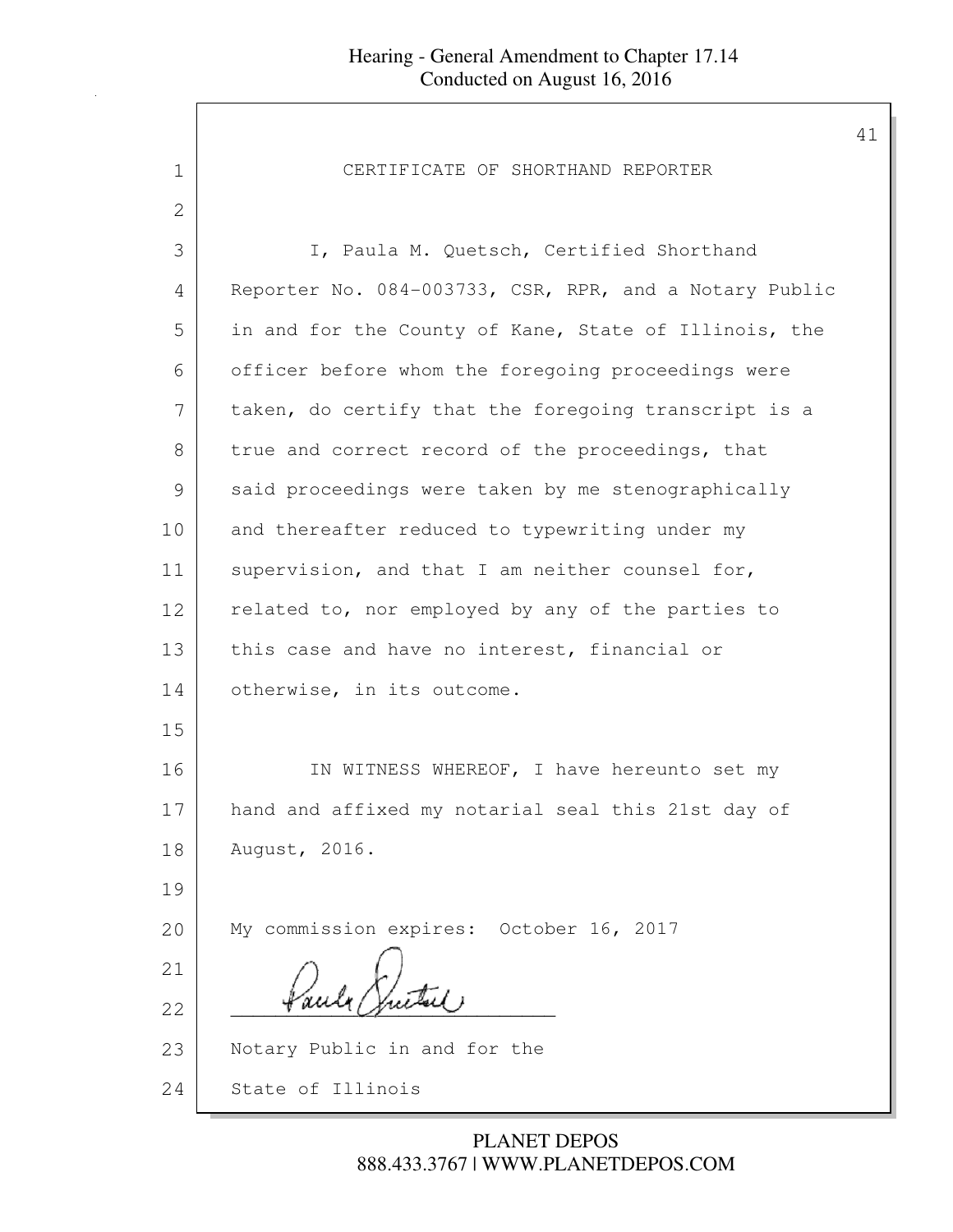# CERTIFICATE OF SHORTHAND REPORTER

I, Paula M. Quetsch, Certified Shorthand Reporter No. 084-003733, CSR, RPR, and a Notary Public in and for the County of Kane, State of Illinois, the officer before whom the foregoing proceedings were taken, do certify that the foregoing transcript is a true and correct record of the proceedings, that said proceedings were taken by me stenographically and thereafter reduced to typewriting under my supervision, and that I am neither counsel for, related to, nor employed by any of the parties to this case and have no interest, financial or otherwise, in its outcome.

IN WITNESS WHEREOF, I have hereunto set my hand and affixed my notarial seal this 21st day of August, 2016.

My commission expires: October 16, 2017

\_\_\_\_\_\_\_\_\_\_\_\_\_\_\_\_\_\_\_\_\_\_\_\_\_\_\_\_\_\_

Notary Public in and for the

State of Illinois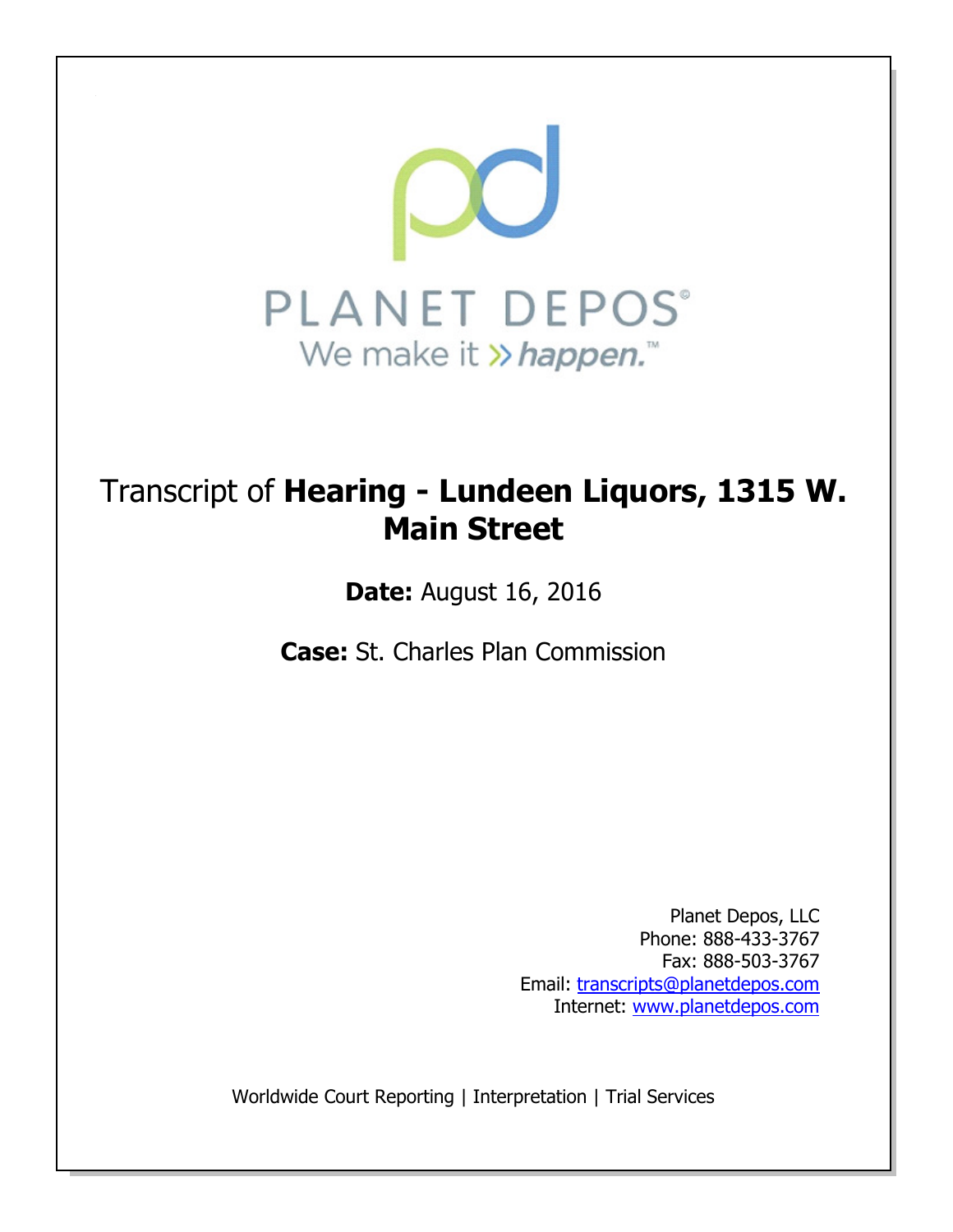PLANET DEPOS

We make it » *happen.*™

# Transcript of **Hearing - Lundeen Liquors, 1315 W. Main Street**

**Date:** August 16, 2016

**Case:** St. Charles Plan Commission

Planet Depos, LLC
Phone: 888-433-3767
Fax: 888-503-3767
Email: transcripts@planetdepos.com
Internet: www.planetdepos.com

Worldwide Court Reporting | Interpretation | Trial Services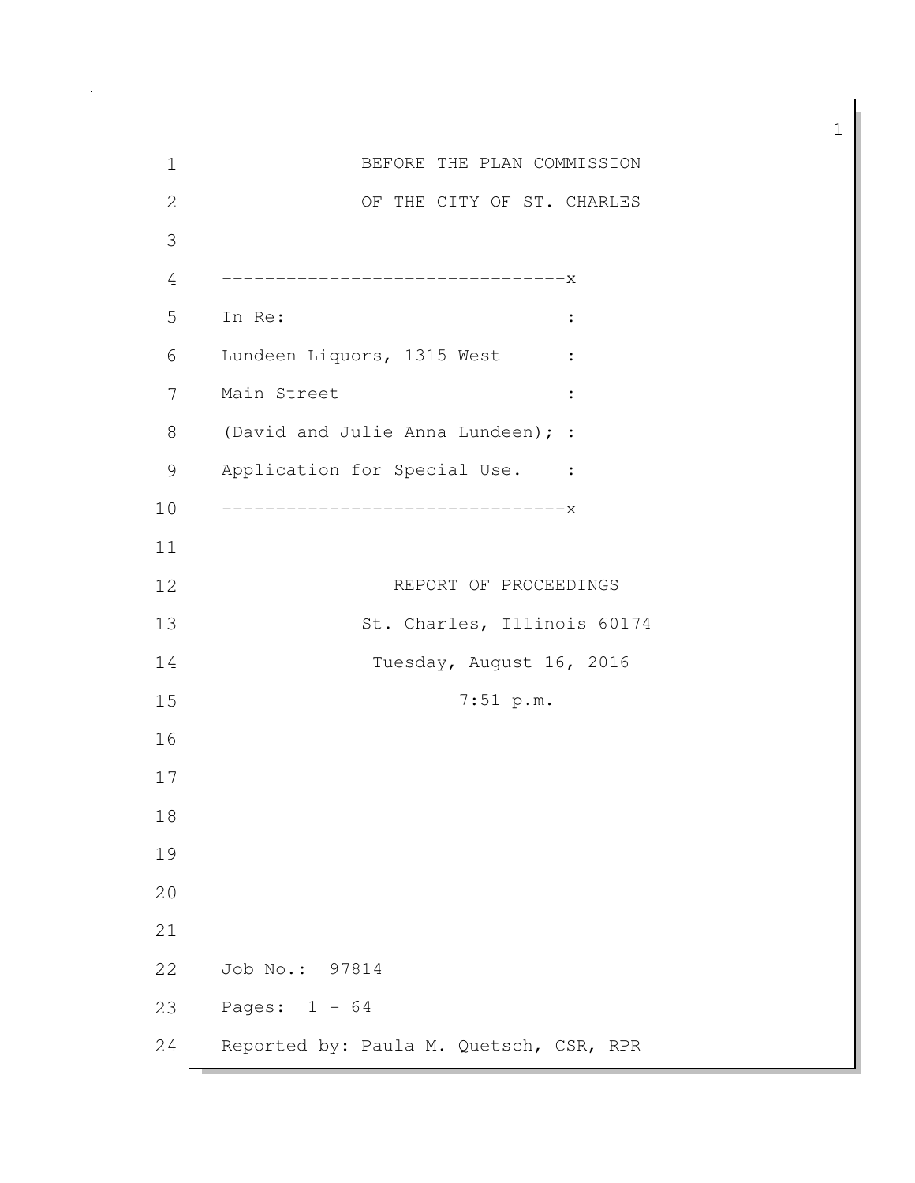BEFORE THE PLAN COMMISSION

OF THE CITY OF ST. CHARLES

```
--------------------------------x
In Re:                          :
Lundeen Liquors, 1315 West      :
Main Street                     :
(David and Julie Anna Lundeen); :
Application for Special Use.    :
--------------------------------x
```

REPORT OF PROCEEDINGS

St. Charles, Illinois 60174

Tuesday, August 16, 2016

7:51 p.m.

Job No.: 97814

Pages: 1 - 64

Reported by: Paula M. Quetsch, CSR, RPR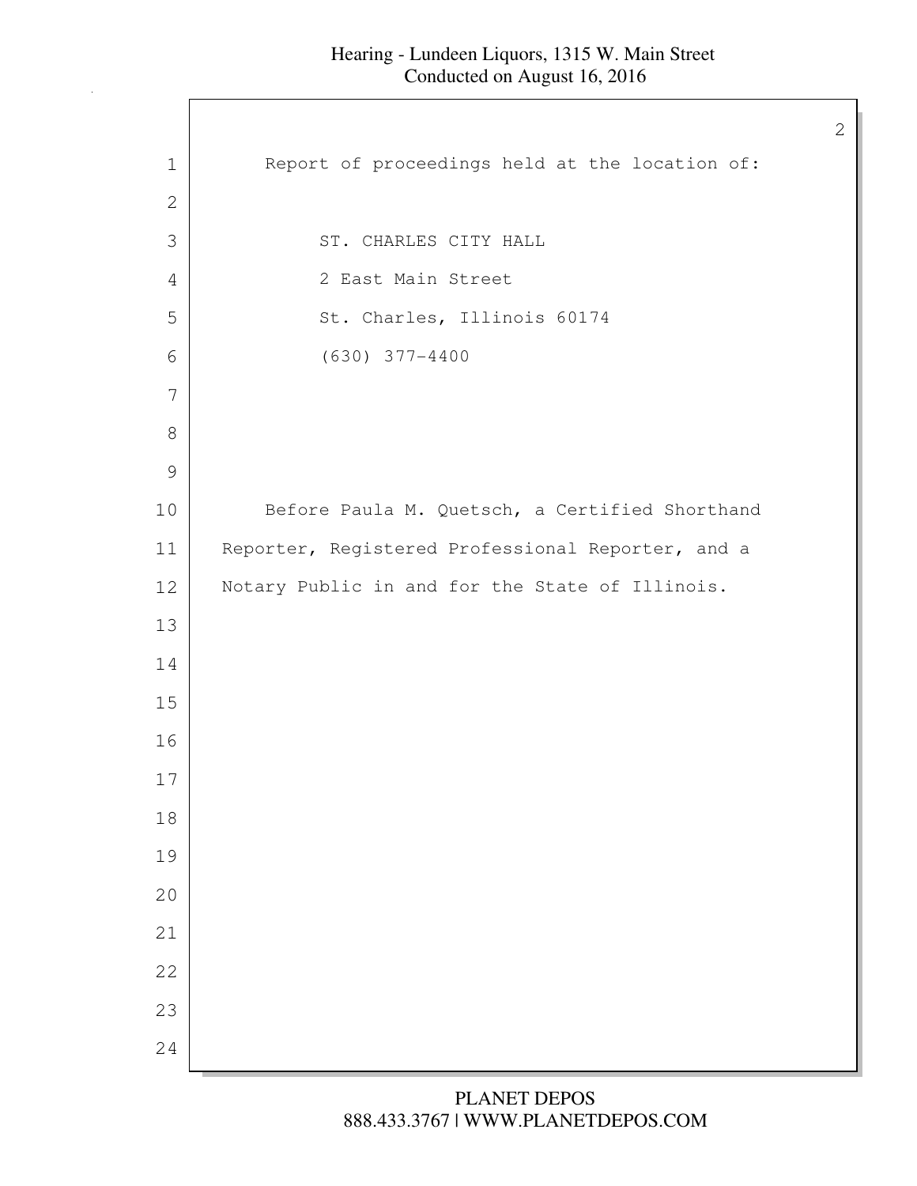Report of proceedings held at the location of:

ST. CHARLES CITY HALL
2 East Main Street
St. Charles, Illinois 60174
(630) 377-4400

Before Paula M. Quetsch, a Certified Shorthand Reporter, Registered Professional Reporter, and a Notary Public in and for the State of Illinois.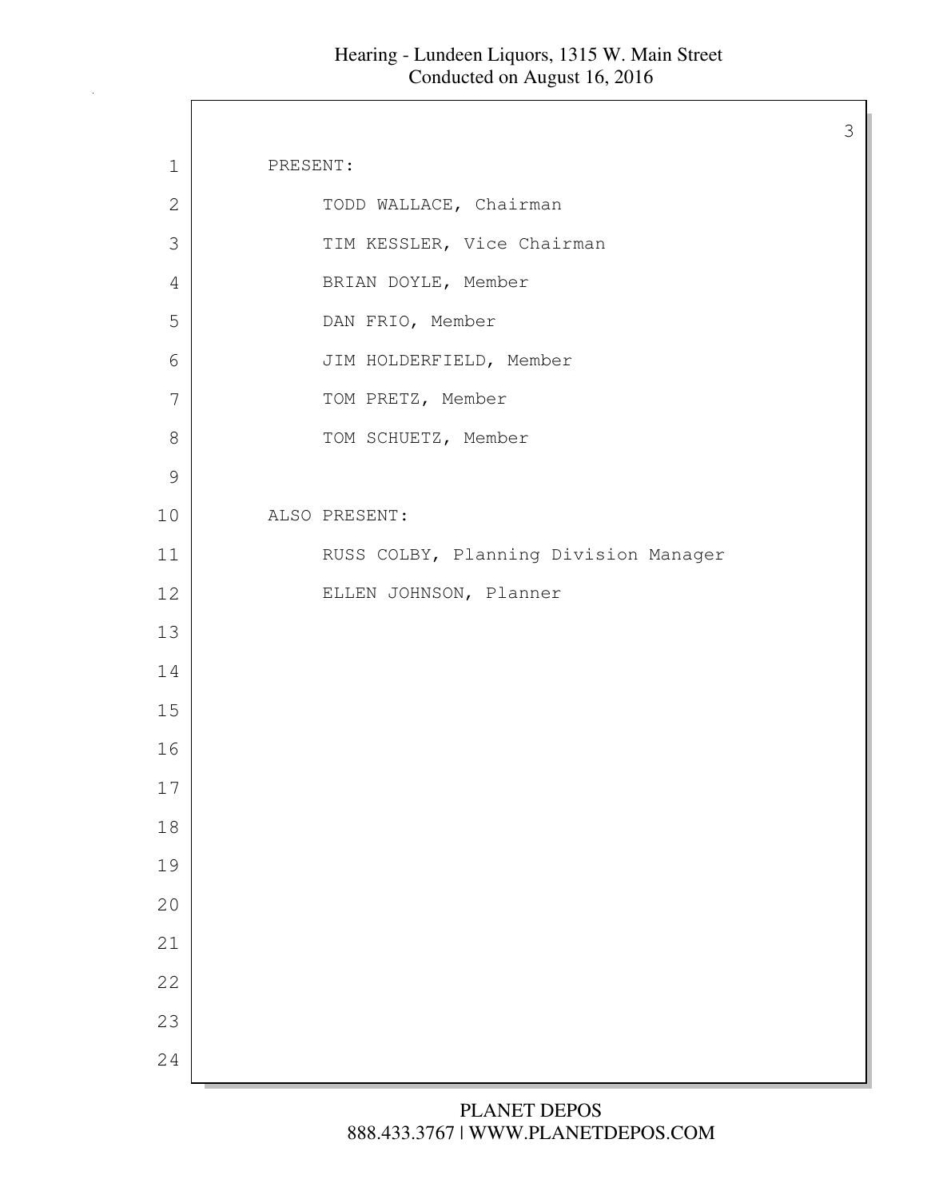PRESENT:

TODD WALLACE, Chairman

TIM KESSLER, Vice Chairman

BRIAN DOYLE, Member

DAN FRIO, Member

JIM HOLDERFIELD, Member

TOM PRETZ, Member

TOM SCHUETZ, Member

ALSO PRESENT:

RUSS COLBY, Planning Division Manager

ELLEN JOHNSON, Planner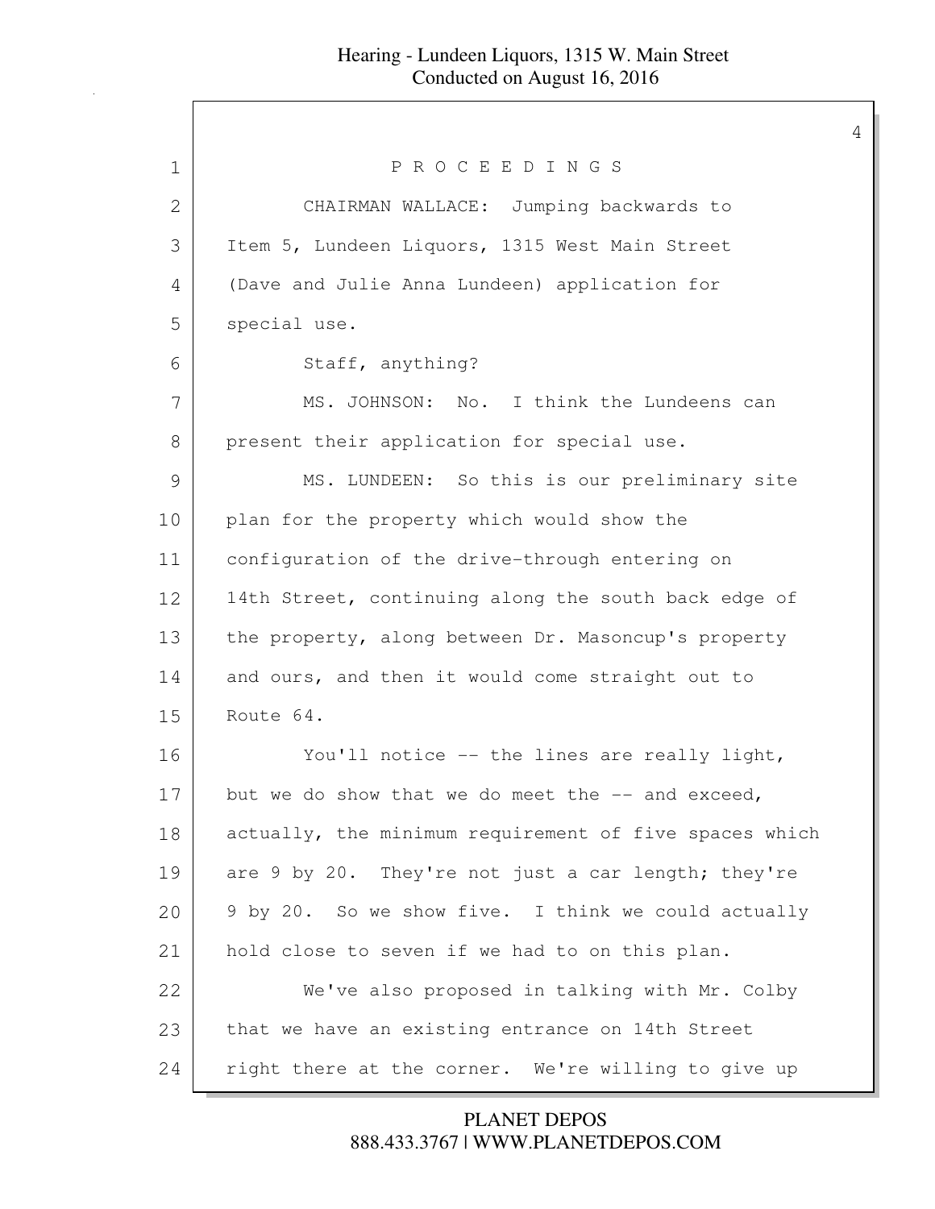P R O C E E D I N G S

CHAIRMAN WALLACE: Jumping backwards to Item 5, Lundeen Liquors, 1315 West Main Street (Dave and Julie Anna Lundeen) application for special use.

Staff, anything?

MS. JOHNSON: No. I think the Lundeens can present their application for special use.

MS. LUNDEEN: So this is our preliminary site plan for the property which would show the configuration of the drive-through entering on 14th Street, continuing along the south back edge of the property, along between Dr. Masoncup's property and ours, and then it would come straight out to Route 64.

You'll notice -- the lines are really light, but we do show that we do meet the -- and exceed, actually, the minimum requirement of five spaces which are 9 by 20. They're not just a car length; they're 9 by 20. So we show five. I think we could actually hold close to seven if we had to on this plan.

We've also proposed in talking with Mr. Colby that we have an existing entrance on 14th Street right there at the corner. We're willing to give up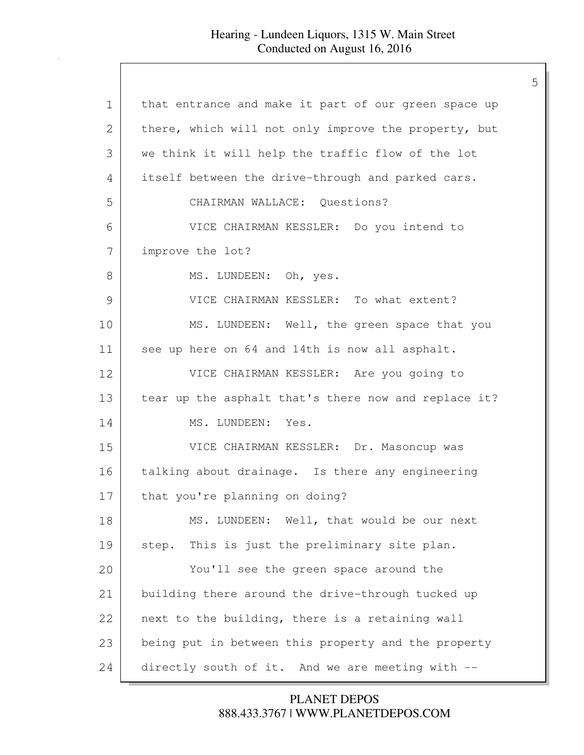that entrance and make it part of our green space up there, which will not only improve the property, but we think it will help the traffic flow of the lot itself between the drive-through and parked cars.

CHAIRMAN WALLACE: Questions?

VICE CHAIRMAN KESSLER: Do you intend to improve the lot?

MS. LUNDEEN: Oh, yes.

VICE CHAIRMAN KESSLER: To what extent?

MS. LUNDEEN: Well, the green space that you see up here on 64 and 14th is now all asphalt.

VICE CHAIRMAN KESSLER: Are you going to tear up the asphalt that's there now and replace it?

MS. LUNDEEN: Yes.

VICE CHAIRMAN KESSLER: Dr. Masoncup was talking about drainage. Is there any engineering that you're planning on doing?

MS. LUNDEEN: Well, that would be our next step. This is just the preliminary site plan.

You'll see the green space around the building there around the drive-through tucked up next to the building, there is a retaining wall being put in between this property and the property directly south of it. And we are meeting with --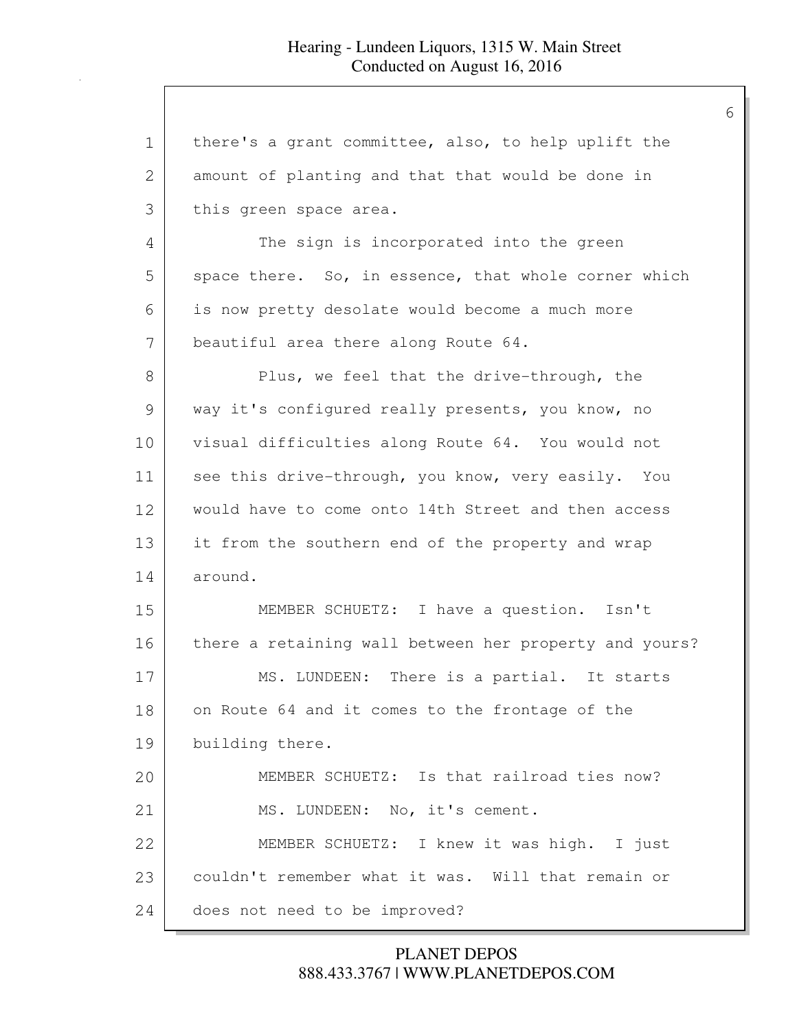there's a grant committee, also, to help uplift the amount of planting and that that would be done in this green space area.

The sign is incorporated into the green space there. So, in essence, that whole corner which is now pretty desolate would become a much more beautiful area there along Route 64.

Plus, we feel that the drive-through, the way it's configured really presents, you know, no visual difficulties along Route 64. You would not see this drive-through, you know, very easily. You would have to come onto 14th Street and then access it from the southern end of the property and wrap around.

MEMBER SCHUETZ: I have a question. Isn't there a retaining wall between her property and yours?

MS. LUNDEEN: There is a partial. It starts on Route 64 and it comes to the frontage of the building there.

MEMBER SCHUETZ: Is that railroad ties now?

MS. LUNDEEN: No, it's cement.

MEMBER SCHUETZ: I knew it was high. I just couldn't remember what it was. Will that remain or does not need to be improved?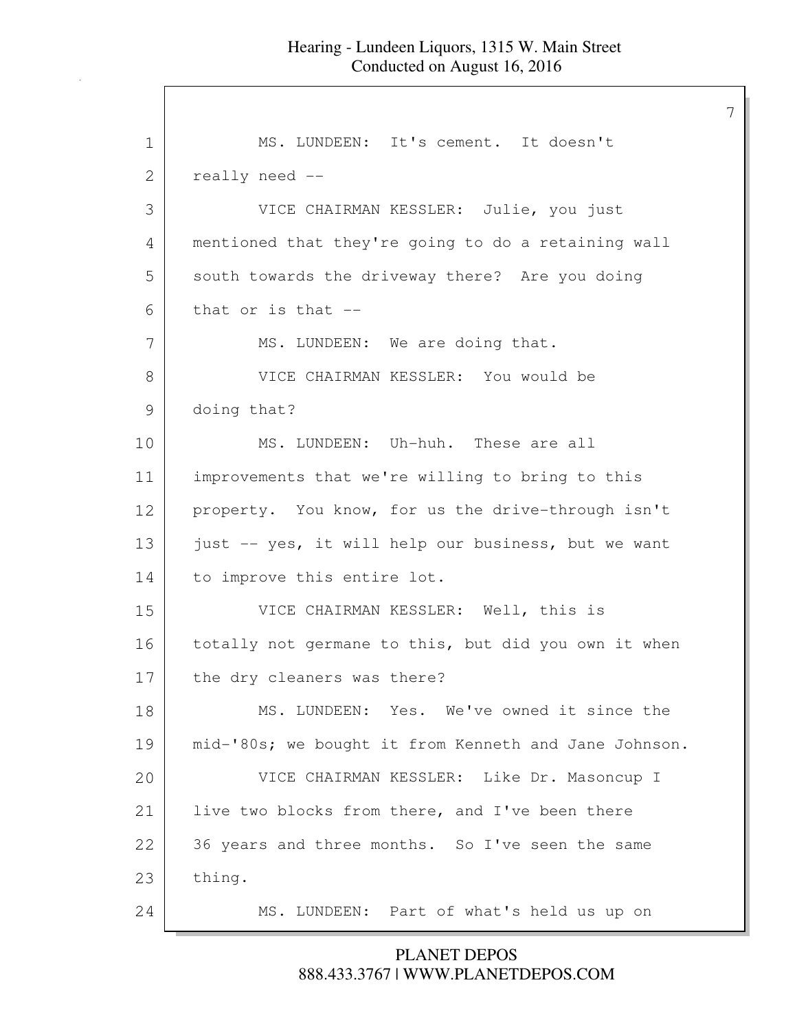1 MS. LUNDEEN: It's cement. It doesn't
2 really need --
3 VICE CHAIRMAN KESSLER: Julie, you just
4 mentioned that they're going to do a retaining wall
5 south towards the driveway there? Are you doing
6 that or is that --
7 MS. LUNDEEN: We are doing that.
8 VICE CHAIRMAN KESSLER: You would be
9 doing that?
10 MS. LUNDEEN: Uh-huh. These are all
11 improvements that we're willing to bring to this
12 property. You know, for us the drive-through isn't
13 just -- yes, it will help our business, but we want
14 to improve this entire lot.
15 VICE CHAIRMAN KESSLER: Well, this is
16 totally not germane to this, but did you own it when
17 the dry cleaners was there?
18 MS. LUNDEEN: Yes. We've owned it since the
19 mid-'80s; we bought it from Kenneth and Jane Johnson.
20 VICE CHAIRMAN KESSLER: Like Dr. Masoncup I
21 live two blocks from there, and I've been there
22 36 years and three months. So I've seen the same
23 thing.
24 MS. LUNDEEN: Part of what's held us up on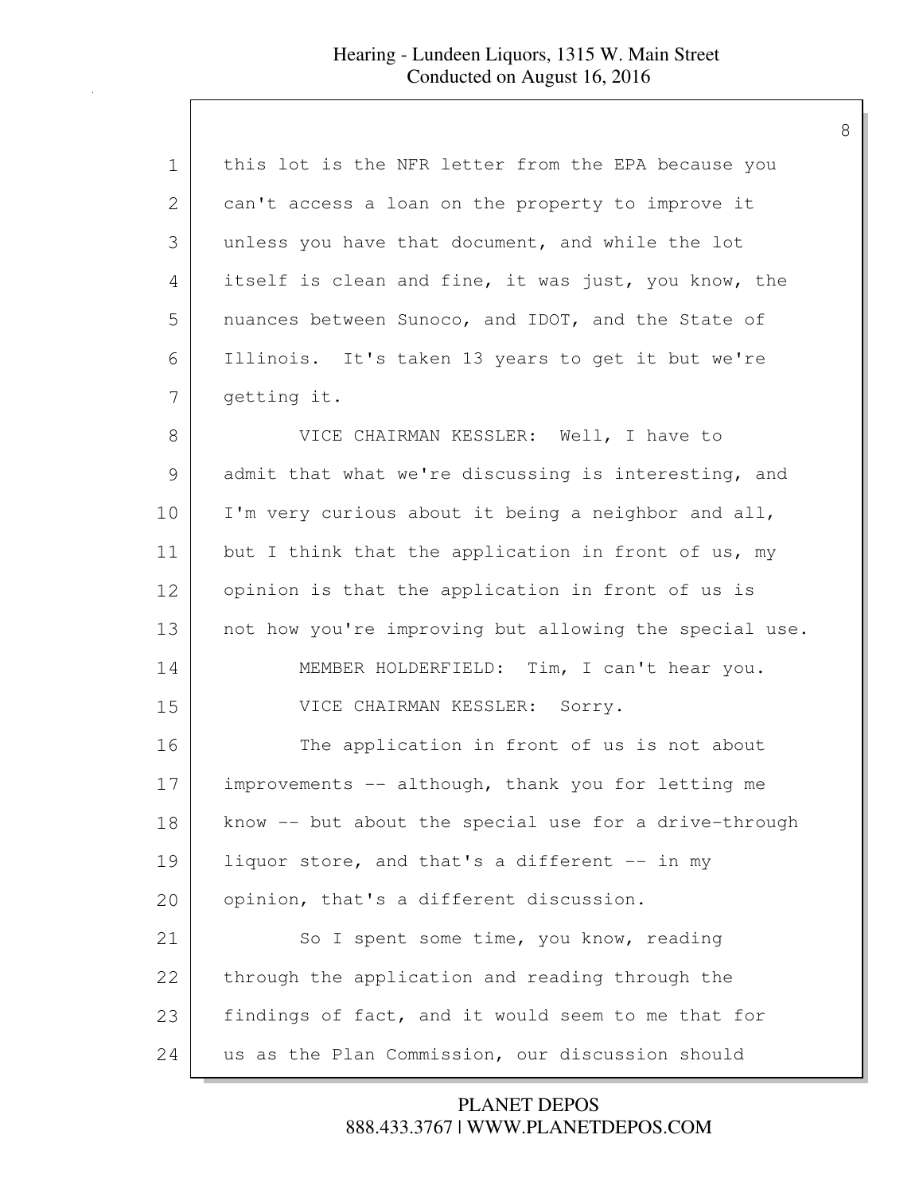this lot is the NFR letter from the EPA because you can't access a loan on the property to improve it unless you have that document, and while the lot itself is clean and fine, it was just, you know, the nuances between Sunoco, and IDOT, and the State of Illinois. It's taken 13 years to get it but we're getting it.

VICE CHAIRMAN KESSLER: Well, I have to admit that what we're discussing is interesting, and I'm very curious about it being a neighbor and all, but I think that the application in front of us, my opinion is that the application in front of us is not how you're improving but allowing the special use.

MEMBER HOLDERFIELD: Tim, I can't hear you.

VICE CHAIRMAN KESSLER: Sorry.

The application in front of us is not about improvements -- although, thank you for letting me know -- but about the special use for a drive-through liquor store, and that's a different -- in my opinion, that's a different discussion.

So I spent some time, you know, reading through the application and reading through the findings of fact, and it would seem to me that for us as the Plan Commission, our discussion should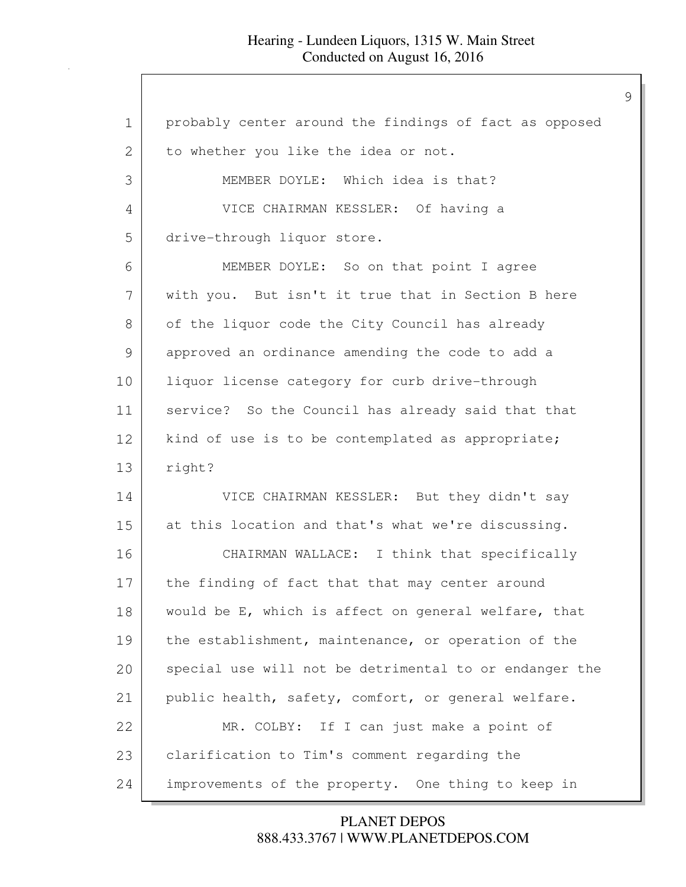probably center around the findings of fact as opposed to whether you like the idea or not.

MEMBER DOYLE: Which idea is that?

VICE CHAIRMAN KESSLER: Of having a drive-through liquor store.

MEMBER DOYLE: So on that point I agree with you. But isn't it true that in Section B here of the liquor code the City Council has already approved an ordinance amending the code to add a liquor license category for curb drive-through service? So the Council has already said that that kind of use is to be contemplated as appropriate; right?

VICE CHAIRMAN KESSLER: But they didn't say at this location and that's what we're discussing.

CHAIRMAN WALLACE: I think that specifically the finding of fact that that may center around would be E, which is affect on general welfare, that the establishment, maintenance, or operation of the special use will not be detrimental to or endanger the public health, safety, comfort, or general welfare.

MR. COLBY: If I can just make a point of clarification to Tim's comment regarding the improvements of the property. One thing to keep in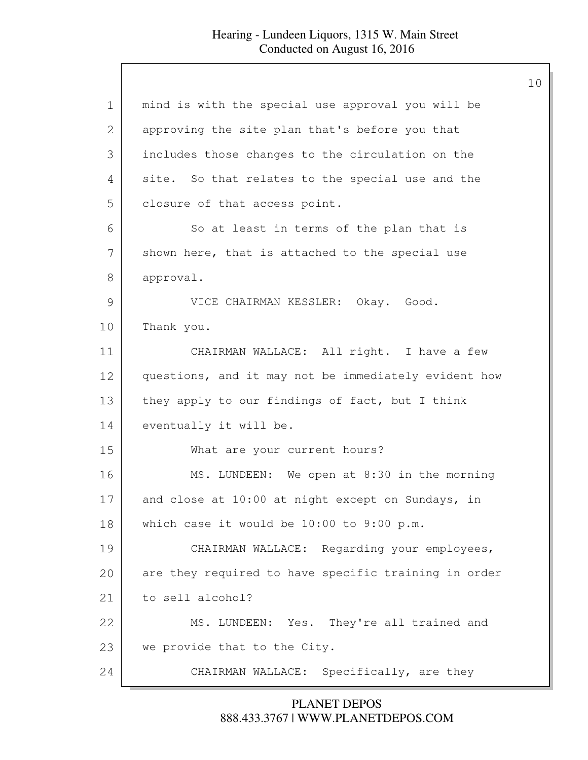mind is with the special use approval you will be approving the site plan that's before you that includes those changes to the circulation on the site. So that relates to the special use and the closure of that access point.

So at least in terms of the plan that is shown here, that is attached to the special use approval.

VICE CHAIRMAN KESSLER: Okay. Good. Thank you.

CHAIRMAN WALLACE: All right. I have a few questions, and it may not be immediately evident how they apply to our findings of fact, but I think eventually it will be.

What are your current hours?

MS. LUNDEEN: We open at 8:30 in the morning and close at 10:00 at night except on Sundays, in which case it would be 10:00 to 9:00 p.m.

CHAIRMAN WALLACE: Regarding your employees, are they required to have specific training in order to sell alcohol?

MS. LUNDEEN: Yes. They're all trained and we provide that to the City.

CHAIRMAN WALLACE: Specifically, are they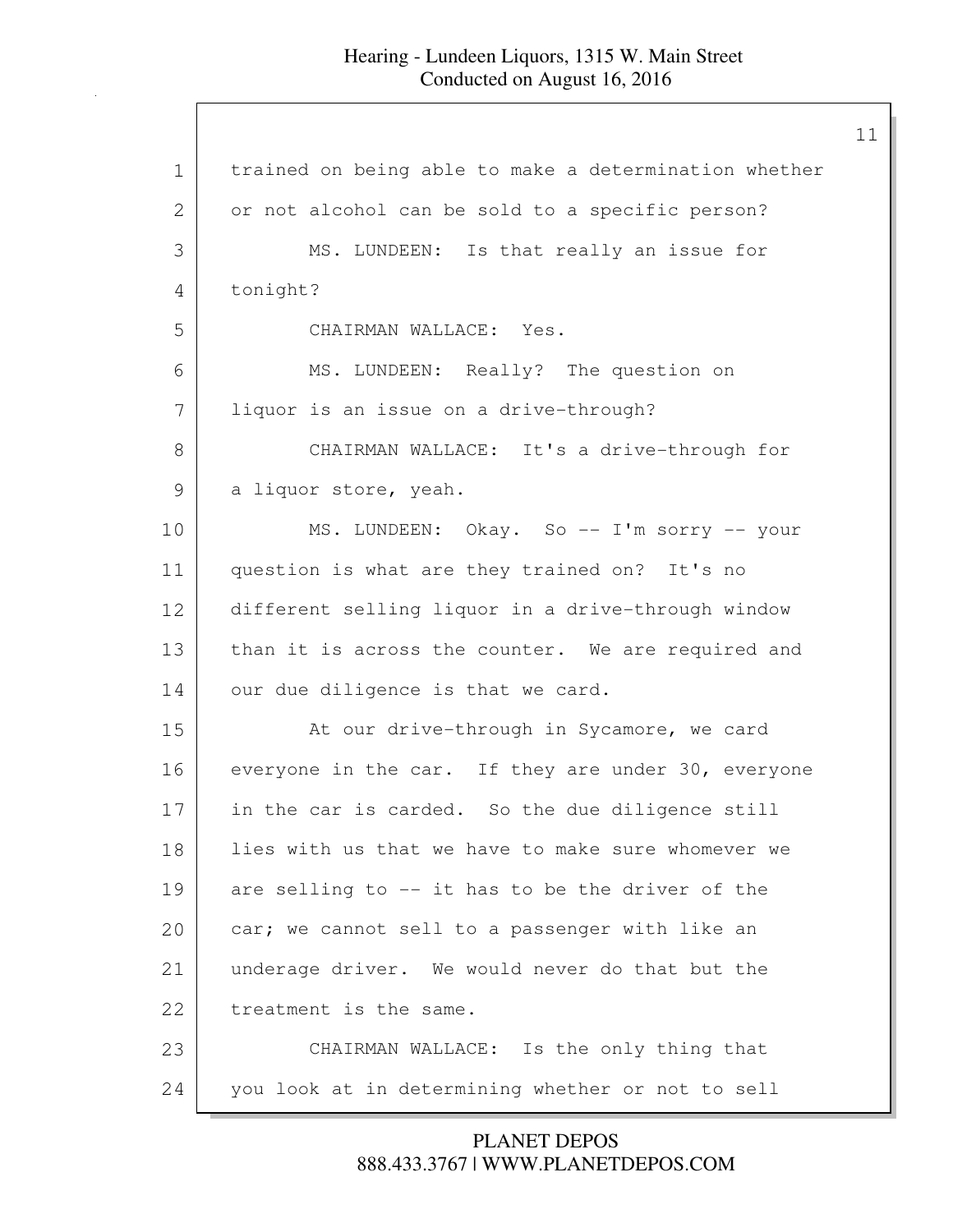trained on being able to make a determination whether or not alcohol can be sold to a specific person?

MS. LUNDEEN: Is that really an issue for tonight?

CHAIRMAN WALLACE: Yes.

MS. LUNDEEN: Really? The question on liquor is an issue on a drive-through?

CHAIRMAN WALLACE: It's a drive-through for a liquor store, yeah.

MS. LUNDEEN: Okay. So -- I'm sorry -- your question is what are they trained on? It's no different selling liquor in a drive-through window than it is across the counter. We are required and our due diligence is that we card.

At our drive-through in Sycamore, we card everyone in the car. If they are under 30, everyone in the car is carded. So the due diligence still lies with us that we have to make sure whomever we are selling to -- it has to be the driver of the car; we cannot sell to a passenger with like an underage driver. We would never do that but the treatment is the same.

CHAIRMAN WALLACE: Is the only thing that you look at in determining whether or not to sell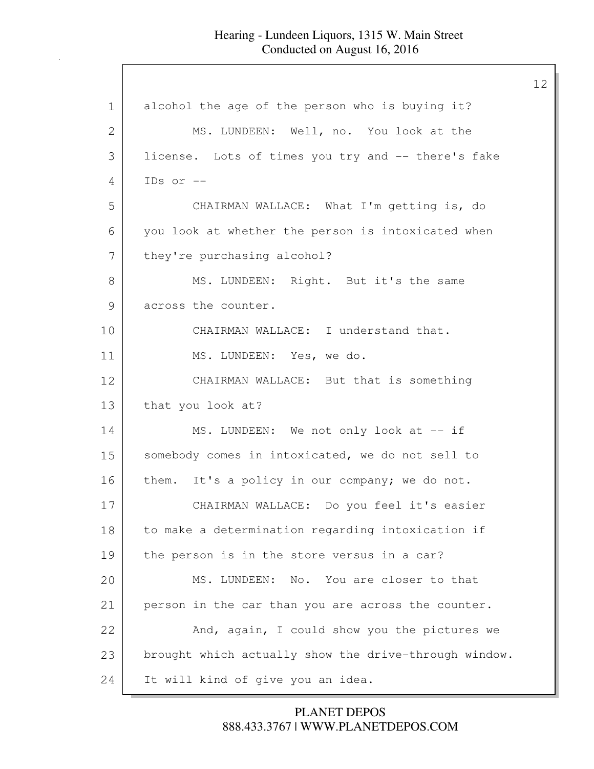1 alcohol the age of the person who is buying it?

2 MS. LUNDEEN: Well, no. You look at the

3 license. Lots of times you try and -- there's fake

4 IDs or --

5 CHAIRMAN WALLACE: What I'm getting is, do

6 you look at whether the person is intoxicated when

7 they're purchasing alcohol?

8 MS. LUNDEEN: Right. But it's the same

9 across the counter.

10 CHAIRMAN WALLACE: I understand that.

11 MS. LUNDEEN: Yes, we do.

12 CHAIRMAN WALLACE: But that is something

13 that you look at?

14 MS. LUNDEEN: We not only look at -- if

15 somebody comes in intoxicated, we do not sell to

16 them. It's a policy in our company; we do not.

17 CHAIRMAN WALLACE: Do you feel it's easier

18 to make a determination regarding intoxication if

19 the person is in the store versus in a car?

20 MS. LUNDEEN: No. You are closer to that

21 person in the car than you are across the counter.

22 And, again, I could show you the pictures we

23 brought which actually show the drive-through window.

24 It will kind of give you an idea.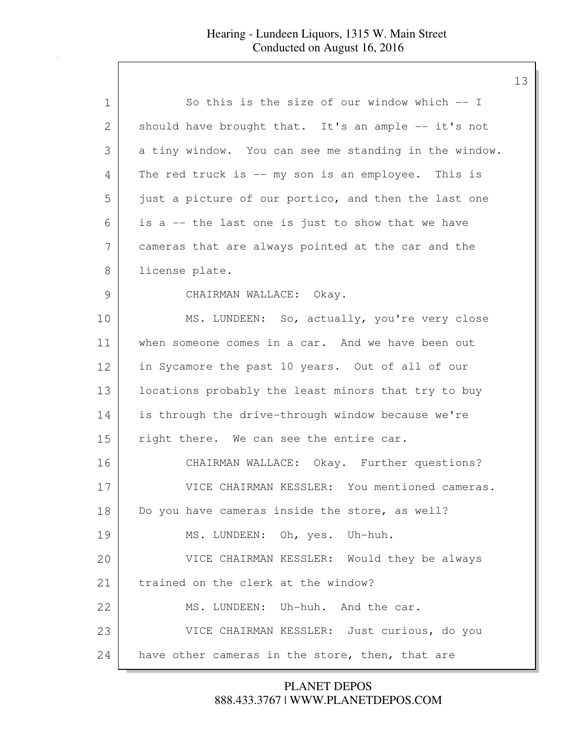So this is the size of our window which -- I should have brought that. It's an ample -- it's not a tiny window. You can see me standing in the window. The red truck is -- my son is an employee. This is just a picture of our portico, and then the last one is a -- the last one is just to show that we have cameras that are always pointed at the car and the license plate.

CHAIRMAN WALLACE: Okay.

MS. LUNDEEN: So, actually, you're very close when someone comes in a car. And we have been out in Sycamore the past 10 years. Out of all of our locations probably the least minors that try to buy is through the drive-through window because we're right there. We can see the entire car.

CHAIRMAN WALLACE: Okay. Further questions?

VICE CHAIRMAN KESSLER: You mentioned cameras. Do you have cameras inside the store, as well?

MS. LUNDEEN: Oh, yes. Uh-huh.

VICE CHAIRMAN KESSLER: Would they be always trained on the clerk at the window?

MS. LUNDEEN: Uh-huh. And the car.

VICE CHAIRMAN KESSLER: Just curious, do you have other cameras in the store, then, that are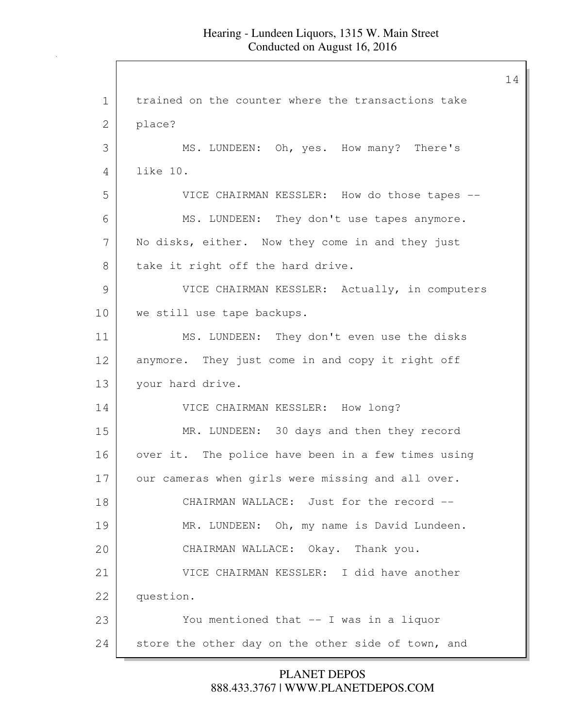trained on the counter where the transactions take place?

MS. LUNDEEN: Oh, yes. How many? There's like 10.

VICE CHAIRMAN KESSLER: How do those tapes --

MS. LUNDEEN: They don't use tapes anymore. No disks, either. Now they come in and they just take it right off the hard drive.

VICE CHAIRMAN KESSLER: Actually, in computers we still use tape backups.

MS. LUNDEEN: They don't even use the disks anymore. They just come in and copy it right off your hard drive.

VICE CHAIRMAN KESSLER: How long?

MR. LUNDEEN: 30 days and then they record over it. The police have been in a few times using our cameras when girls were missing and all over.

CHAIRMAN WALLACE: Just for the record --

MR. LUNDEEN: Oh, my name is David Lundeen.

CHAIRMAN WALLACE: Okay. Thank you.

VICE CHAIRMAN KESSLER: I did have another question.

You mentioned that -- I was in a liquor store the other day on the other side of town, and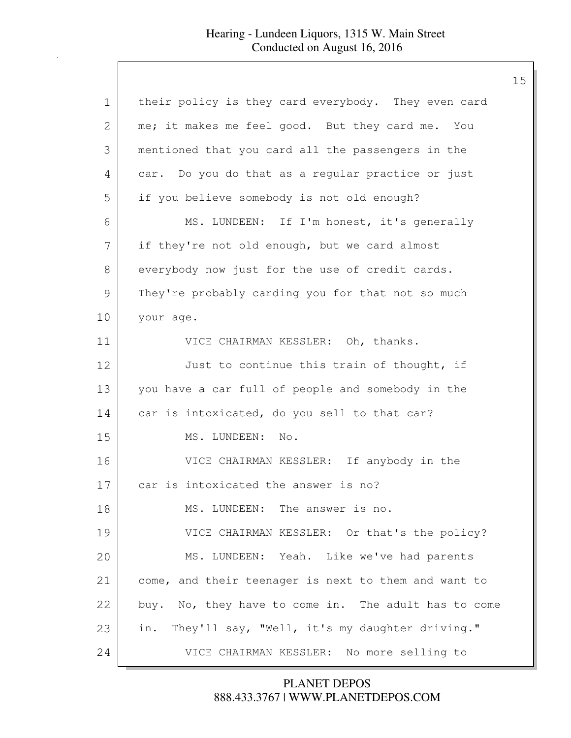their policy is they card everybody. They even card me; it makes me feel good. But they card me. You mentioned that you card all the passengers in the car. Do you do that as a regular practice or just if you believe somebody is not old enough?

MS. LUNDEEN: If I'm honest, it's generally if they're not old enough, but we card almost everybody now just for the use of credit cards. They're probably carding you for that not so much your age.

VICE CHAIRMAN KESSLER: Oh, thanks.

Just to continue this train of thought, if you have a car full of people and somebody in the car is intoxicated, do you sell to that car?

MS. LUNDEEN: No.

VICE CHAIRMAN KESSLER: If anybody in the car is intoxicated the answer is no?

MS. LUNDEEN: The answer is no.

VICE CHAIRMAN KESSLER: Or that's the policy?

MS. LUNDEEN: Yeah. Like we've had parents come, and their teenager is next to them and want to buy. No, they have to come in. The adult has to come in. They'll say, "Well, it's my daughter driving."

VICE CHAIRMAN KESSLER: No more selling to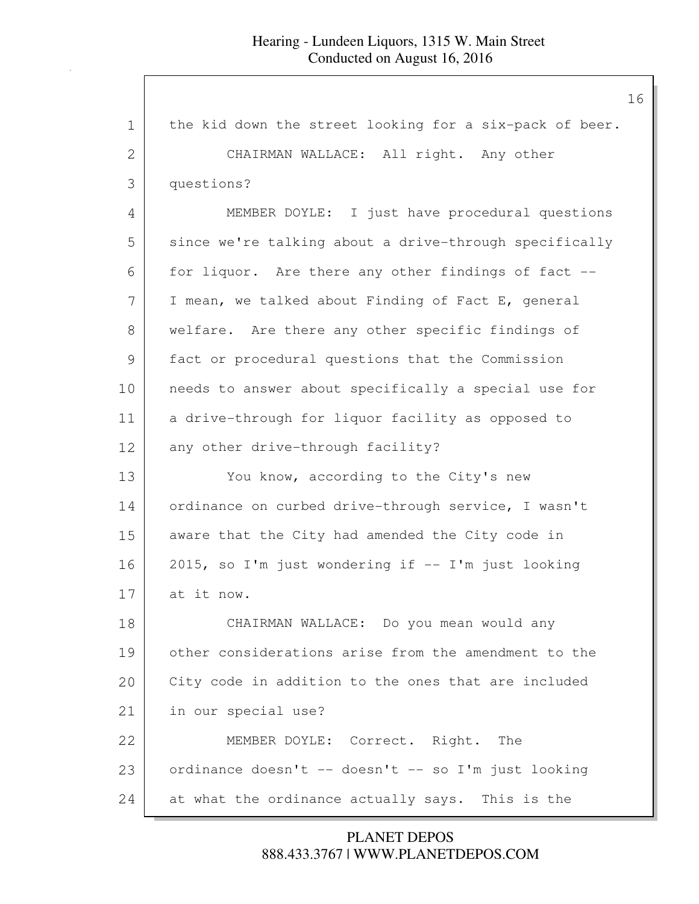the kid down the street looking for a six-pack of beer.

CHAIRMAN WALLACE: All right. Any other questions?

MEMBER DOYLE: I just have procedural questions since we're talking about a drive-through specifically for liquor. Are there any other findings of fact -- I mean, we talked about Finding of Fact E, general welfare. Are there any other specific findings of fact or procedural questions that the Commission needs to answer about specifically a special use for a drive-through for liquor facility as opposed to any other drive-through facility?

You know, according to the City's new ordinance on curbed drive-through service, I wasn't aware that the City had amended the City code in 2015, so I'm just wondering if -- I'm just looking at it now.

CHAIRMAN WALLACE: Do you mean would any other considerations arise from the amendment to the City code in addition to the ones that are included in our special use?

MEMBER DOYLE: Correct. Right. The ordinance doesn't -- doesn't -- so I'm just looking at what the ordinance actually says. This is the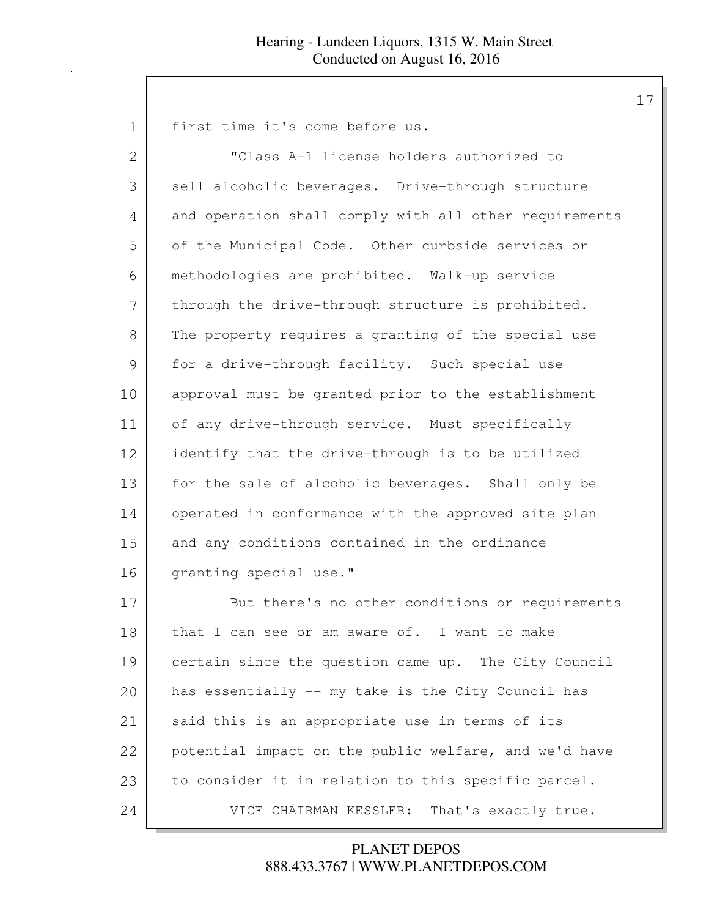first time it's come before us.

"Class A-1 license holders authorized to sell alcoholic beverages. Drive-through structure and operation shall comply with all other requirements of the Municipal Code. Other curbside services or methodologies are prohibited. Walk-up service through the drive-through structure is prohibited. The property requires a granting of the special use for a drive-through facility. Such special use approval must be granted prior to the establishment of any drive-through service. Must specifically identify that the drive-through is to be utilized for the sale of alcoholic beverages. Shall only be operated in conformance with the approved site plan and any conditions contained in the ordinance granting special use."

But there's no other conditions or requirements that I can see or am aware of. I want to make certain since the question came up. The City Council has essentially -- my take is the City Council has said this is an appropriate use in terms of its potential impact on the public welfare, and we'd have to consider it in relation to this specific parcel.

VICE CHAIRMAN KESSLER: That's exactly true.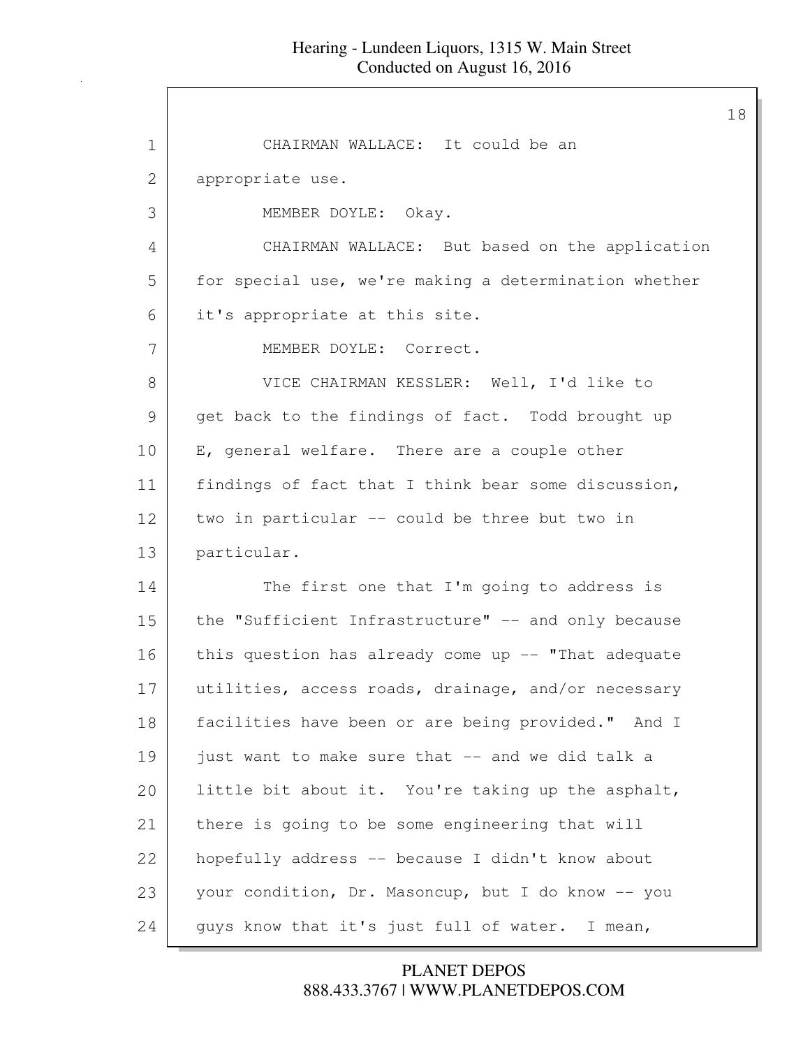CHAIRMAN WALLACE: It could be an appropriate use.

MEMBER DOYLE: Okay.

CHAIRMAN WALLACE: But based on the application for special use, we're making a determination whether it's appropriate at this site.

MEMBER DOYLE: Correct.

VICE CHAIRMAN KESSLER: Well, I'd like to get back to the findings of fact. Todd brought up E, general welfare. There are a couple other findings of fact that I think bear some discussion, two in particular -- could be three but two in particular.

The first one that I'm going to address is the "Sufficient Infrastructure" -- and only because this question has already come up -- "That adequate utilities, access roads, drainage, and/or necessary facilities have been or are being provided." And I just want to make sure that -- and we did talk a little bit about it. You're taking up the asphalt, there is going to be some engineering that will hopefully address -- because I didn't know about your condition, Dr. Masoncup, but I do know -- you guys know that it's just full of water. I mean,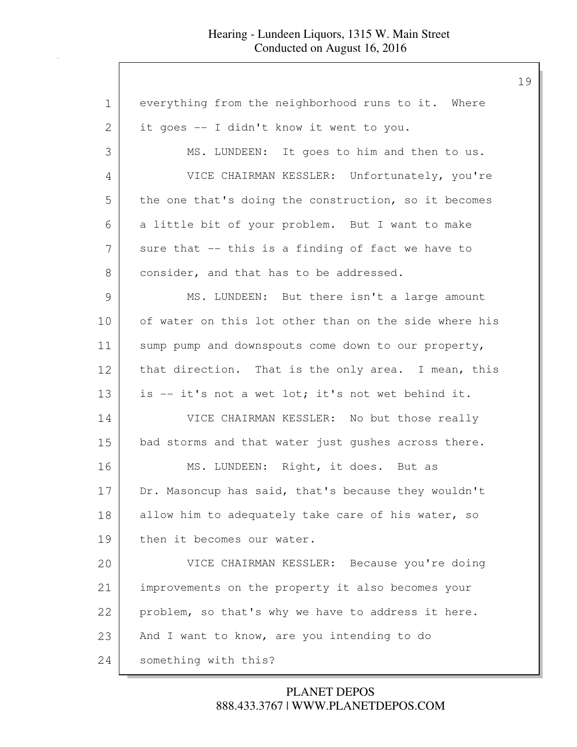everything from the neighborhood runs to it. Where it goes -- I didn't know it went to you.

MS. LUNDEEN: It goes to him and then to us.

VICE CHAIRMAN KESSLER: Unfortunately, you're the one that's doing the construction, so it becomes a little bit of your problem. But I want to make sure that -- this is a finding of fact we have to consider, and that has to be addressed.

MS. LUNDEEN: But there isn't a large amount of water on this lot other than on the side where his sump pump and downspouts come down to our property, that direction. That is the only area. I mean, this is -- it's not a wet lot; it's not wet behind it.

VICE CHAIRMAN KESSLER: No but those really bad storms and that water just gushes across there.

MS. LUNDEEN: Right, it does. But as Dr. Masoncup has said, that's because they wouldn't allow him to adequately take care of his water, so then it becomes our water.

VICE CHAIRMAN KESSLER: Because you're doing improvements on the property it also becomes your problem, so that's why we have to address it here. And I want to know, are you intending to do something with this?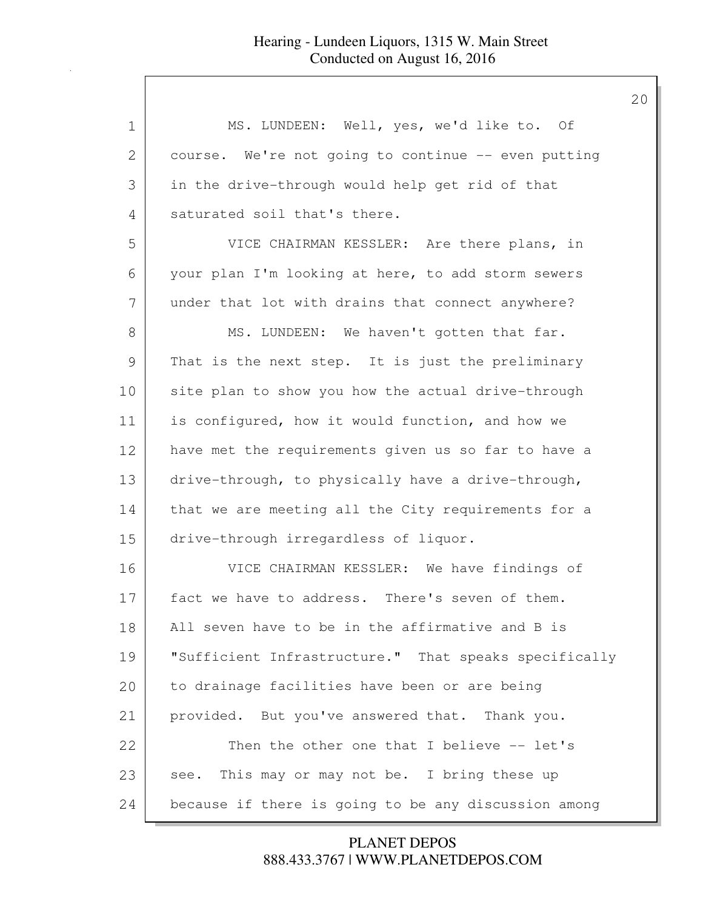MS. LUNDEEN: Well, yes, we'd like to. Of course. We're not going to continue -- even putting in the drive-through would help get rid of that saturated soil that's there.

VICE CHAIRMAN KESSLER: Are there plans, in your plan I'm looking at here, to add storm sewers under that lot with drains that connect anywhere?

MS. LUNDEEN: We haven't gotten that far. That is the next step. It is just the preliminary site plan to show you how the actual drive-through is configured, how it would function, and how we have met the requirements given us so far to have a drive-through, to physically have a drive-through, that we are meeting all the City requirements for a drive-through irregardless of liquor.

VICE CHAIRMAN KESSLER: We have findings of fact we have to address. There's seven of them. All seven have to be in the affirmative and B is "Sufficient Infrastructure." That speaks specifically to drainage facilities have been or are being provided. But you've answered that. Thank you.

Then the other one that I believe -- let's see. This may or may not be. I bring these up because if there is going to be any discussion among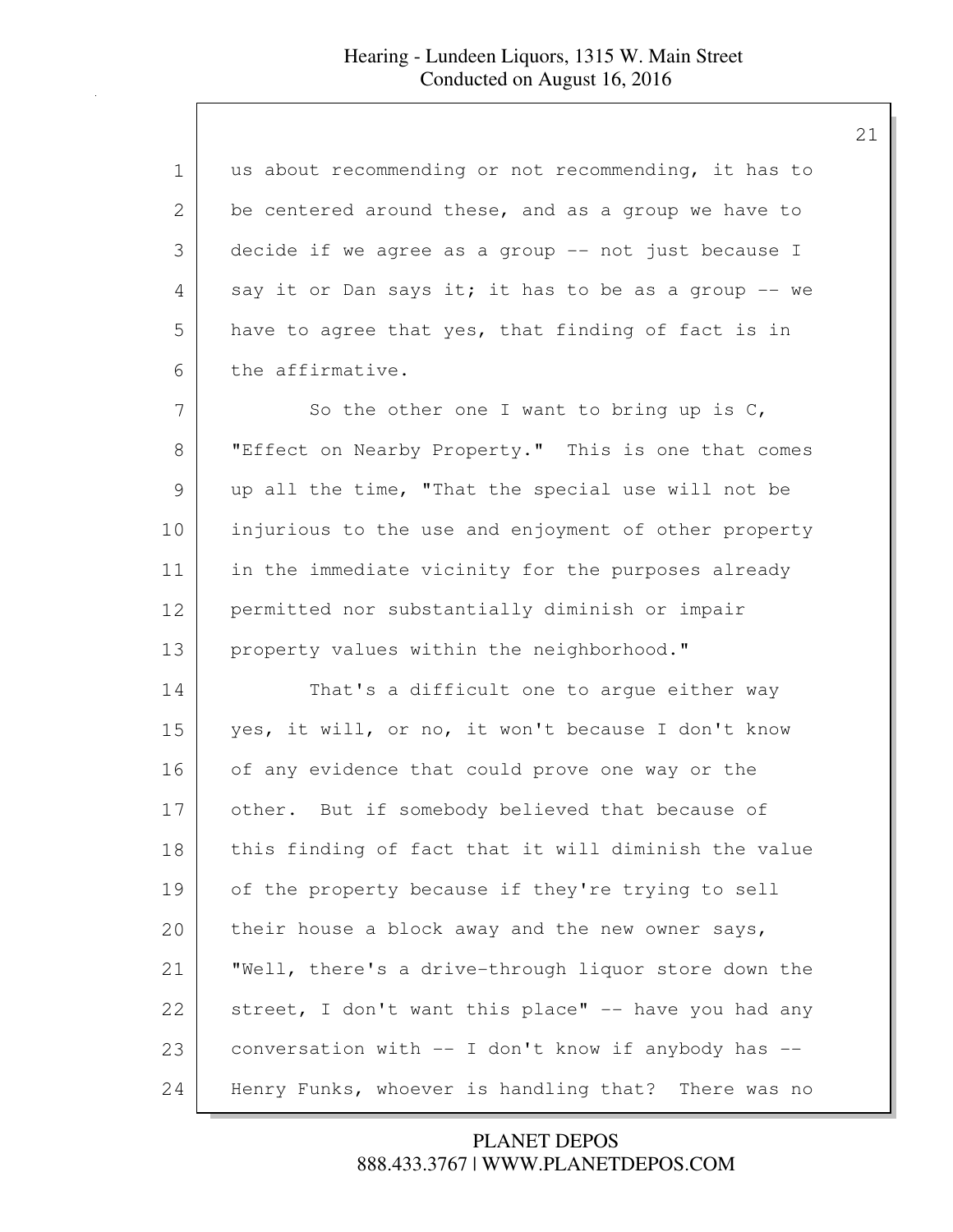us about recommending or not recommending, it has to be centered around these, and as a group we have to decide if we agree as a group -- not just because I say it or Dan says it; it has to be as a group -- we have to agree that yes, that finding of fact is in the affirmative.

So the other one I want to bring up is C, "Effect on Nearby Property." This is one that comes up all the time, "That the special use will not be injurious to the use and enjoyment of other property in the immediate vicinity for the purposes already permitted nor substantially diminish or impair property values within the neighborhood."

That's a difficult one to argue either way yes, it will, or no, it won't because I don't know of any evidence that could prove one way or the other. But if somebody believed that because of this finding of fact that it will diminish the value of the property because if they're trying to sell their house a block away and the new owner says, "Well, there's a drive-through liquor store down the street, I don't want this place" -- have you had any conversation with -- I don't know if anybody has -- Henry Funks, whoever is handling that? There was no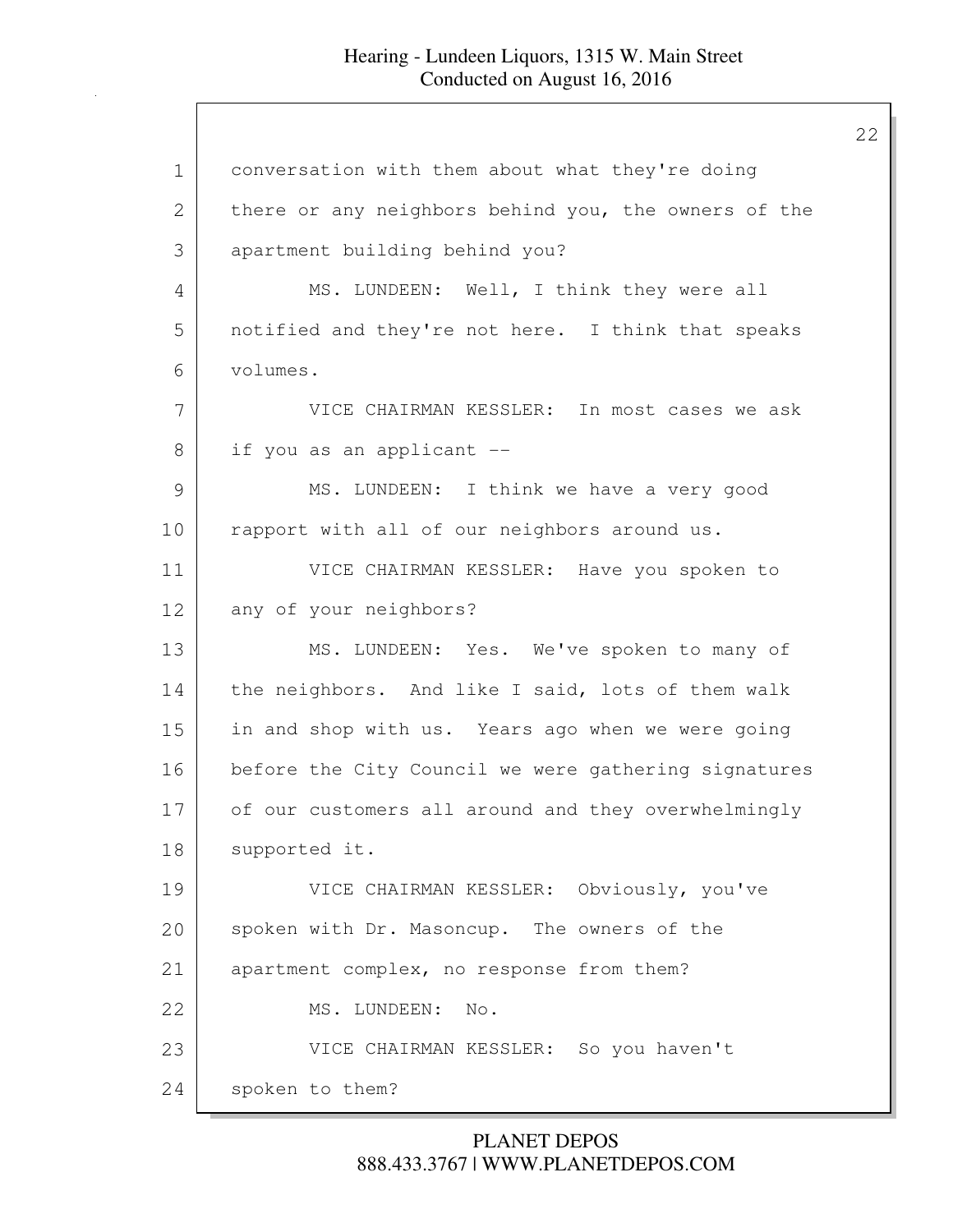conversation with them about what they're doing there or any neighbors behind you, the owners of the apartment building behind you?

MS. LUNDEEN: Well, I think they were all notified and they're not here. I think that speaks volumes.

VICE CHAIRMAN KESSLER: In most cases we ask if you as an applicant --

MS. LUNDEEN: I think we have a very good rapport with all of our neighbors around us.

VICE CHAIRMAN KESSLER: Have you spoken to any of your neighbors?

MS. LUNDEEN: Yes. We've spoken to many of the neighbors. And like I said, lots of them walk in and shop with us. Years ago when we were going before the City Council we were gathering signatures of our customers all around and they overwhelmingly supported it.

VICE CHAIRMAN KESSLER: Obviously, you've spoken with Dr. Masoncup. The owners of the apartment complex, no response from them?

MS. LUNDEEN: No.

VICE CHAIRMAN KESSLER: So you haven't spoken to them?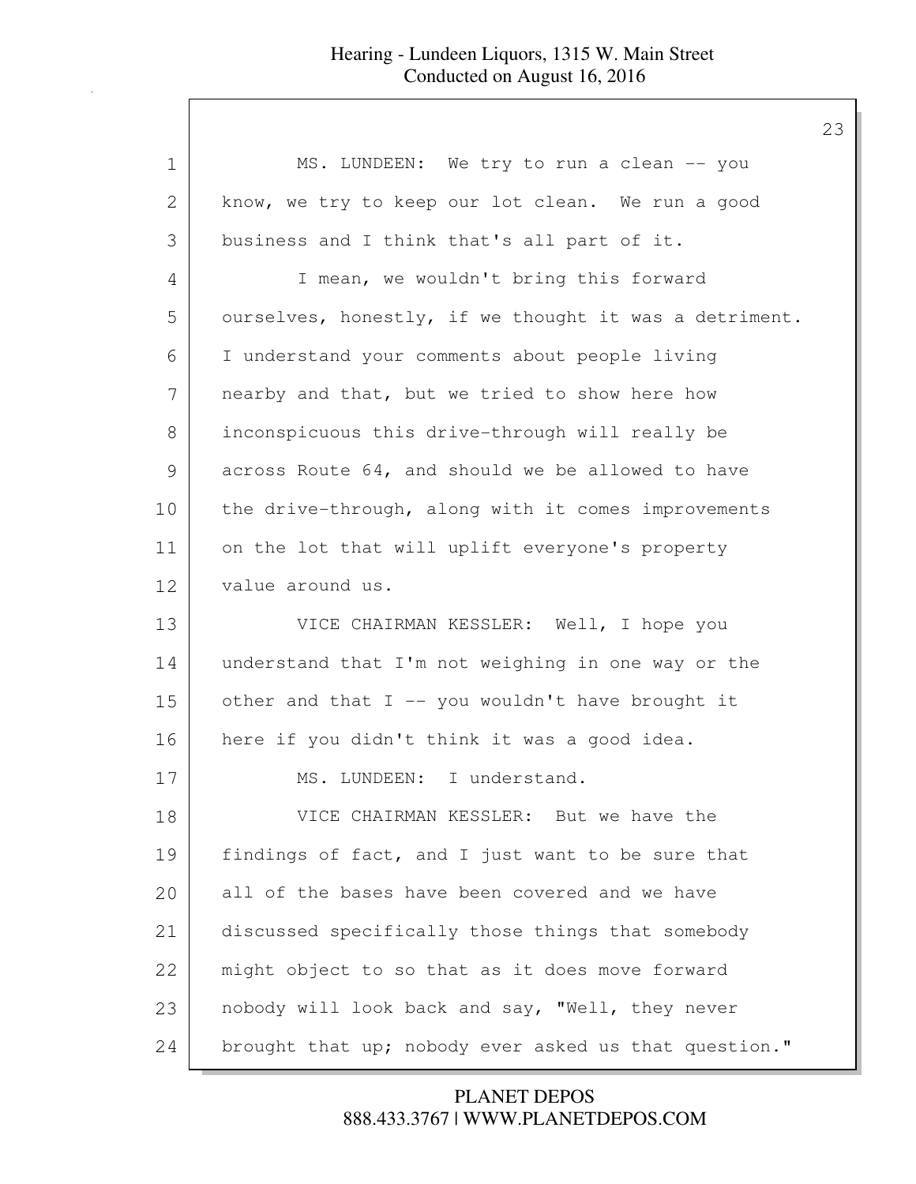MS. LUNDEEN: We try to run a clean -- you know, we try to keep our lot clean. We run a good business and I think that's all part of it.

I mean, we wouldn't bring this forward ourselves, honestly, if we thought it was a detriment. I understand your comments about people living nearby and that, but we tried to show here how inconspicuous this drive-through will really be across Route 64, and should we be allowed to have the drive-through, along with it comes improvements on the lot that will uplift everyone's property value around us.

VICE CHAIRMAN KESSLER: Well, I hope you understand that I'm not weighing in one way or the other and that I -- you wouldn't have brought it here if you didn't think it was a good idea.

MS. LUNDEEN: I understand.

VICE CHAIRMAN KESSLER: But we have the findings of fact, and I just want to be sure that all of the bases have been covered and we have discussed specifically those things that somebody might object to so that as it does move forward nobody will look back and say, "Well, they never brought that up; nobody ever asked us that question."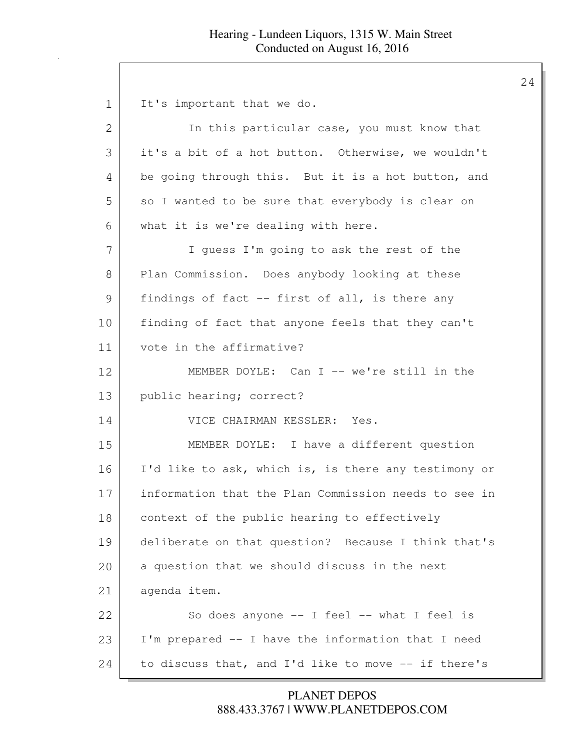It's important that we do.

In this particular case, you must know that it's a bit of a hot button. Otherwise, we wouldn't be going through this. But it is a hot button, and so I wanted to be sure that everybody is clear on what it is we're dealing with here.

I guess I'm going to ask the rest of the Plan Commission. Does anybody looking at these findings of fact -- first of all, is there any finding of fact that anyone feels that they can't vote in the affirmative?

MEMBER DOYLE: Can I -- we're still in the public hearing; correct?

VICE CHAIRMAN KESSLER: Yes.

MEMBER DOYLE: I have a different question I'd like to ask, which is, is there any testimony or information that the Plan Commission needs to see in context of the public hearing to effectively deliberate on that question? Because I think that's a question that we should discuss in the next agenda item.

So does anyone -- I feel -- what I feel is I'm prepared -- I have the information that I need to discuss that, and I'd like to move -- if there's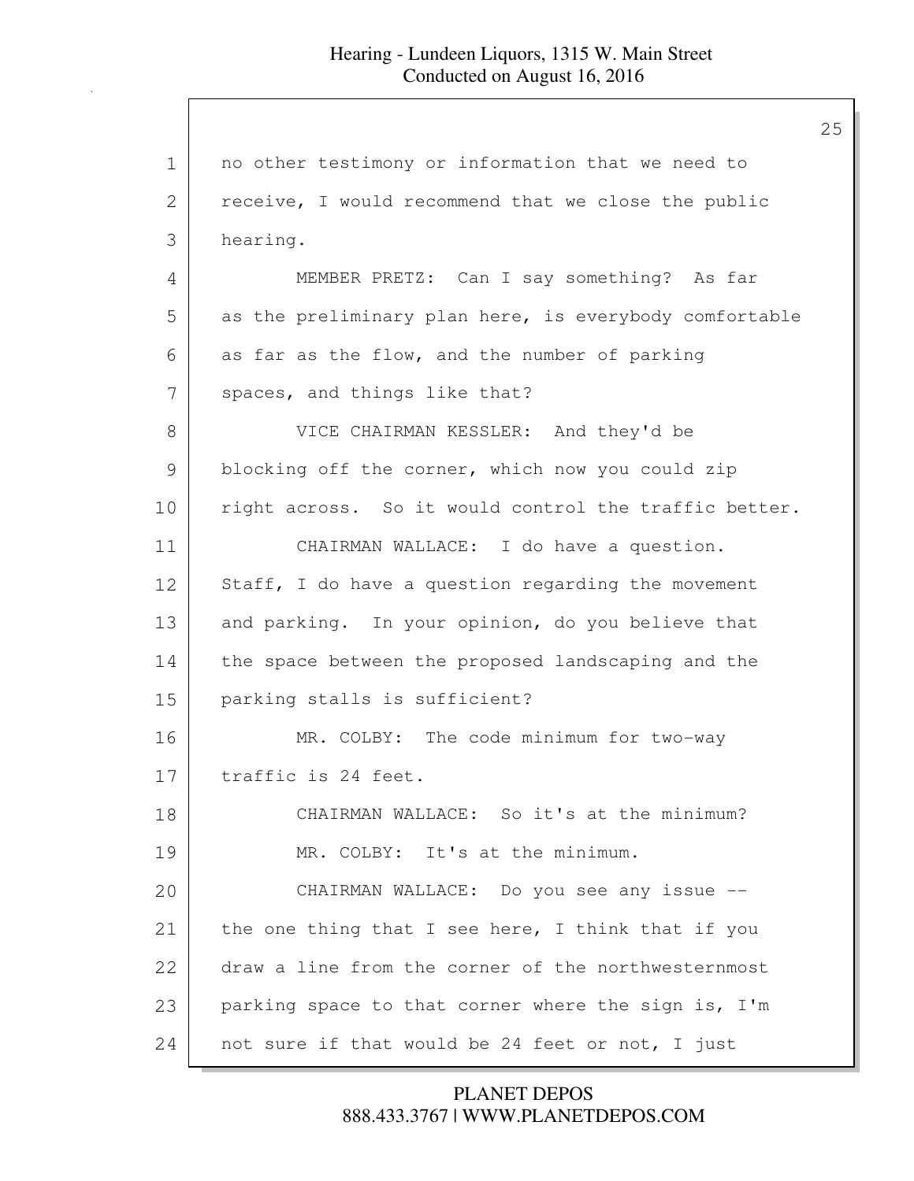no other testimony or information that we need to receive, I would recommend that we close the public hearing.

MEMBER PRETZ: Can I say something? As far as the preliminary plan here, is everybody comfortable as far as the flow, and the number of parking spaces, and things like that?

VICE CHAIRMAN KESSLER: And they'd be blocking off the corner, which now you could zip right across. So it would control the traffic better.

CHAIRMAN WALLACE: I do have a question. Staff, I do have a question regarding the movement and parking. In your opinion, do you believe that the space between the proposed landscaping and the parking stalls is sufficient?

MR. COLBY: The code minimum for two-way traffic is 24 feet.

CHAIRMAN WALLACE: So it's at the minimum?

MR. COLBY: It's at the minimum.

CHAIRMAN WALLACE: Do you see any issue -- the one thing that I see here, I think that if you draw a line from the corner of the northwesternmost parking space to that corner where the sign is, I'm not sure if that would be 24 feet or not, I just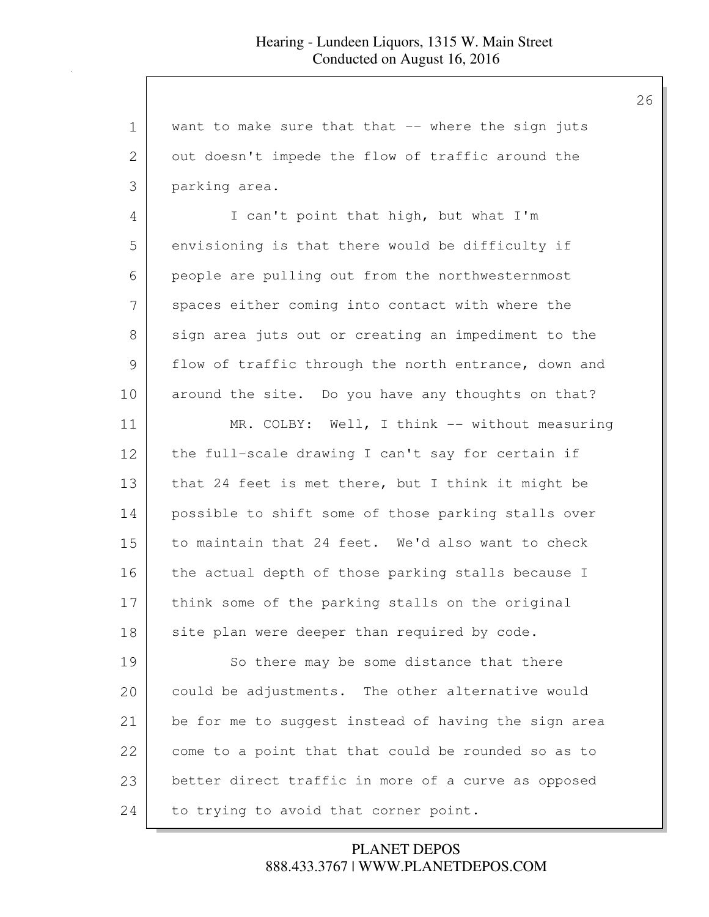want to make sure that that -- where the sign juts out doesn't impede the flow of traffic around the parking area.

I can't point that high, but what I'm envisioning is that there would be difficulty if people are pulling out from the northwesternmost spaces either coming into contact with where the sign area juts out or creating an impediment to the flow of traffic through the north entrance, down and around the site. Do you have any thoughts on that?

MR. COLBY: Well, I think -- without measuring the full-scale drawing I can't say for certain if that 24 feet is met there, but I think it might be possible to shift some of those parking stalls over to maintain that 24 feet. We'd also want to check the actual depth of those parking stalls because I think some of the parking stalls on the original site plan were deeper than required by code.

So there may be some distance that there could be adjustments. The other alternative would be for me to suggest instead of having the sign area come to a point that that could be rounded so as to better direct traffic in more of a curve as opposed to trying to avoid that corner point.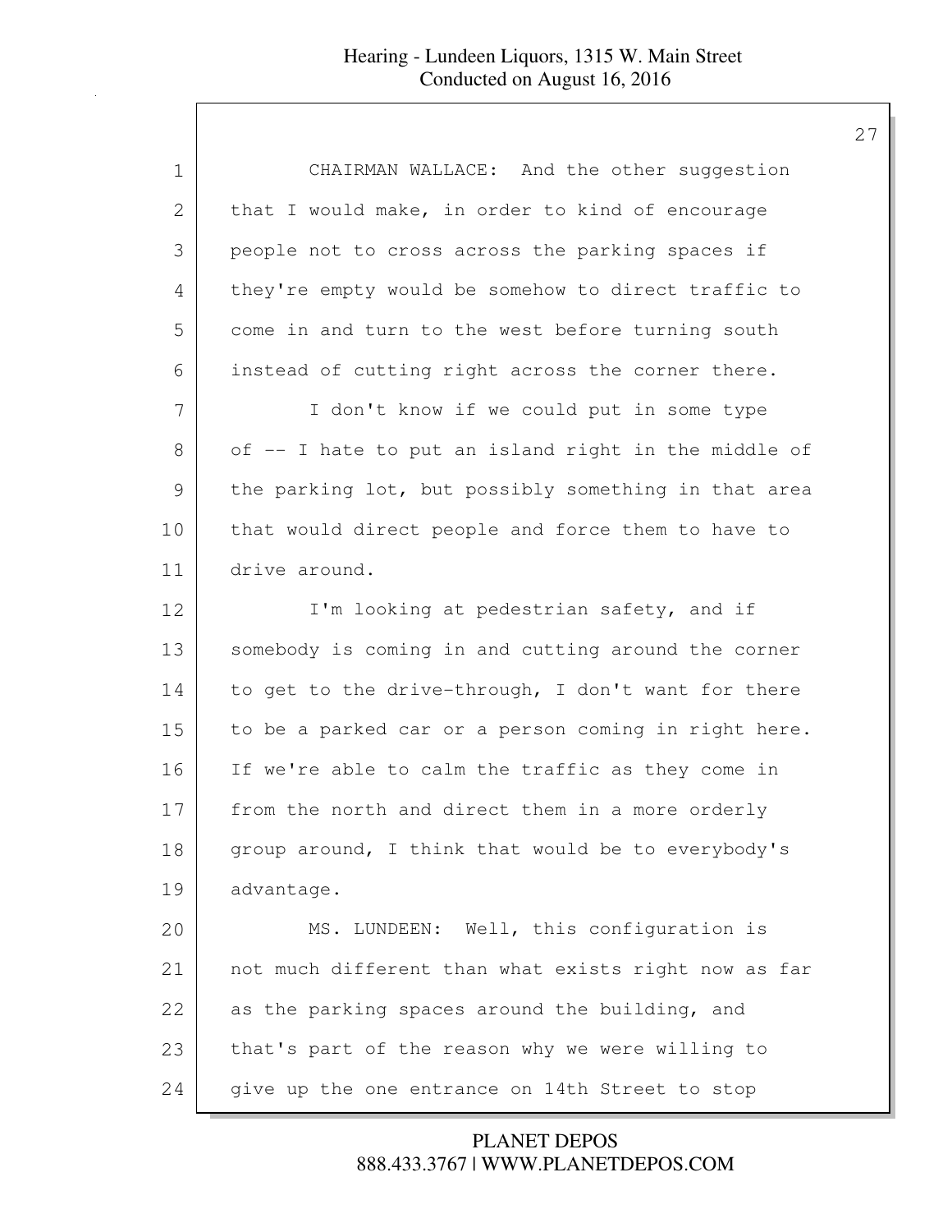CHAIRMAN WALLACE: And the other suggestion that I would make, in order to kind of encourage people not to cross across the parking spaces if they're empty would be somehow to direct traffic to come in and turn to the west before turning south instead of cutting right across the corner there.

I don't know if we could put in some type of -- I hate to put an island right in the middle of the parking lot, but possibly something in that area that would direct people and force them to have to drive around.

I'm looking at pedestrian safety, and if somebody is coming in and cutting around the corner to get to the drive-through, I don't want for there to be a parked car or a person coming in right here. If we're able to calm the traffic as they come in from the north and direct them in a more orderly group around, I think that would be to everybody's advantage.

MS. LUNDEEN: Well, this configuration is not much different than what exists right now as far as the parking spaces around the building, and that's part of the reason why we were willing to give up the one entrance on 14th Street to stop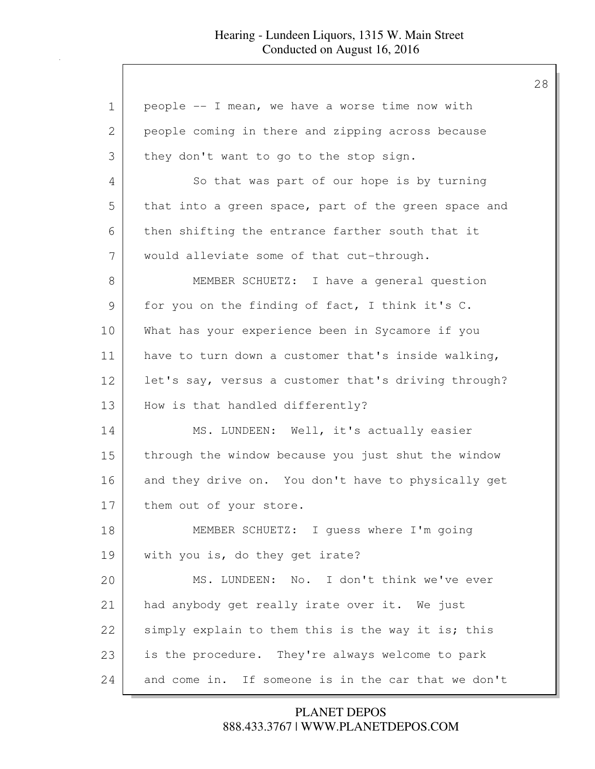people -- I mean, we have a worse time now with people coming in there and zipping across because they don't want to go to the stop sign.

So that was part of our hope is by turning that into a green space, part of the green space and then shifting the entrance farther south that it would alleviate some of that cut-through.

MEMBER SCHUETZ: I have a general question for you on the finding of fact, I think it's C. What has your experience been in Sycamore if you have to turn down a customer that's inside walking, let's say, versus a customer that's driving through? How is that handled differently?

MS. LUNDEEN: Well, it's actually easier through the window because you just shut the window and they drive on. You don't have to physically get them out of your store.

MEMBER SCHUETZ: I guess where I'm going with you is, do they get irate?

MS. LUNDEEN: No. I don't think we've ever had anybody get really irate over it. We just simply explain to them this is the way it is; this is the procedure. They're always welcome to park and come in. If someone is in the car that we don't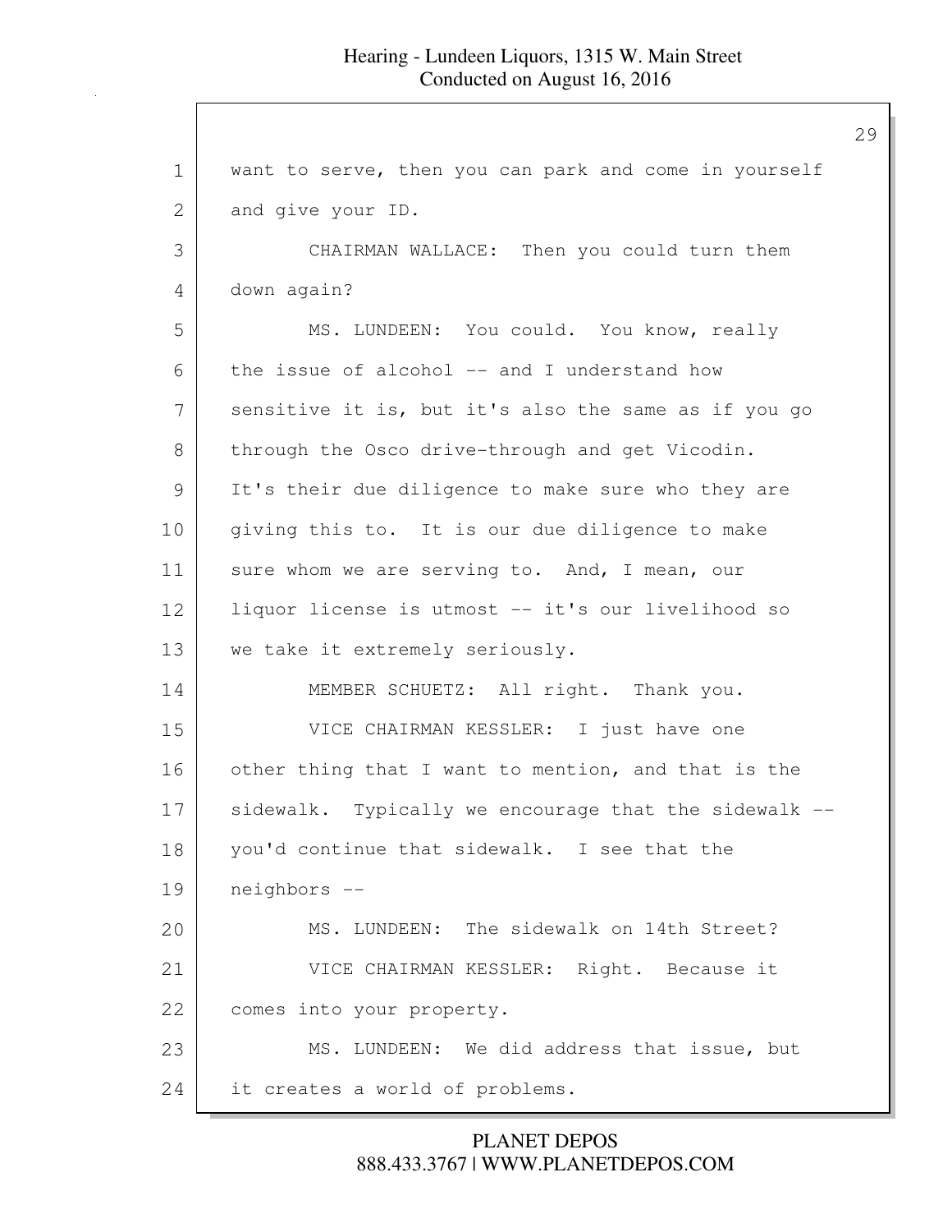want to serve, then you can park and come in yourself and give your ID.

CHAIRMAN WALLACE: Then you could turn them down again?

MS. LUNDEEN: You could. You know, really the issue of alcohol -- and I understand how sensitive it is, but it's also the same as if you go through the Osco drive-through and get Vicodin. It's their due diligence to make sure who they are giving this to. It is our due diligence to make sure whom we are serving to. And, I mean, our liquor license is utmost -- it's our livelihood so we take it extremely seriously.

MEMBER SCHUETZ: All right. Thank you.

VICE CHAIRMAN KESSLER: I just have one other thing that I want to mention, and that is the sidewalk. Typically we encourage that the sidewalk -- you'd continue that sidewalk. I see that the neighbors --

MS. LUNDEEN: The sidewalk on 14th Street?

VICE CHAIRMAN KESSLER: Right. Because it comes into your property.

MS. LUNDEEN: We did address that issue, but it creates a world of problems.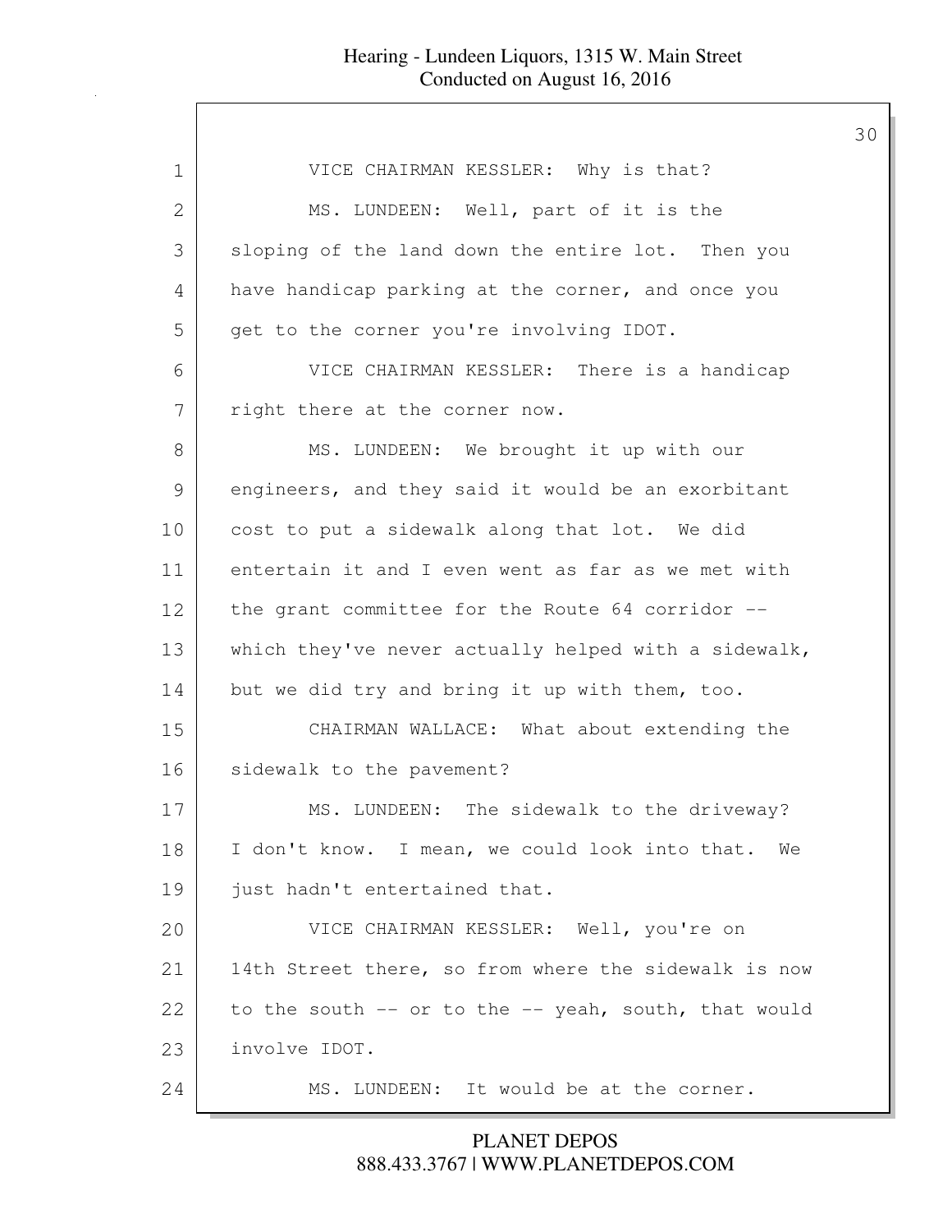VICE CHAIRMAN KESSLER: Why is that?

MS. LUNDEEN: Well, part of it is the sloping of the land down the entire lot. Then you have handicap parking at the corner, and once you get to the corner you're involving IDOT.

VICE CHAIRMAN KESSLER: There is a handicap right there at the corner now.

MS. LUNDEEN: We brought it up with our engineers, and they said it would be an exorbitant cost to put a sidewalk along that lot. We did entertain it and I even went as far as we met with the grant committee for the Route 64 corridor -- which they've never actually helped with a sidewalk, but we did try and bring it up with them, too.

CHAIRMAN WALLACE: What about extending the sidewalk to the pavement?

MS. LUNDEEN: The sidewalk to the driveway? I don't know. I mean, we could look into that. We just hadn't entertained that.

VICE CHAIRMAN KESSLER: Well, you're on 14th Street there, so from where the sidewalk is now to the south -- or to the -- yeah, south, that would involve IDOT.

MS. LUNDEEN: It would be at the corner.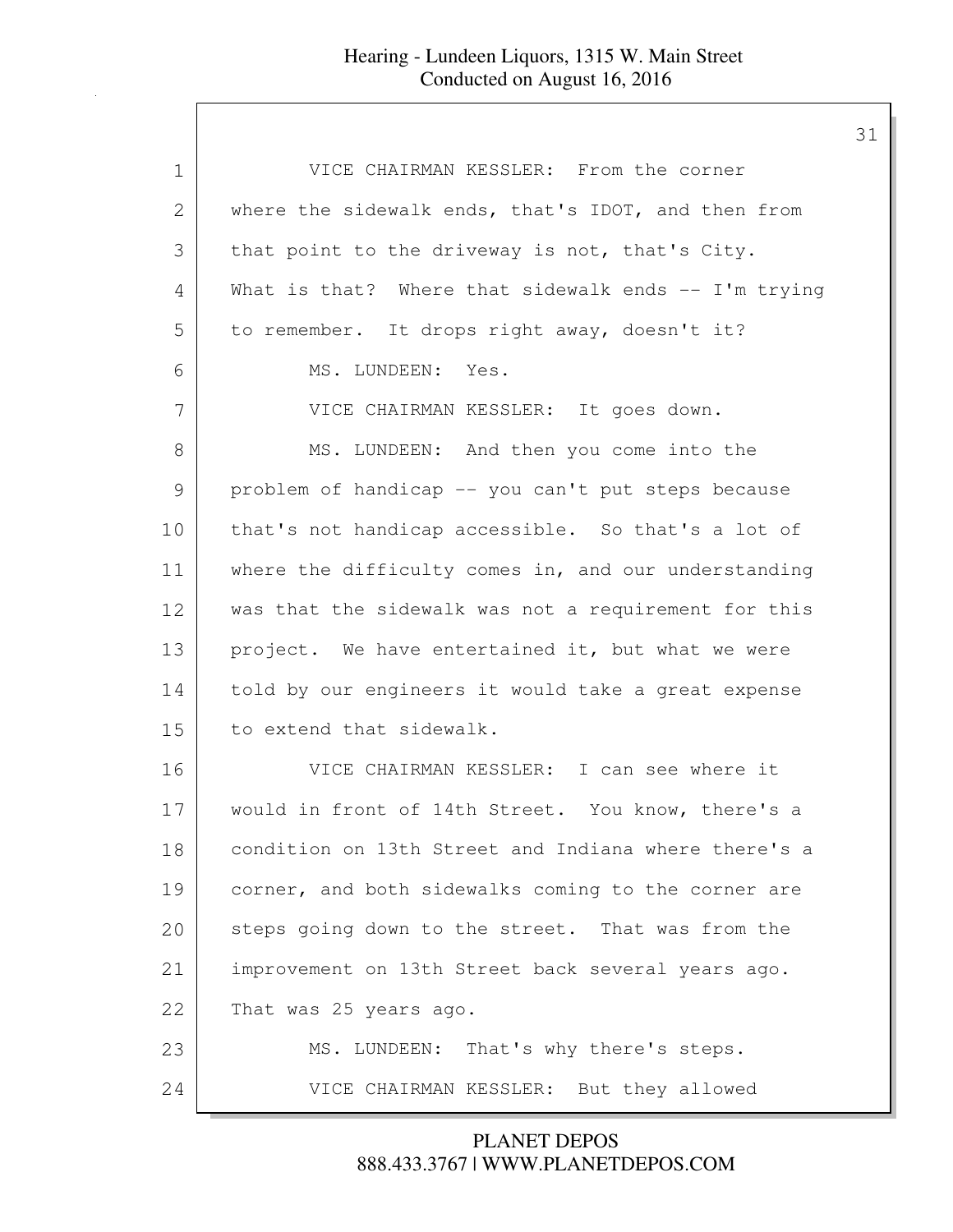VICE CHAIRMAN KESSLER: From the corner where the sidewalk ends, that's IDOT, and then from that point to the driveway is not, that's City. What is that? Where that sidewalk ends -- I'm trying to remember. It drops right away, doesn't it?

MS. LUNDEEN: Yes.

VICE CHAIRMAN KESSLER: It goes down.

MS. LUNDEEN: And then you come into the problem of handicap -- you can't put steps because that's not handicap accessible. So that's a lot of where the difficulty comes in, and our understanding was that the sidewalk was not a requirement for this project. We have entertained it, but what we were told by our engineers it would take a great expense to extend that sidewalk.

VICE CHAIRMAN KESSLER: I can see where it would in front of 14th Street. You know, there's a condition on 13th Street and Indiana where there's a corner, and both sidewalks coming to the corner are steps going down to the street. That was from the improvement on 13th Street back several years ago. That was 25 years ago.

MS. LUNDEEN: That's why there's steps.

VICE CHAIRMAN KESSLER: But they allowed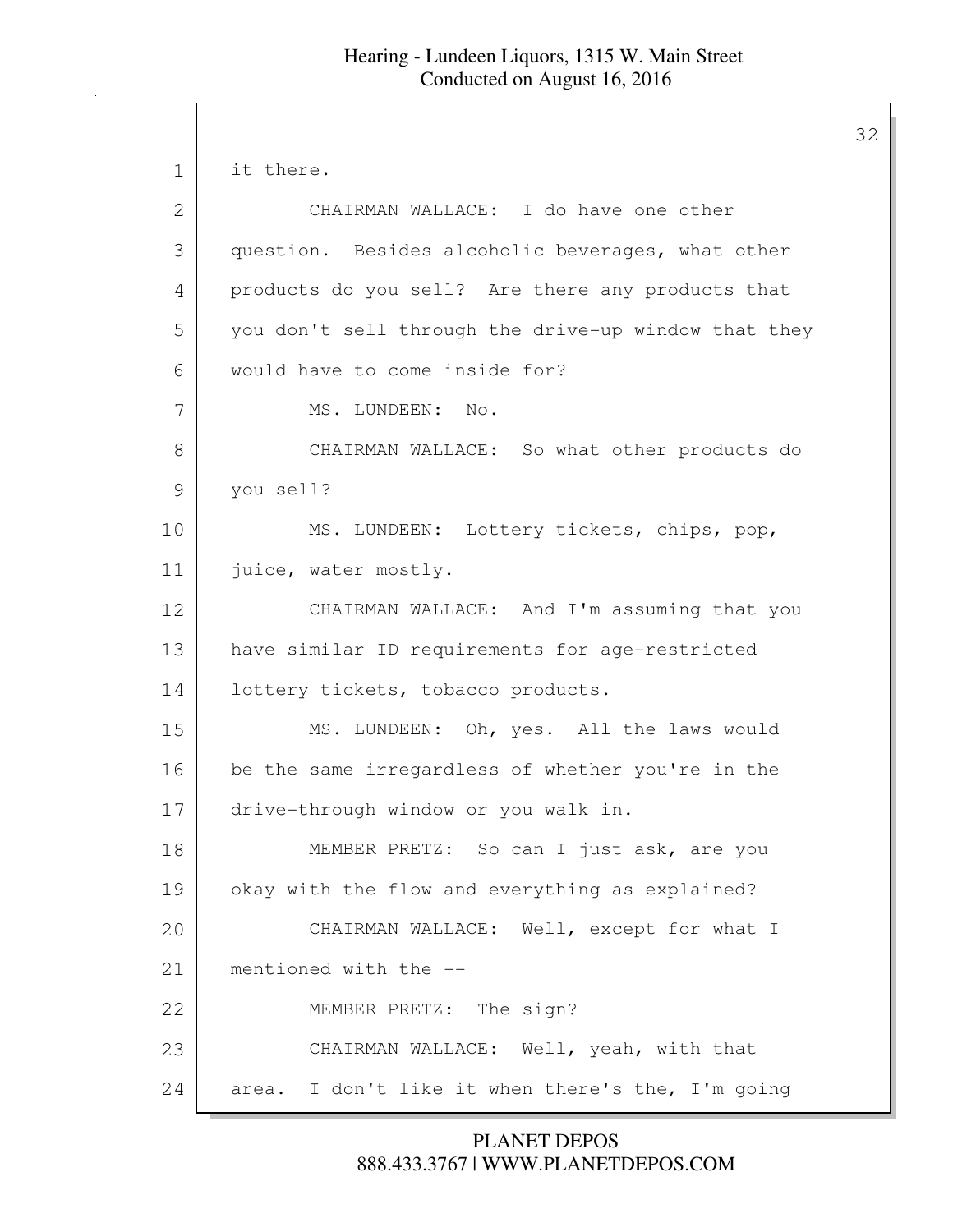it there.

CHAIRMAN WALLACE: I do have one other question. Besides alcoholic beverages, what other products do you sell? Are there any products that you don't sell through the drive-up window that they would have to come inside for?

MS. LUNDEEN: No.

CHAIRMAN WALLACE: So what other products do you sell?

MS. LUNDEEN: Lottery tickets, chips, pop, juice, water mostly.

CHAIRMAN WALLACE: And I'm assuming that you have similar ID requirements for age-restricted lottery tickets, tobacco products.

MS. LUNDEEN: Oh, yes. All the laws would be the same irregardless of whether you're in the drive-through window or you walk in.

MEMBER PRETZ: So can I just ask, are you okay with the flow and everything as explained?

CHAIRMAN WALLACE: Well, except for what I mentioned with the --

MEMBER PRETZ: The sign?

CHAIRMAN WALLACE: Well, yeah, with that area. I don't like it when there's the, I'm going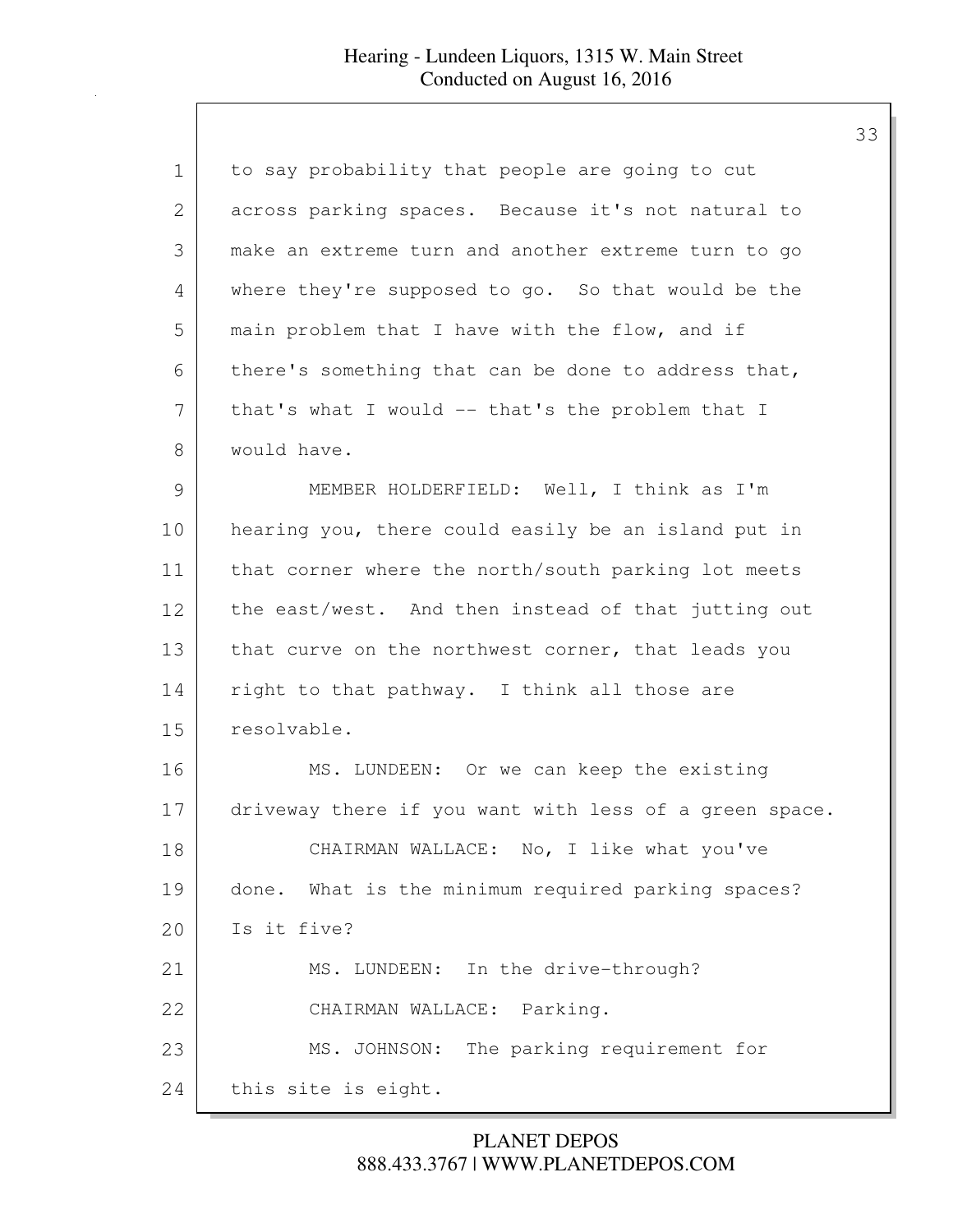to say probability that people are going to cut across parking spaces. Because it's not natural to make an extreme turn and another extreme turn to go where they're supposed to go. So that would be the main problem that I have with the flow, and if there's something that can be done to address that, that's what I would -- that's the problem that I would have.

MEMBER HOLDERFIELD: Well, I think as I'm hearing you, there could easily be an island put in that corner where the north/south parking lot meets the east/west. And then instead of that jutting out that curve on the northwest corner, that leads you right to that pathway. I think all those are resolvable.

MS. LUNDEEN: Or we can keep the existing driveway there if you want with less of a green space.

CHAIRMAN WALLACE: No, I like what you've done. What is the minimum required parking spaces? Is it five?

MS. LUNDEEN: In the drive-through?

CHAIRMAN WALLACE: Parking.

MS. JOHNSON: The parking requirement for this site is eight.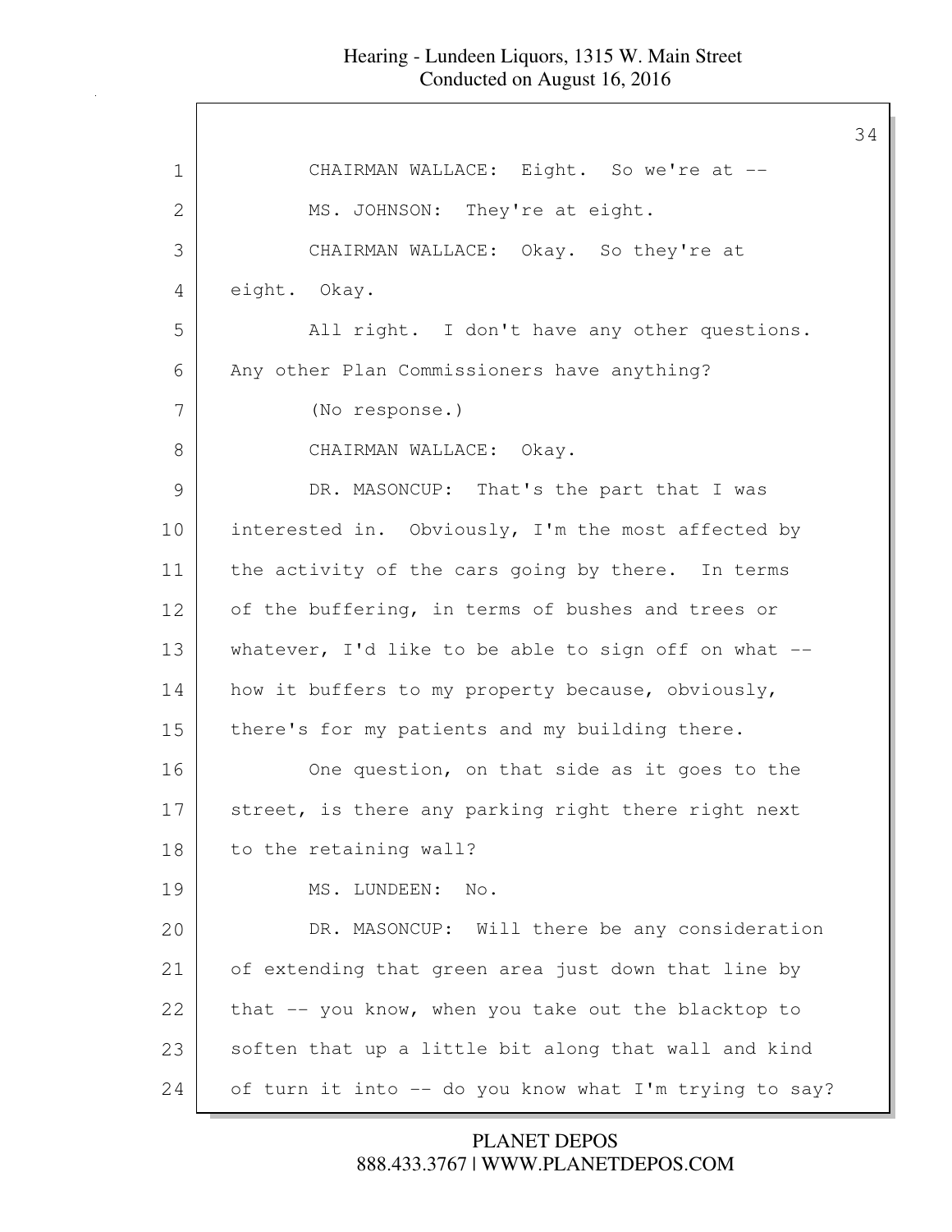1 CHAIRMAN WALLACE: Eight. So we're at --

2 MS. JOHNSON: They're at eight.

3 CHAIRMAN WALLACE: Okay. So they're at

4 eight. Okay.

5 All right. I don't have any other questions.

6 Any other Plan Commissioners have anything?

7 (No response.)

8 CHAIRMAN WALLACE: Okay.

9 DR. MASONCUP: That's the part that I was

10 interested in. Obviously, I'm the most affected by

11 the activity of the cars going by there. In terms

12 of the buffering, in terms of bushes and trees or

13 whatever, I'd like to be able to sign off on what --

14 how it buffers to my property because, obviously,

15 there's for my patients and my building there.

16 One question, on that side as it goes to the

17 street, is there any parking right there right next

18 to the retaining wall?

19 MS. LUNDEEN: No.

20 DR. MASONCUP: Will there be any consideration

21 of extending that green area just down that line by

22 that -- you know, when you take out the blacktop to

23 soften that up a little bit along that wall and kind

24 of turn it into -- do you know what I'm trying to say?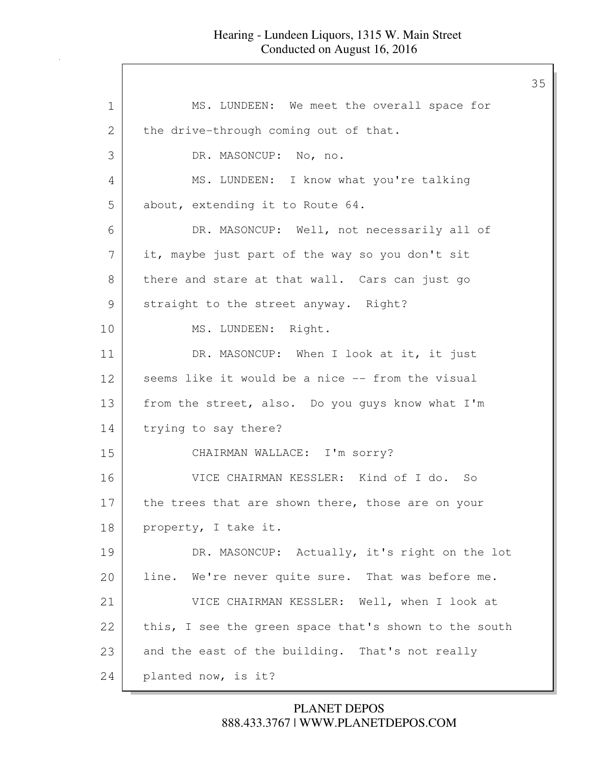MS. LUNDEEN: We meet the overall space for the drive-through coming out of that.

DR. MASONCUP: No, no.

MS. LUNDEEN: I know what you're talking about, extending it to Route 64.

DR. MASONCUP: Well, not necessarily all of it, maybe just part of the way so you don't sit there and stare at that wall. Cars can just go straight to the street anyway. Right?

MS. LUNDEEN: Right.

DR. MASONCUP: When I look at it, it just seems like it would be a nice -- from the visual from the street, also. Do you guys know what I'm trying to say there?

CHAIRMAN WALLACE: I'm sorry?

VICE CHAIRMAN KESSLER: Kind of I do. So the trees that are shown there, those are on your property, I take it.

DR. MASONCUP: Actually, it's right on the lot line. We're never quite sure. That was before me.

VICE CHAIRMAN KESSLER: Well, when I look at this, I see the green space that's shown to the south and the east of the building. That's not really planted now, is it?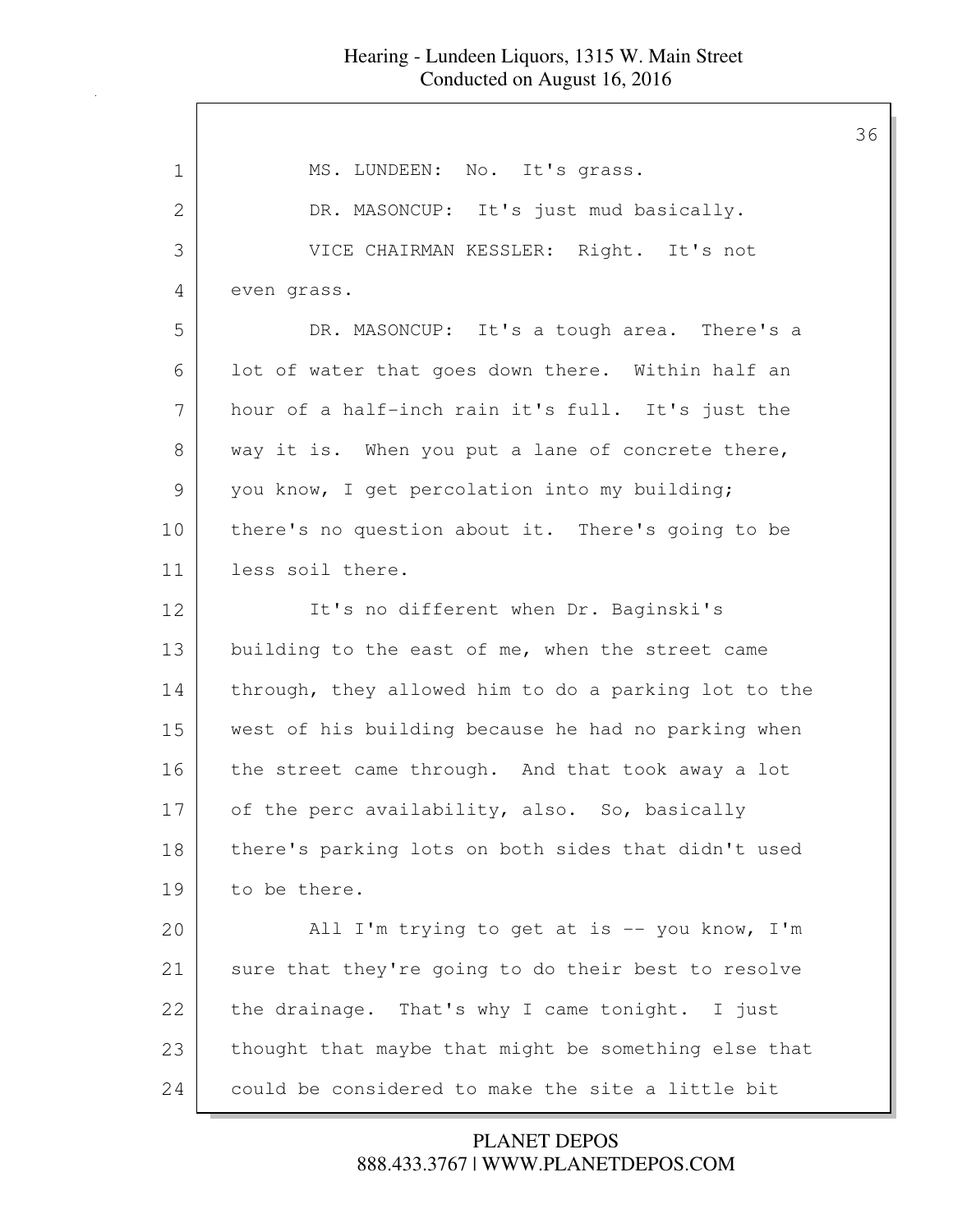MS. LUNDEEN: No. It's grass.

DR. MASONCUP: It's just mud basically.

VICE CHAIRMAN KESSLER: Right. It's not even grass.

DR. MASONCUP: It's a tough area. There's a lot of water that goes down there. Within half an hour of a half-inch rain it's full. It's just the way it is. When you put a lane of concrete there, you know, I get percolation into my building; there's no question about it. There's going to be less soil there.

It's no different when Dr. Baginski's building to the east of me, when the street came through, they allowed him to do a parking lot to the west of his building because he had no parking when the street came through. And that took away a lot of the perc availability, also. So, basically there's parking lots on both sides that didn't used to be there.

All I'm trying to get at is -- you know, I'm sure that they're going to do their best to resolve the drainage. That's why I came tonight. I just thought that maybe that might be something else that could be considered to make the site a little bit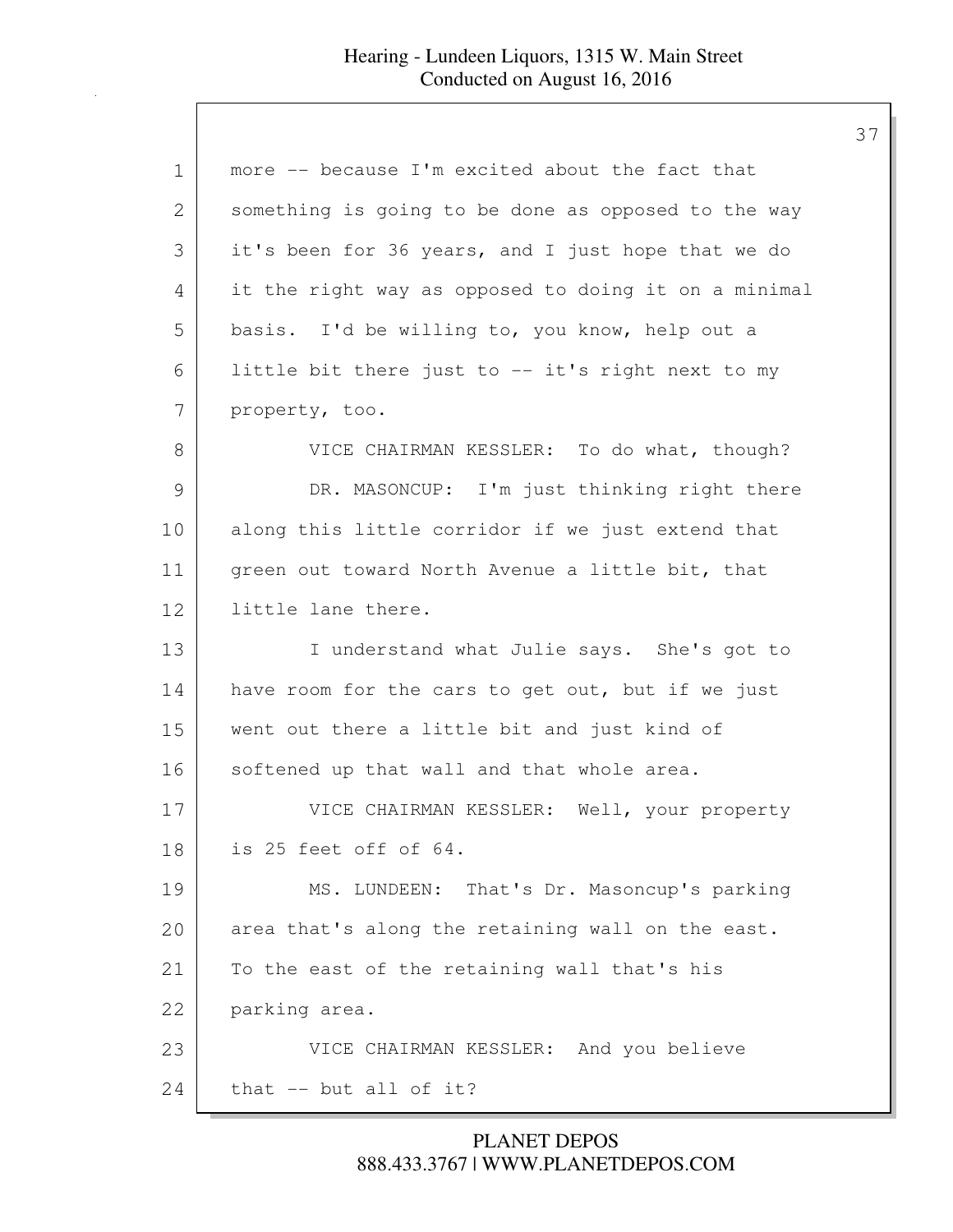more -- because I'm excited about the fact that something is going to be done as opposed to the way it's been for 36 years, and I just hope that we do it the right way as opposed to doing it on a minimal basis. I'd be willing to, you know, help out a little bit there just to -- it's right next to my property, too.

VICE CHAIRMAN KESSLER: To do what, though?

DR. MASONCUP: I'm just thinking right there along this little corridor if we just extend that green out toward North Avenue a little bit, that little lane there.

I understand what Julie says. She's got to have room for the cars to get out, but if we just went out there a little bit and just kind of softened up that wall and that whole area.

VICE CHAIRMAN KESSLER: Well, your property is 25 feet off of 64.

MS. LUNDEEN: That's Dr. Masoncup's parking area that's along the retaining wall on the east. To the east of the retaining wall that's his parking area.

VICE CHAIRMAN KESSLER: And you believe that -- but all of it?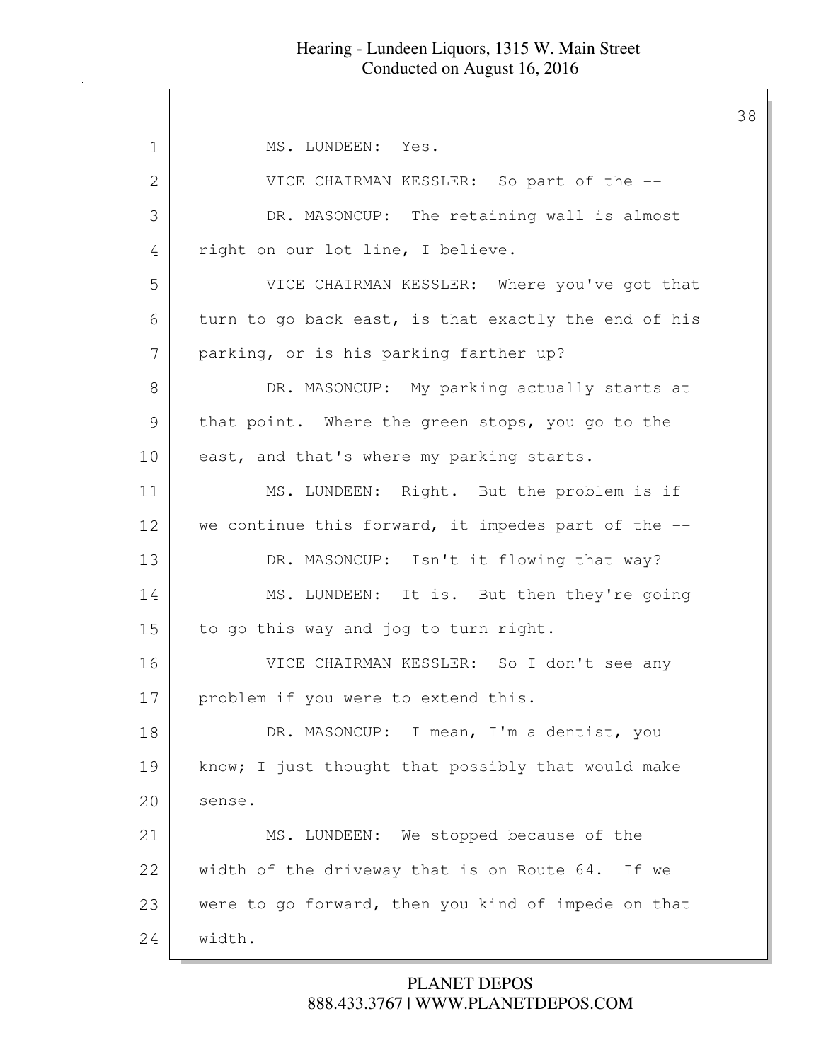MS. LUNDEEN: Yes.

VICE CHAIRMAN KESSLER: So part of the --

DR. MASONCUP: The retaining wall is almost right on our lot line, I believe.

VICE CHAIRMAN KESSLER: Where you've got that turn to go back east, is that exactly the end of his parking, or is his parking farther up?

DR. MASONCUP: My parking actually starts at that point. Where the green stops, you go to the east, and that's where my parking starts.

MS. LUNDEEN: Right. But the problem is if we continue this forward, it impedes part of the --

DR. MASONCUP: Isn't it flowing that way?

MS. LUNDEEN: It is. But then they're going to go this way and jog to turn right.

VICE CHAIRMAN KESSLER: So I don't see any problem if you were to extend this.

DR. MASONCUP: I mean, I'm a dentist, you know; I just thought that possibly that would make sense.

MS. LUNDEEN: We stopped because of the width of the driveway that is on Route 64. If we were to go forward, then you kind of impede on that width.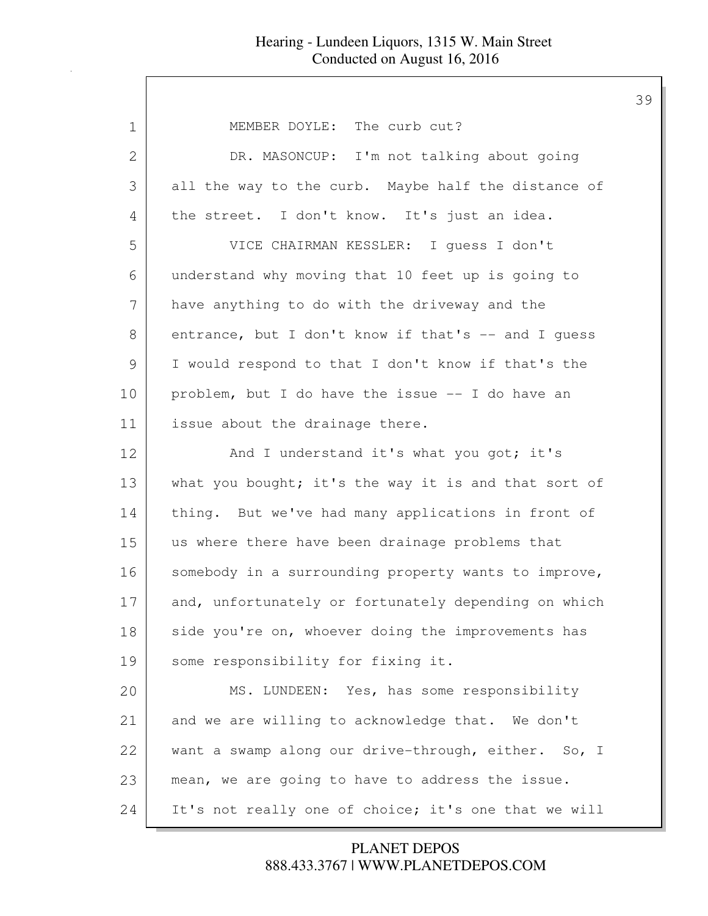MEMBER DOYLE: The curb cut?

DR. MASONCUP: I'm not talking about going all the way to the curb. Maybe half the distance of the street. I don't know. It's just an idea.

VICE CHAIRMAN KESSLER: I guess I don't understand why moving that 10 feet up is going to have anything to do with the driveway and the entrance, but I don't know if that's -- and I guess I would respond to that I don't know if that's the problem, but I do have the issue -- I do have an issue about the drainage there.

And I understand it's what you got; it's what you bought; it's the way it is and that sort of thing. But we've had many applications in front of us where there have been drainage problems that somebody in a surrounding property wants to improve, and, unfortunately or fortunately depending on which side you're on, whoever doing the improvements has some responsibility for fixing it.

MS. LUNDEEN: Yes, has some responsibility and we are willing to acknowledge that. We don't want a swamp along our drive-through, either. So, I mean, we are going to have to address the issue. It's not really one of choice; it's one that we will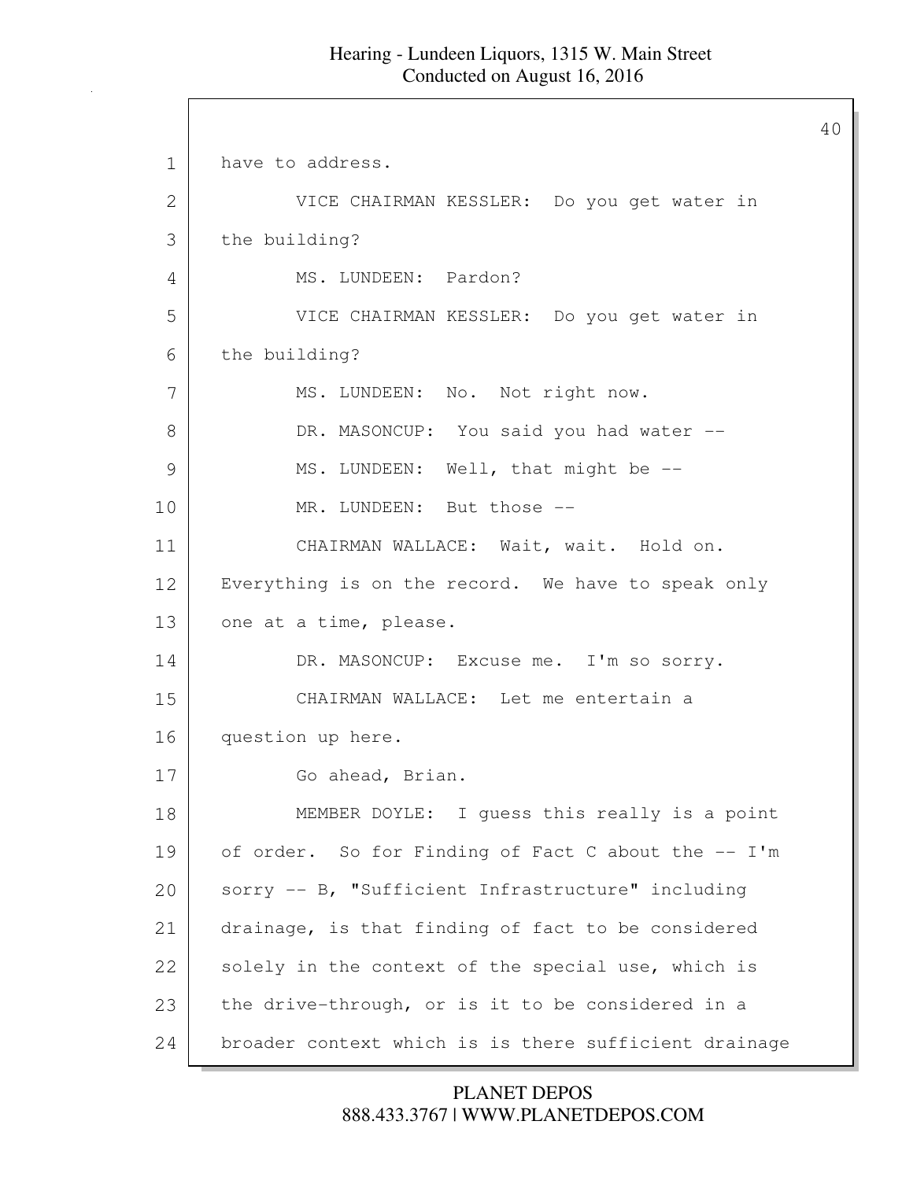have to address.

VICE CHAIRMAN KESSLER: Do you get water in the building?

MS. LUNDEEN: Pardon?

VICE CHAIRMAN KESSLER: Do you get water in the building?

MS. LUNDEEN: No. Not right now.

DR. MASONCUP: You said you had water --

MS. LUNDEEN: Well, that might be --

MR. LUNDEEN: But those --

CHAIRMAN WALLACE: Wait, wait. Hold on. Everything is on the record. We have to speak only one at a time, please.

DR. MASONCUP: Excuse me. I'm so sorry.

CHAIRMAN WALLACE: Let me entertain a question up here.

Go ahead, Brian.

MEMBER DOYLE: I guess this really is a point of order. So for Finding of Fact C about the -- I'm sorry -- B, "Sufficient Infrastructure" including drainage, is that finding of fact to be considered solely in the context of the special use, which is the drive-through, or is it to be considered in a broader context which is is there sufficient drainage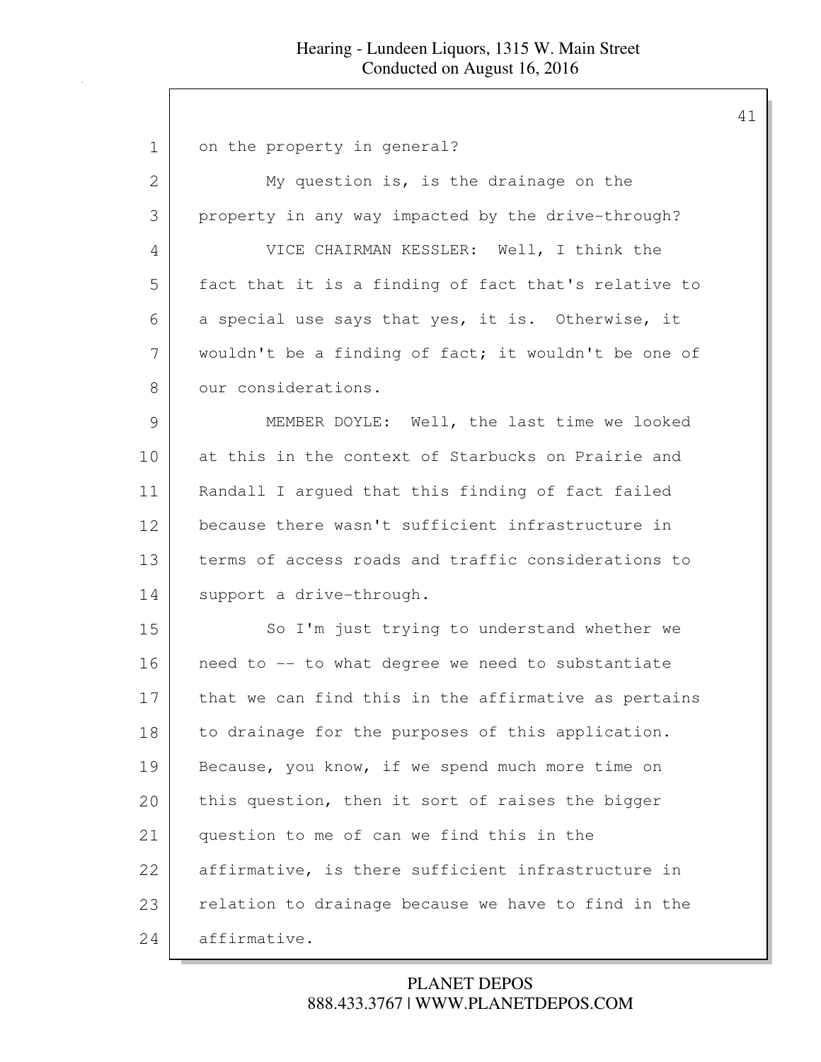on the property in general?

My question is, is the drainage on the property in any way impacted by the drive-through?

VICE CHAIRMAN KESSLER: Well, I think the fact that it is a finding of fact that's relative to a special use says that yes, it is. Otherwise, it wouldn't be a finding of fact; it wouldn't be one of our considerations.

MEMBER DOYLE: Well, the last time we looked at this in the context of Starbucks on Prairie and Randall I argued that this finding of fact failed because there wasn't sufficient infrastructure in terms of access roads and traffic considerations to support a drive-through.

So I'm just trying to understand whether we need to -- to what degree we need to substantiate that we can find this in the affirmative as pertains to drainage for the purposes of this application. Because, you know, if we spend much more time on this question, then it sort of raises the bigger question to me of can we find this in the affirmative, is there sufficient infrastructure in relation to drainage because we have to find in the affirmative.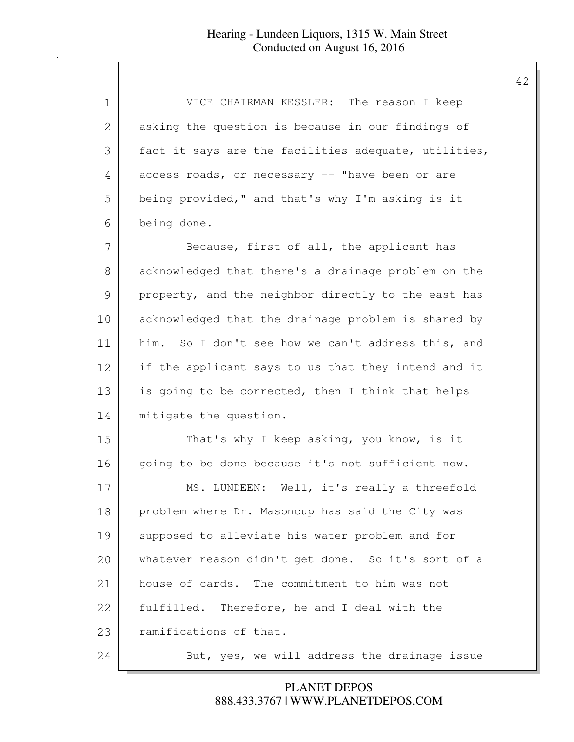VICE CHAIRMAN KESSLER: The reason I keep asking the question is because in our findings of fact it says are the facilities adequate, utilities, access roads, or necessary -- "have been or are being provided," and that's why I'm asking is it being done.

Because, first of all, the applicant has acknowledged that there's a drainage problem on the property, and the neighbor directly to the east has acknowledged that the drainage problem is shared by him. So I don't see how we can't address this, and if the applicant says to us that they intend and it is going to be corrected, then I think that helps mitigate the question.

That's why I keep asking, you know, is it going to be done because it's not sufficient now.

MS. LUNDEEN: Well, it's really a threefold problem where Dr. Masoncup has said the City was supposed to alleviate his water problem and for whatever reason didn't get done. So it's sort of a house of cards. The commitment to him was not fulfilled. Therefore, he and I deal with the ramifications of that.

But, yes, we will address the drainage issue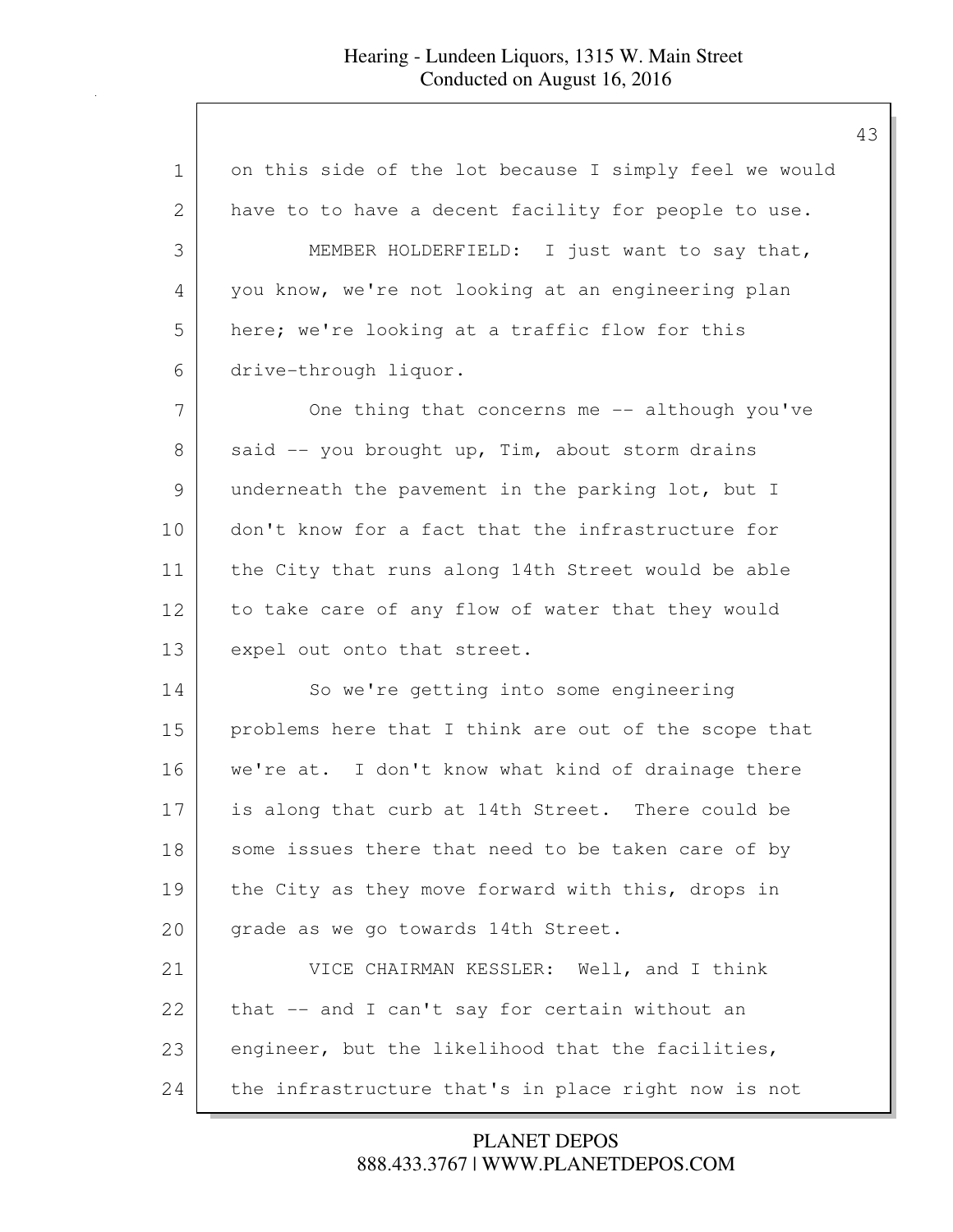on this side of the lot because I simply feel we would have to to have a decent facility for people to use.

MEMBER HOLDERFIELD: I just want to say that, you know, we're not looking at an engineering plan here; we're looking at a traffic flow for this drive-through liquor.

One thing that concerns me -- although you've said -- you brought up, Tim, about storm drains underneath the pavement in the parking lot, but I don't know for a fact that the infrastructure for the City that runs along 14th Street would be able to take care of any flow of water that they would expel out onto that street.

So we're getting into some engineering problems here that I think are out of the scope that we're at. I don't know what kind of drainage there is along that curb at 14th Street. There could be some issues there that need to be taken care of by the City as they move forward with this, drops in grade as we go towards 14th Street.

VICE CHAIRMAN KESSLER: Well, and I think that -- and I can't say for certain without an engineer, but the likelihood that the facilities, the infrastructure that's in place right now is not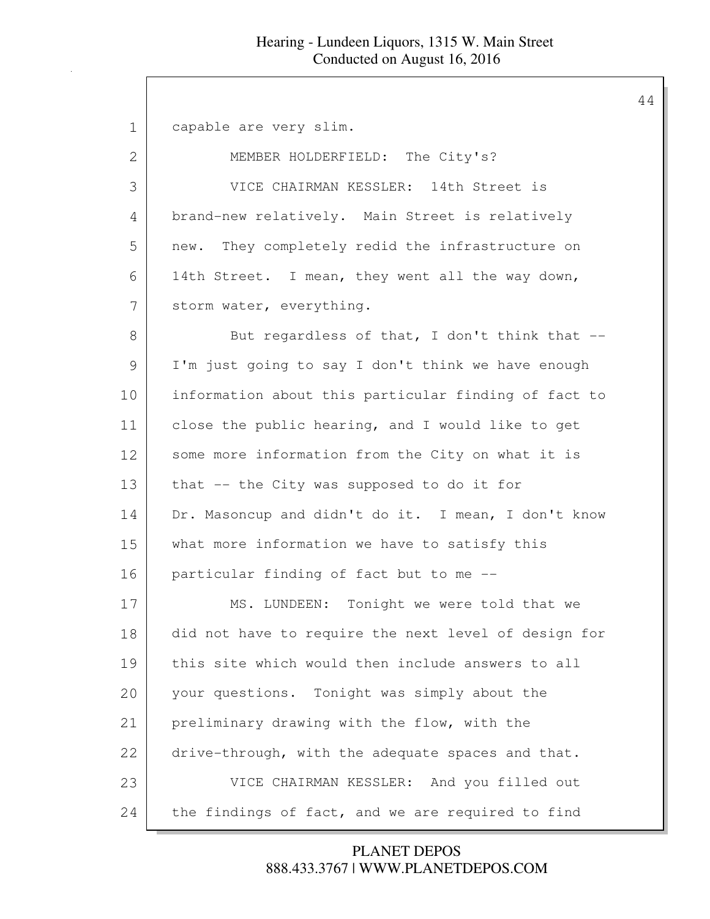capable are very slim.

MEMBER HOLDERFIELD: The City's?

VICE CHAIRMAN KESSLER: 14th Street is brand-new relatively. Main Street is relatively new. They completely redid the infrastructure on 14th Street. I mean, they went all the way down, storm water, everything.

But regardless of that, I don't think that -- I'm just going to say I don't think we have enough information about this particular finding of fact to close the public hearing, and I would like to get some more information from the City on what it is that -- the City was supposed to do it for Dr. Masoncup and didn't do it. I mean, I don't know what more information we have to satisfy this particular finding of fact but to me --

MS. LUNDEEN: Tonight we were told that we did not have to require the next level of design for this site which would then include answers to all your questions. Tonight was simply about the preliminary drawing with the flow, with the drive-through, with the adequate spaces and that.

VICE CHAIRMAN KESSLER: And you filled out the findings of fact, and we are required to find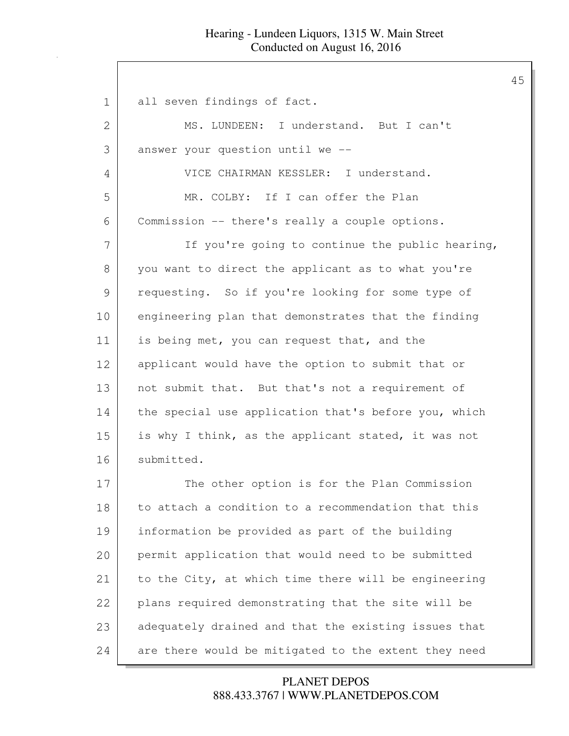all seven findings of fact.

MS. LUNDEEN: I understand. But I can't answer your question until we --

VICE CHAIRMAN KESSLER: I understand.

MR. COLBY: If I can offer the Plan Commission -- there's really a couple options.

If you're going to continue the public hearing, you want to direct the applicant as to what you're requesting. So if you're looking for some type of engineering plan that demonstrates that the finding is being met, you can request that, and the applicant would have the option to submit that or not submit that. But that's not a requirement of the special use application that's before you, which is why I think, as the applicant stated, it was not submitted.

The other option is for the Plan Commission to attach a condition to a recommendation that this information be provided as part of the building permit application that would need to be submitted to the City, at which time there will be engineering plans required demonstrating that the site will be adequately drained and that the existing issues that are there would be mitigated to the extent they need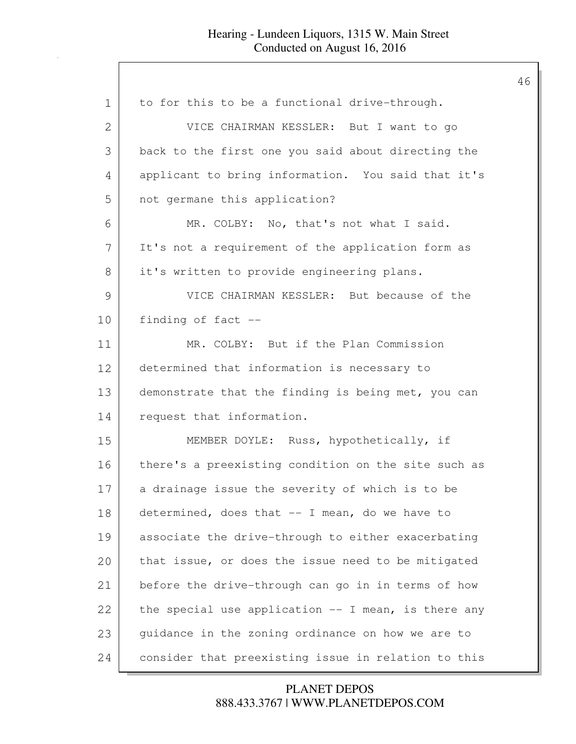to for this to be a functional drive-through.

VICE CHAIRMAN KESSLER: But I want to go back to the first one you said about directing the applicant to bring information. You said that it's not germane this application?

MR. COLBY: No, that's not what I said. It's not a requirement of the application form as it's written to provide engineering plans.

VICE CHAIRMAN KESSLER: But because of the finding of fact --

MR. COLBY: But if the Plan Commission determined that information is necessary to demonstrate that the finding is being met, you can request that information.

MEMBER DOYLE: Russ, hypothetically, if there's a preexisting condition on the site such as a drainage issue the severity of which is to be determined, does that -- I mean, do we have to associate the drive-through to either exacerbating that issue, or does the issue need to be mitigated before the drive-through can go in in terms of how the special use application -- I mean, is there any guidance in the zoning ordinance on how we are to consider that preexisting issue in relation to this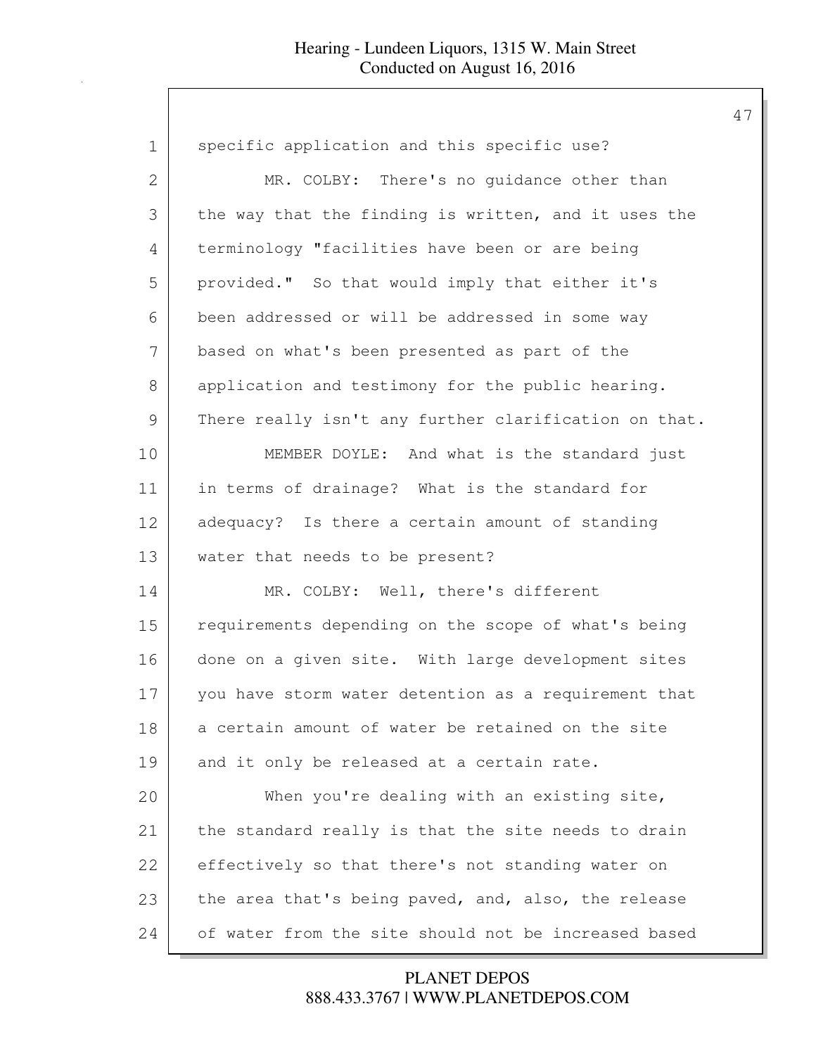specific application and this specific use?

MR. COLBY: There's no guidance other than the way that the finding is written, and it uses the terminology "facilities have been or are being provided." So that would imply that either it's been addressed or will be addressed in some way based on what's been presented as part of the application and testimony for the public hearing. There really isn't any further clarification on that.

MEMBER DOYLE: And what is the standard just in terms of drainage? What is the standard for adequacy? Is there a certain amount of standing water that needs to be present?

MR. COLBY: Well, there's different requirements depending on the scope of what's being done on a given site. With large development sites you have storm water detention as a requirement that a certain amount of water be retained on the site and it only be released at a certain rate.

When you're dealing with an existing site, the standard really is that the site needs to drain effectively so that there's not standing water on the area that's being paved, and, also, the release of water from the site should not be increased based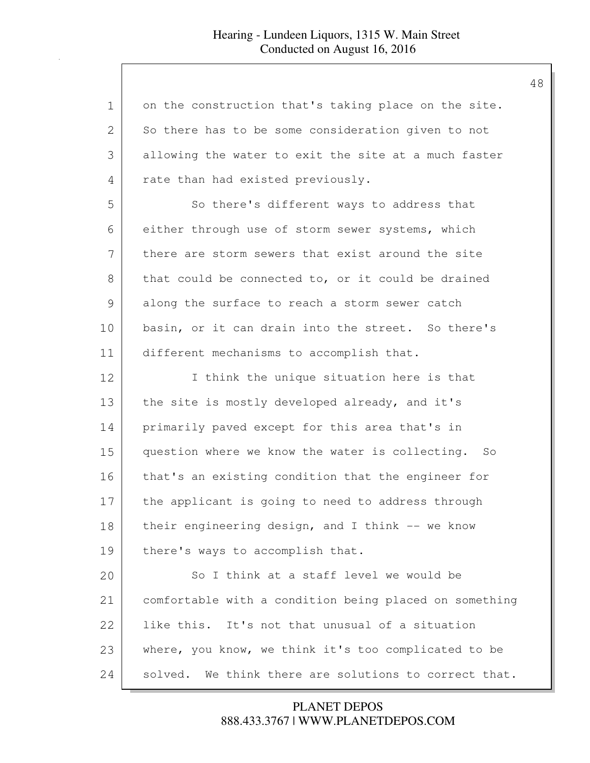on the construction that's taking place on the site. So there has to be some consideration given to not allowing the water to exit the site at a much faster rate than had existed previously.

So there's different ways to address that either through use of storm sewer systems, which there are storm sewers that exist around the site that could be connected to, or it could be drained along the surface to reach a storm sewer catch basin, or it can drain into the street. So there's different mechanisms to accomplish that.

I think the unique situation here is that the site is mostly developed already, and it's primarily paved except for this area that's in question where we know the water is collecting. So that's an existing condition that the engineer for the applicant is going to need to address through their engineering design, and I think -- we know there's ways to accomplish that.

So I think at a staff level we would be comfortable with a condition being placed on something like this. It's not that unusual of a situation where, you know, we think it's too complicated to be solved. We think there are solutions to correct that.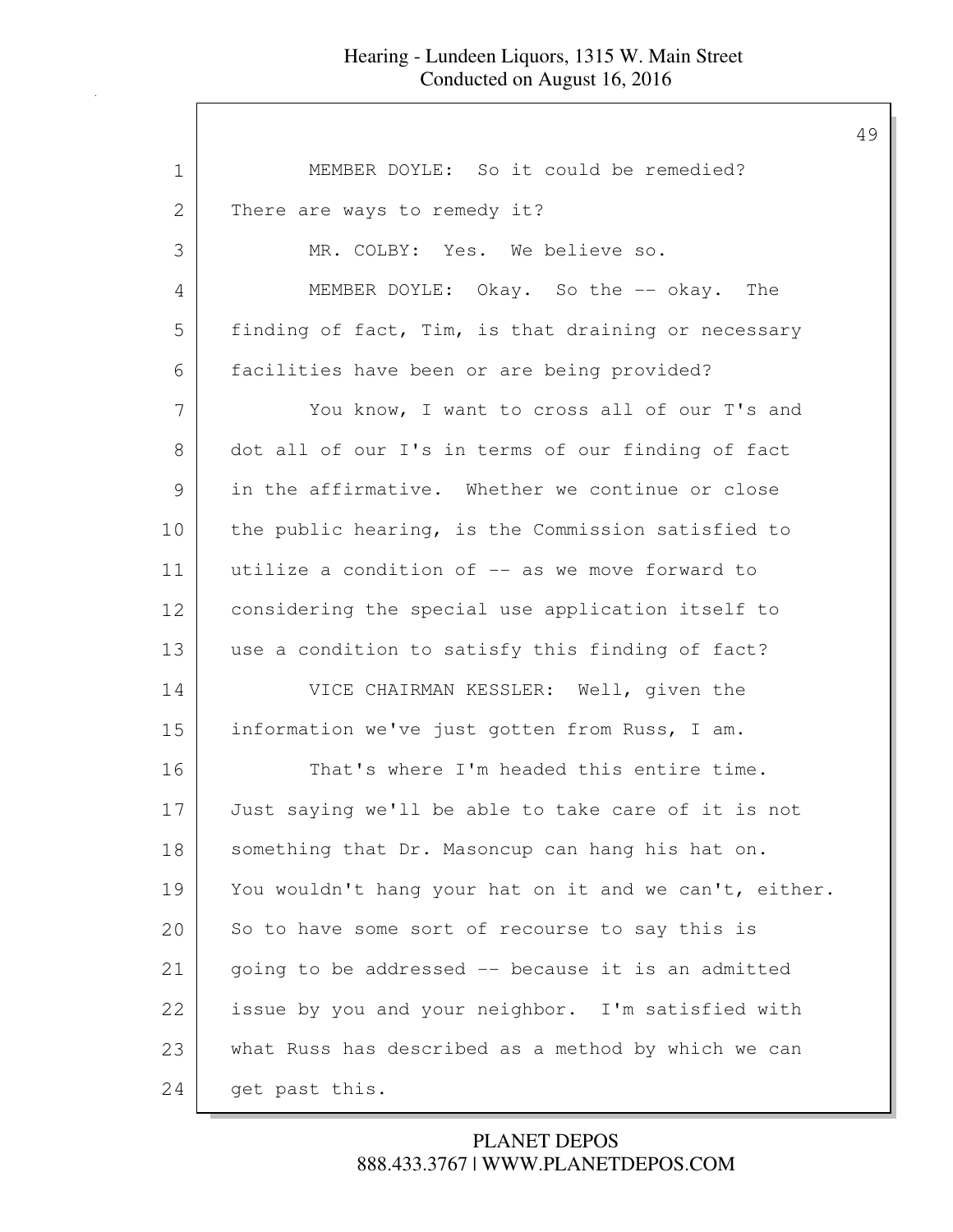MEMBER DOYLE: So it could be remedied? There are ways to remedy it?

MR. COLBY: Yes. We believe so.

MEMBER DOYLE: Okay. So the -- okay. The finding of fact, Tim, is that draining or necessary facilities have been or are being provided?

You know, I want to cross all of our T's and dot all of our I's in terms of our finding of fact in the affirmative. Whether we continue or close the public hearing, is the Commission satisfied to utilize a condition of -- as we move forward to considering the special use application itself to use a condition to satisfy this finding of fact?

VICE CHAIRMAN KESSLER: Well, given the information we've just gotten from Russ, I am.

That's where I'm headed this entire time. Just saying we'll be able to take care of it is not something that Dr. Masoncup can hang his hat on. You wouldn't hang your hat on it and we can't, either. So to have some sort of recourse to say this is going to be addressed -- because it is an admitted issue by you and your neighbor. I'm satisfied with what Russ has described as a method by which we can get past this.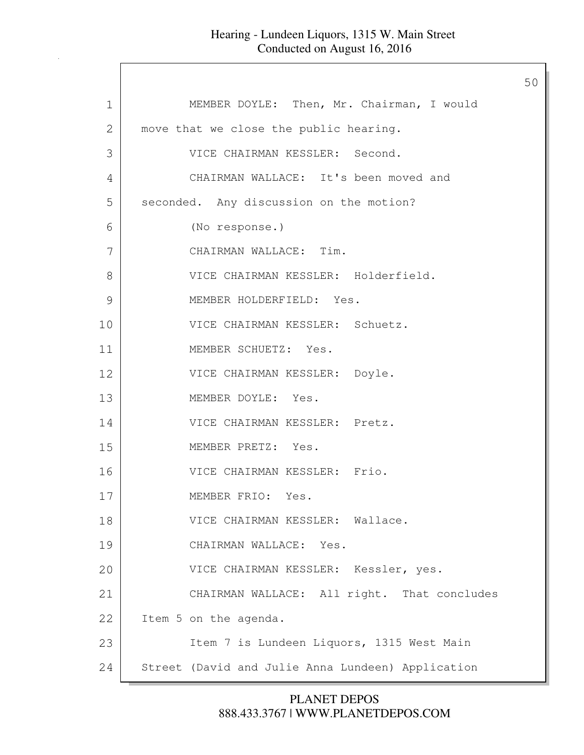MEMBER DOYLE: Then, Mr. Chairman, I would move that we close the public hearing.

VICE CHAIRMAN KESSLER: Second.

CHAIRMAN WALLACE: It's been moved and seconded. Any discussion on the motion?

(No response.)

CHAIRMAN WALLACE: Tim.

VICE CHAIRMAN KESSLER: Holderfield.

MEMBER HOLDERFIELD: Yes.

VICE CHAIRMAN KESSLER: Schuetz.

MEMBER SCHUETZ: Yes.

VICE CHAIRMAN KESSLER: Doyle.

MEMBER DOYLE: Yes.

VICE CHAIRMAN KESSLER: Pretz.

MEMBER PRETZ: Yes.

VICE CHAIRMAN KESSLER: Frio.

MEMBER FRIO: Yes.

VICE CHAIRMAN KESSLER: Wallace.

CHAIRMAN WALLACE: Yes.

VICE CHAIRMAN KESSLER: Kessler, yes.

CHAIRMAN WALLACE: All right. That concludes Item 5 on the agenda.

Item 7 is Lundeen Liquors, 1315 West Main Street (David and Julie Anna Lundeen) Application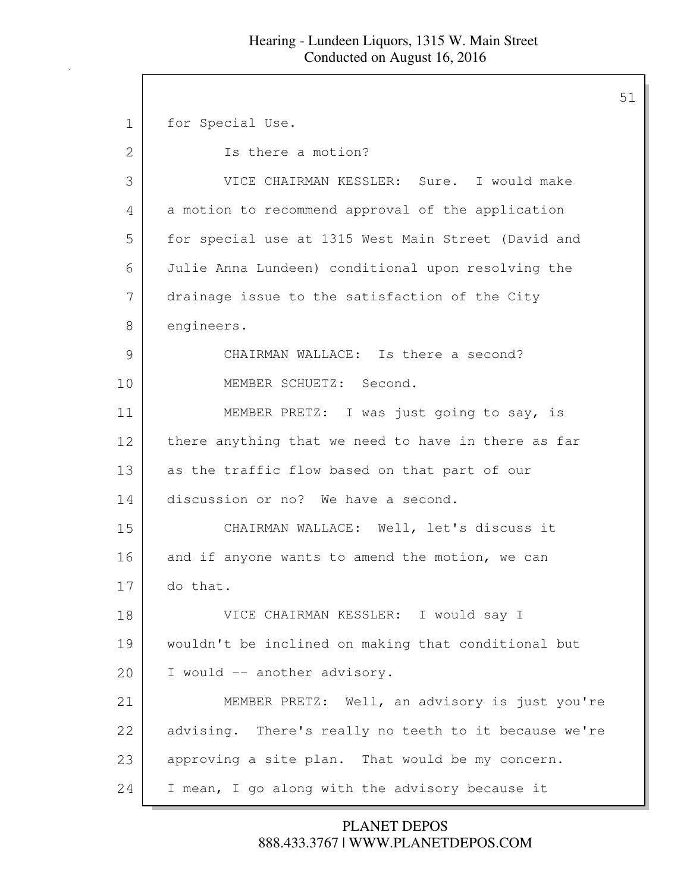1 for Special Use.

2 Is there a motion?

3 VICE CHAIRMAN KESSLER: Sure. I would make

4 a motion to recommend approval of the application

5 for special use at 1315 West Main Street (David and

6 Julie Anna Lundeen) conditional upon resolving the

7 drainage issue to the satisfaction of the City

8 engineers.

9 CHAIRMAN WALLACE: Is there a second?

10 MEMBER SCHUETZ: Second.

11 MEMBER PRETZ: I was just going to say, is

12 there anything that we need to have in there as far

13 as the traffic flow based on that part of our

14 discussion or no? We have a second.

15 CHAIRMAN WALLACE: Well, let's discuss it

16 and if anyone wants to amend the motion, we can

17 do that.

18 VICE CHAIRMAN KESSLER: I would say I

19 wouldn't be inclined on making that conditional but

20 I would -- another advisory.

21 MEMBER PRETZ: Well, an advisory is just you're

22 advising. There's really no teeth to it because we're

23 approving a site plan. That would be my concern.

24 I mean, I go along with the advisory because it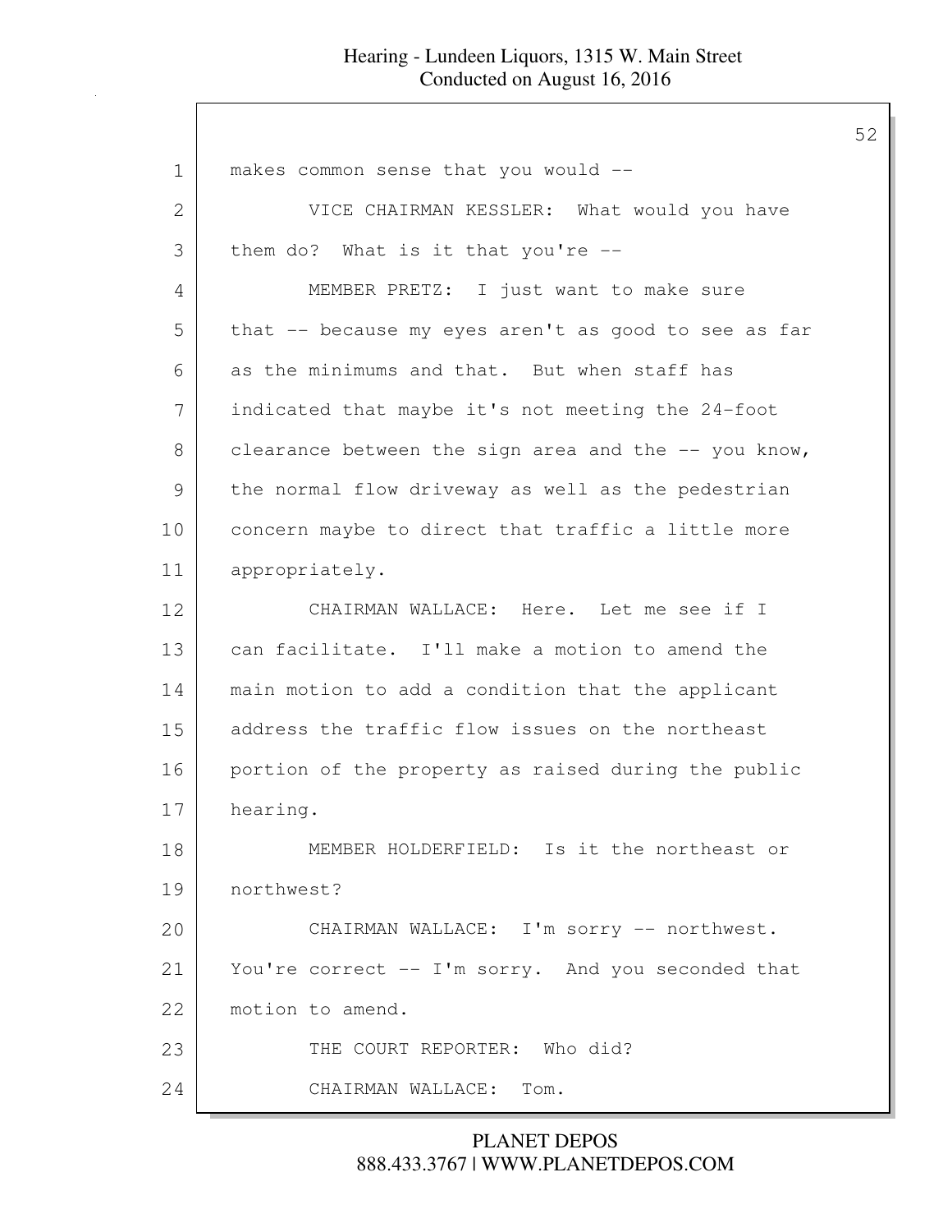makes common sense that you would --

VICE CHAIRMAN KESSLER: What would you have them do? What is it that you're --

MEMBER PRETZ: I just want to make sure that -- because my eyes aren't as good to see as far as the minimums and that. But when staff has indicated that maybe it's not meeting the 24-foot clearance between the sign area and the -- you know, the normal flow driveway as well as the pedestrian concern maybe to direct that traffic a little more appropriately.

CHAIRMAN WALLACE: Here. Let me see if I can facilitate. I'll make a motion to amend the main motion to add a condition that the applicant address the traffic flow issues on the northeast portion of the property as raised during the public hearing.

MEMBER HOLDERFIELD: Is it the northeast or northwest?

CHAIRMAN WALLACE: I'm sorry -- northwest. You're correct -- I'm sorry. And you seconded that motion to amend.

THE COURT REPORTER: Who did?

CHAIRMAN WALLACE: Tom.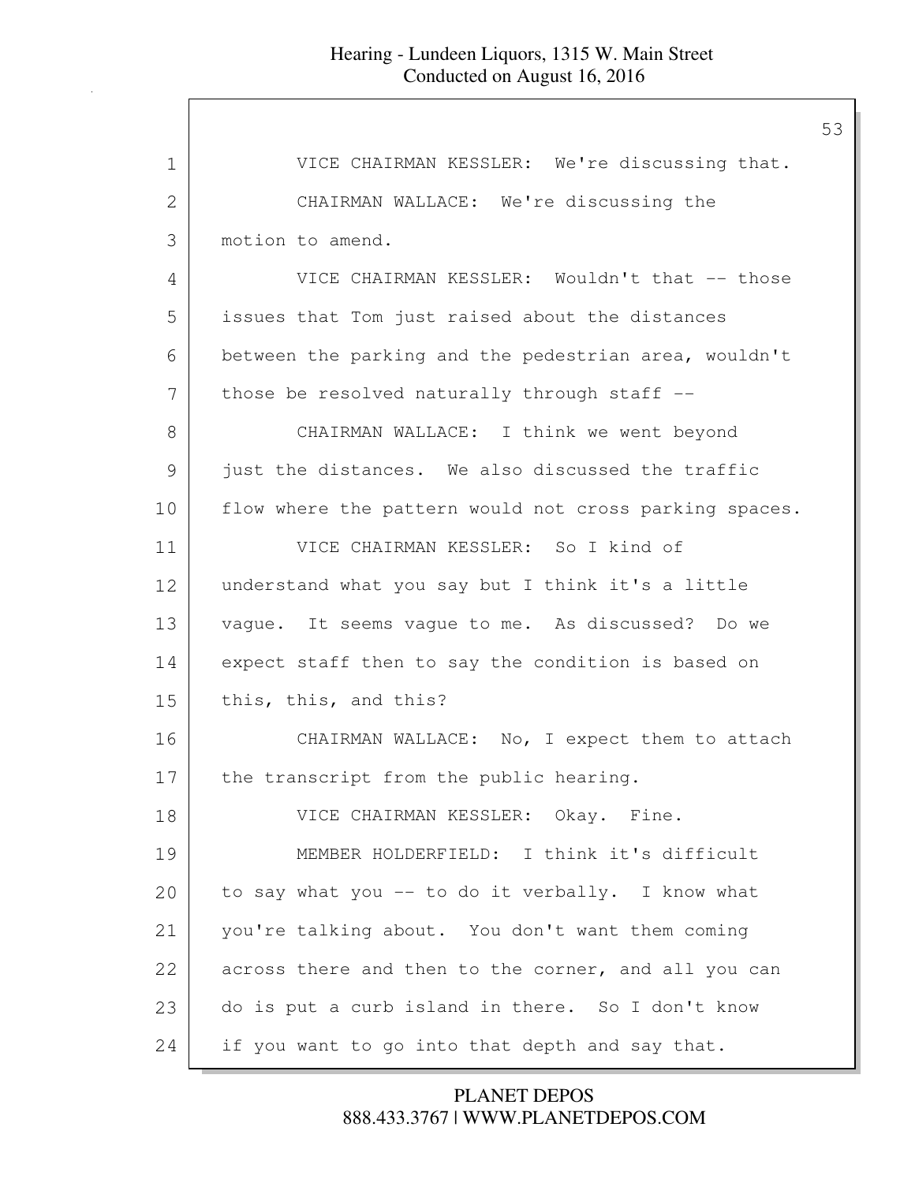VICE CHAIRMAN KESSLER: We're discussing that.

CHAIRMAN WALLACE: We're discussing the motion to amend.

VICE CHAIRMAN KESSLER: Wouldn't that -- those issues that Tom just raised about the distances between the parking and the pedestrian area, wouldn't those be resolved naturally through staff --

CHAIRMAN WALLACE: I think we went beyond just the distances. We also discussed the traffic flow where the pattern would not cross parking spaces.

VICE CHAIRMAN KESSLER: So I kind of understand what you say but I think it's a little vague. It seems vague to me. As discussed? Do we expect staff then to say the condition is based on this, this, and this?

CHAIRMAN WALLACE: No, I expect them to attach the transcript from the public hearing.

VICE CHAIRMAN KESSLER: Okay. Fine.

MEMBER HOLDERFIELD: I think it's difficult to say what you -- to do it verbally. I know what you're talking about. You don't want them coming across there and then to the corner, and all you can do is put a curb island in there. So I don't know if you want to go into that depth and say that.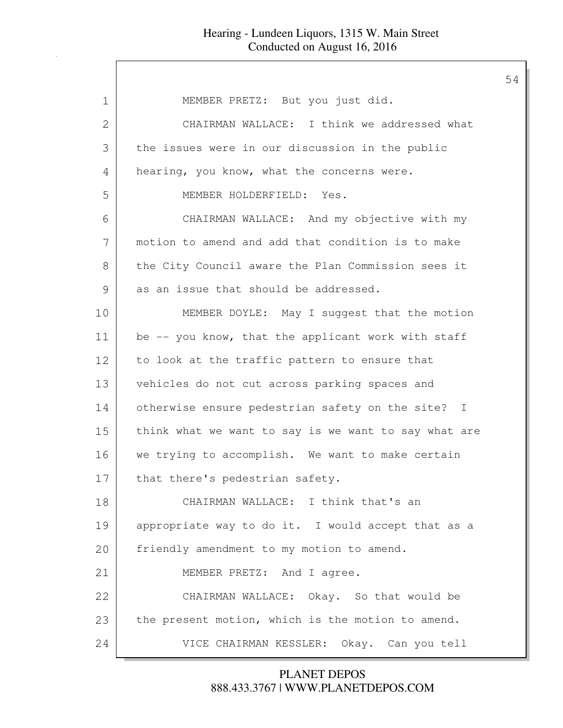1 MEMBER PRETZ: But you just did.

2 CHAIRMAN WALLACE: I think we addressed what

3 the issues were in our discussion in the public

4 hearing, you know, what the concerns were.

5 MEMBER HOLDERFIELD: Yes.

6 CHAIRMAN WALLACE: And my objective with my

7 motion to amend and add that condition is to make

8 the City Council aware the Plan Commission sees it

9 as an issue that should be addressed.

10 MEMBER DOYLE: May I suggest that the motion

11 be -- you know, that the applicant work with staff

12 to look at the traffic pattern to ensure that

13 vehicles do not cut across parking spaces and

14 otherwise ensure pedestrian safety on the site? I

15 think what we want to say is we want to say what are

16 we trying to accomplish. We want to make certain

17 that there's pedestrian safety.

18 CHAIRMAN WALLACE: I think that's an

19 appropriate way to do it. I would accept that as a

20 friendly amendment to my motion to amend.

21 MEMBER PRETZ: And I agree.

22 CHAIRMAN WALLACE: Okay. So that would be

23 the present motion, which is the motion to amend.

24 VICE CHAIRMAN KESSLER: Okay. Can you tell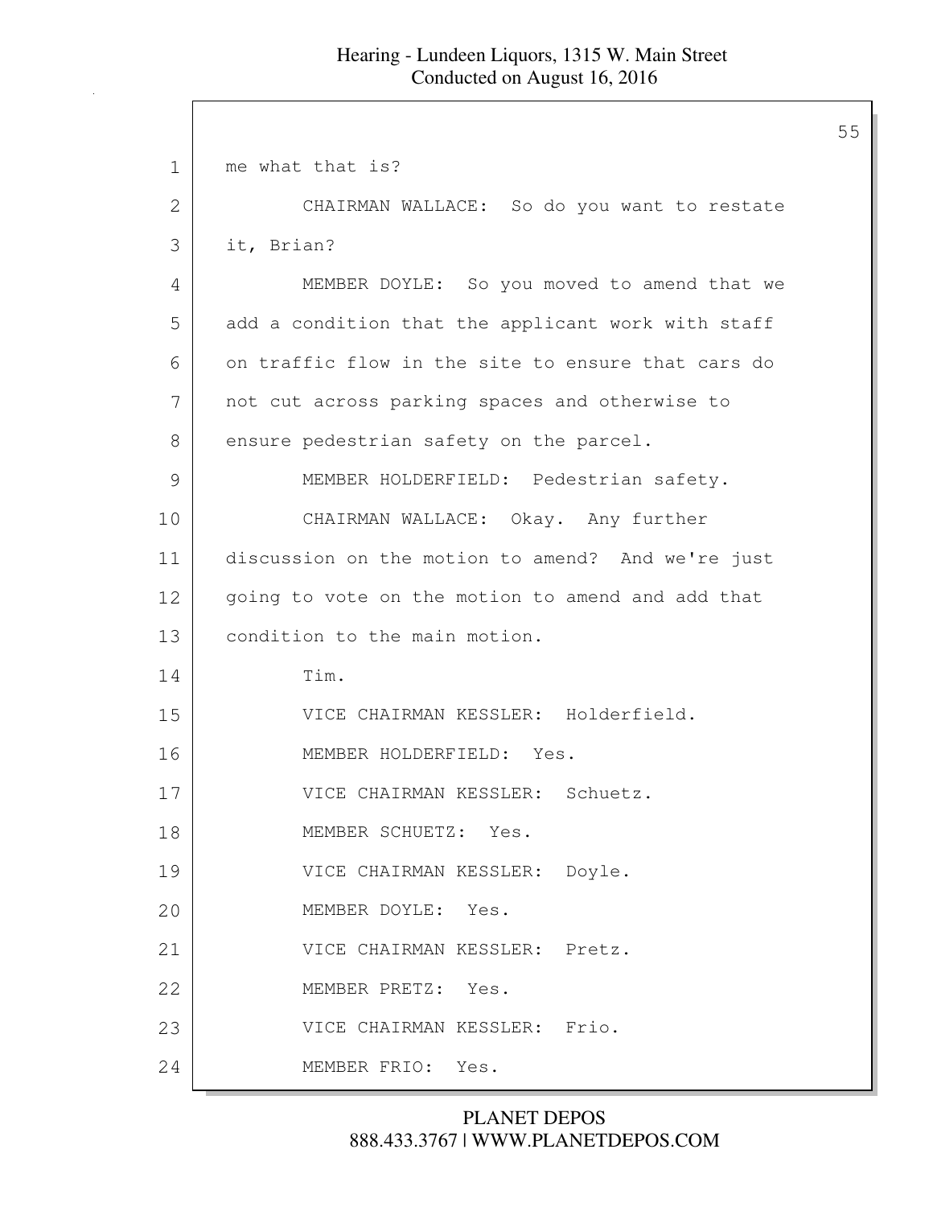1 me what that is?

2 CHAIRMAN WALLACE: So do you want to restate

3 it, Brian?

4 MEMBER DOYLE: So you moved to amend that we

5 add a condition that the applicant work with staff

6 on traffic flow in the site to ensure that cars do

7 not cut across parking spaces and otherwise to

8 ensure pedestrian safety on the parcel.

9 MEMBER HOLDERFIELD: Pedestrian safety.

10 CHAIRMAN WALLACE: Okay. Any further

11 discussion on the motion to amend? And we're just

12 going to vote on the motion to amend and add that

13 condition to the main motion.

14 Tim.

15 VICE CHAIRMAN KESSLER: Holderfield.

16 MEMBER HOLDERFIELD: Yes.

17 VICE CHAIRMAN KESSLER: Schuetz.

18 MEMBER SCHUETZ: Yes.

19 VICE CHAIRMAN KESSLER: Doyle.

20 MEMBER DOYLE: Yes.

21 VICE CHAIRMAN KESSLER: Pretz.

22 MEMBER PRETZ: Yes.

23 VICE CHAIRMAN KESSLER: Frio.

24 MEMBER FRIO: Yes.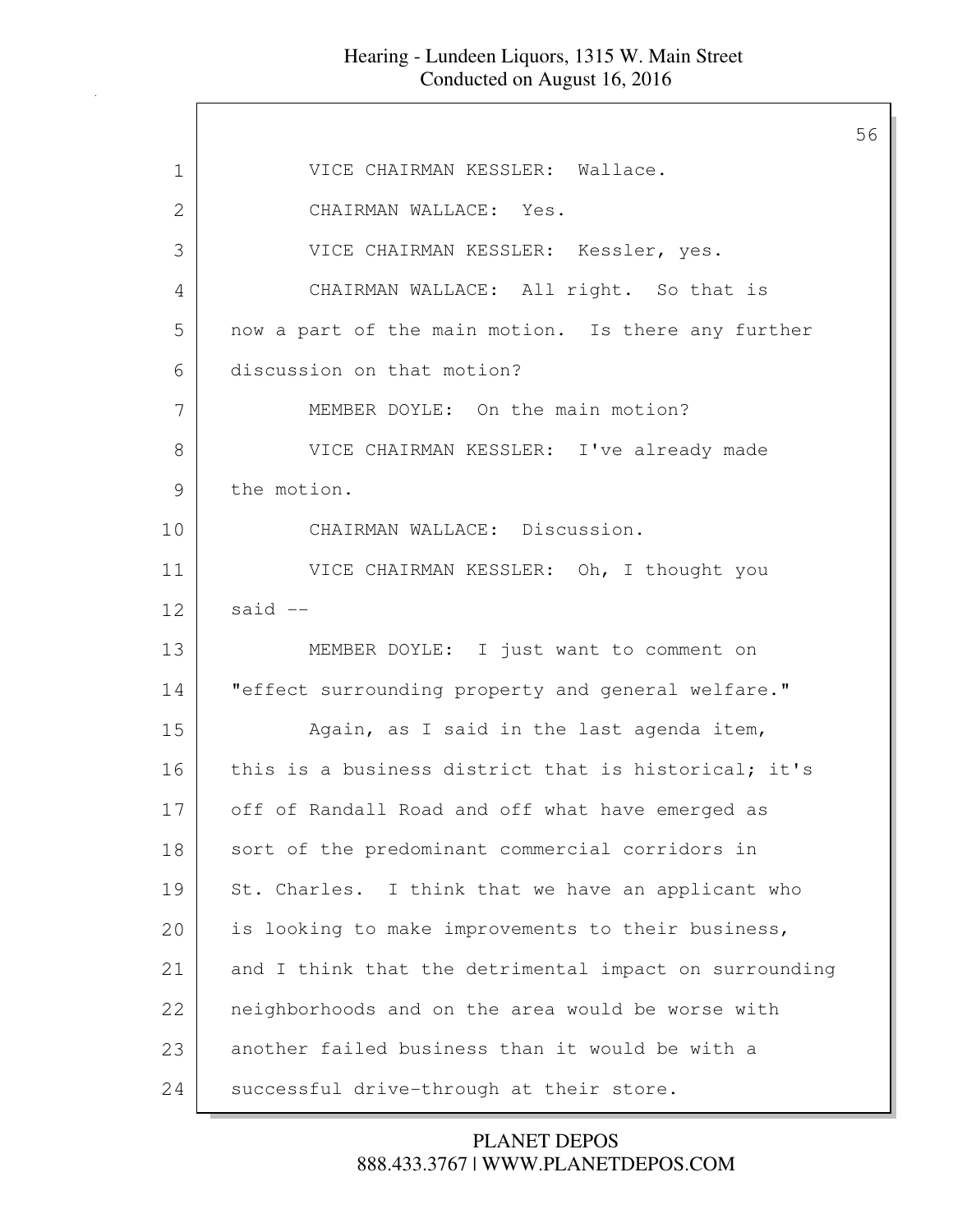VICE CHAIRMAN KESSLER: Wallace.

CHAIRMAN WALLACE: Yes.

VICE CHAIRMAN KESSLER: Kessler, yes.

CHAIRMAN WALLACE: All right. So that is now a part of the main motion. Is there any further discussion on that motion?

MEMBER DOYLE: On the main motion?

VICE CHAIRMAN KESSLER: I've already made the motion.

CHAIRMAN WALLACE: Discussion.

VICE CHAIRMAN KESSLER: Oh, I thought you said --

MEMBER DOYLE: I just want to comment on "effect surrounding property and general welfare."

Again, as I said in the last agenda item, this is a business district that is historical; it's off of Randall Road and off what have emerged as sort of the predominant commercial corridors in St. Charles. I think that we have an applicant who is looking to make improvements to their business, and I think that the detrimental impact on surrounding neighborhoods and on the area would be worse with another failed business than it would be with a successful drive-through at their store.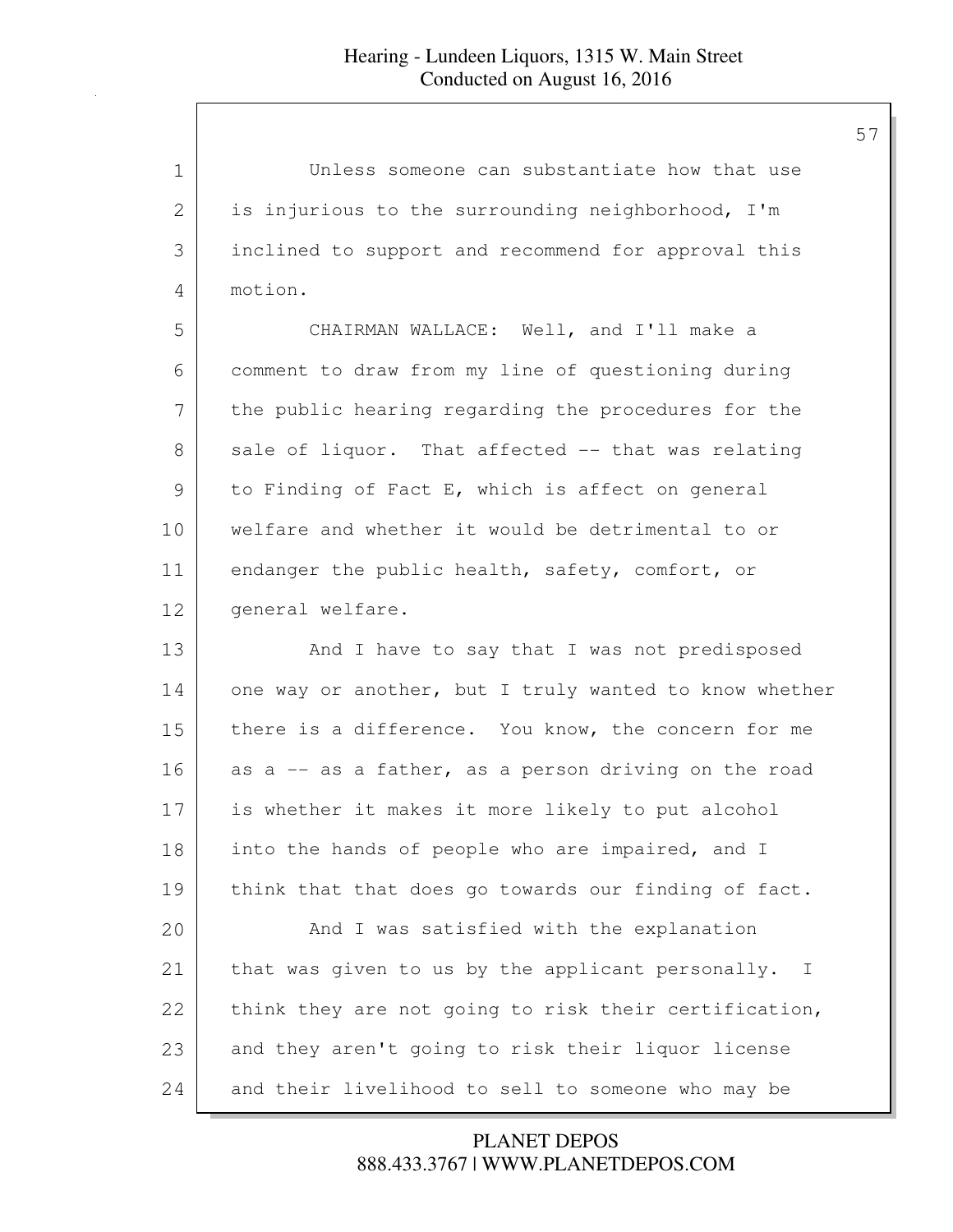Unless someone can substantiate how that use is injurious to the surrounding neighborhood, I'm inclined to support and recommend for approval this motion.

CHAIRMAN WALLACE: Well, and I'll make a comment to draw from my line of questioning during the public hearing regarding the procedures for the sale of liquor. That affected -- that was relating to Finding of Fact E, which is affect on general welfare and whether it would be detrimental to or endanger the public health, safety, comfort, or general welfare.

And I have to say that I was not predisposed one way or another, but I truly wanted to know whether there is a difference. You know, the concern for me as a -- as a father, as a person driving on the road is whether it makes it more likely to put alcohol into the hands of people who are impaired, and I think that that does go towards our finding of fact.

And I was satisfied with the explanation that was given to us by the applicant personally. I think they are not going to risk their certification, and they aren't going to risk their liquor license and their livelihood to sell to someone who may be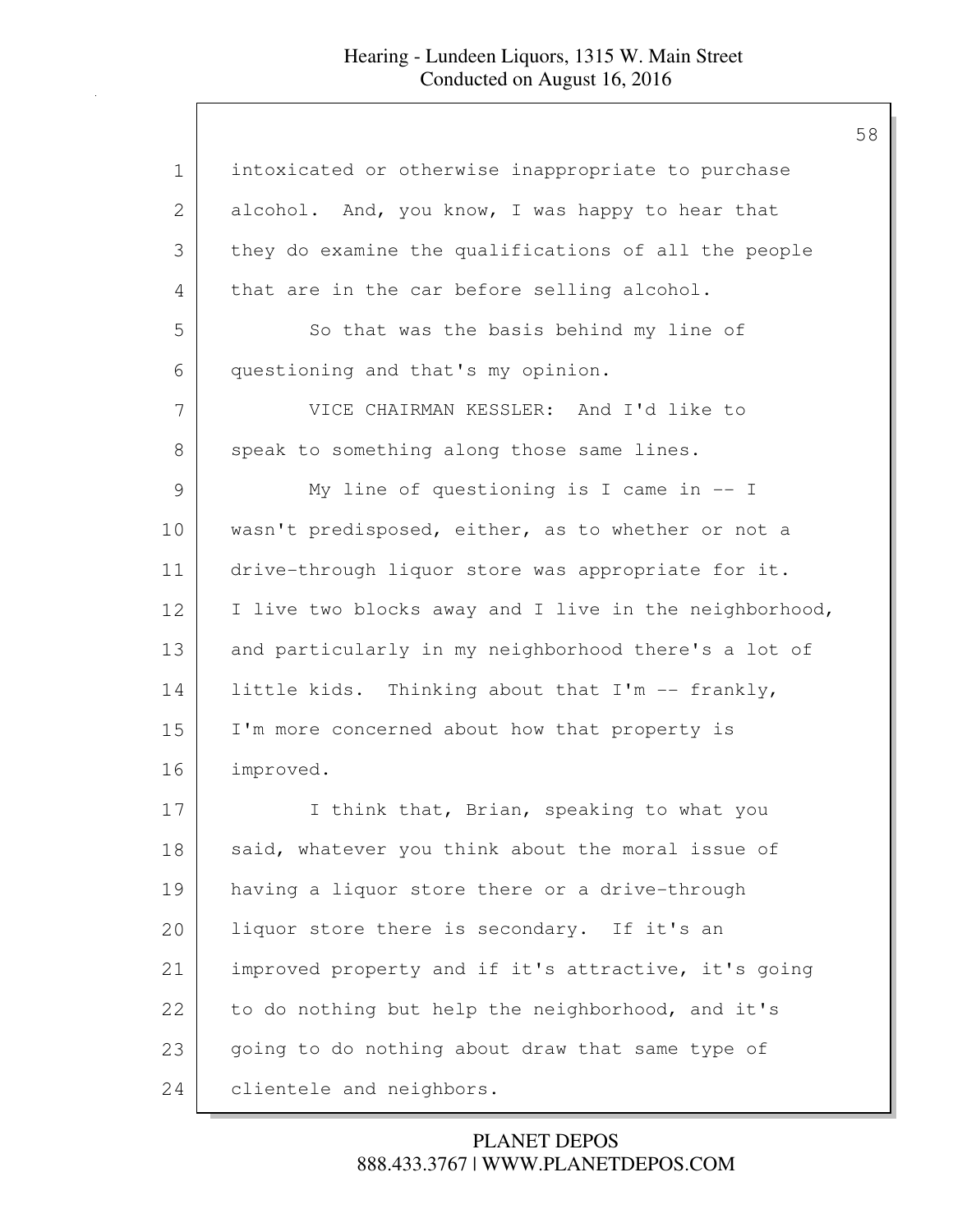intoxicated or otherwise inappropriate to purchase alcohol. And, you know, I was happy to hear that they do examine the qualifications of all the people that are in the car before selling alcohol.

So that was the basis behind my line of questioning and that's my opinion.

VICE CHAIRMAN KESSLER: And I'd like to speak to something along those same lines.

My line of questioning is I came in -- I wasn't predisposed, either, as to whether or not a drive-through liquor store was appropriate for it. I live two blocks away and I live in the neighborhood, and particularly in my neighborhood there's a lot of little kids. Thinking about that I'm -- frankly, I'm more concerned about how that property is improved.

I think that, Brian, speaking to what you said, whatever you think about the moral issue of having a liquor store there or a drive-through liquor store there is secondary. If it's an improved property and if it's attractive, it's going to do nothing but help the neighborhood, and it's going to do nothing about draw that same type of clientele and neighbors.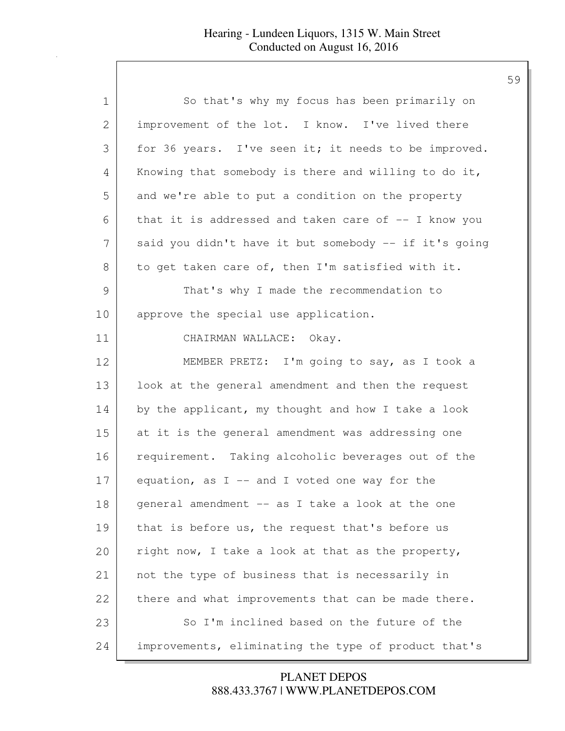So that's why my focus has been primarily on improvement of the lot. I know. I've lived there for 36 years. I've seen it; it needs to be improved. Knowing that somebody is there and willing to do it, and we're able to put a condition on the property that it is addressed and taken care of -- I know you said you didn't have it but somebody -- if it's going to get taken care of, then I'm satisfied with it.

That's why I made the recommendation to approve the special use application.

CHAIRMAN WALLACE: Okay.

MEMBER PRETZ: I'm going to say, as I took a look at the general amendment and then the request by the applicant, my thought and how I take a look at it is the general amendment was addressing one requirement. Taking alcoholic beverages out of the equation, as I -- and I voted one way for the general amendment -- as I take a look at the one that is before us, the request that's before us right now, I take a look at that as the property, not the type of business that is necessarily in there and what improvements that can be made there.

So I'm inclined based on the future of the improvements, eliminating the type of product that's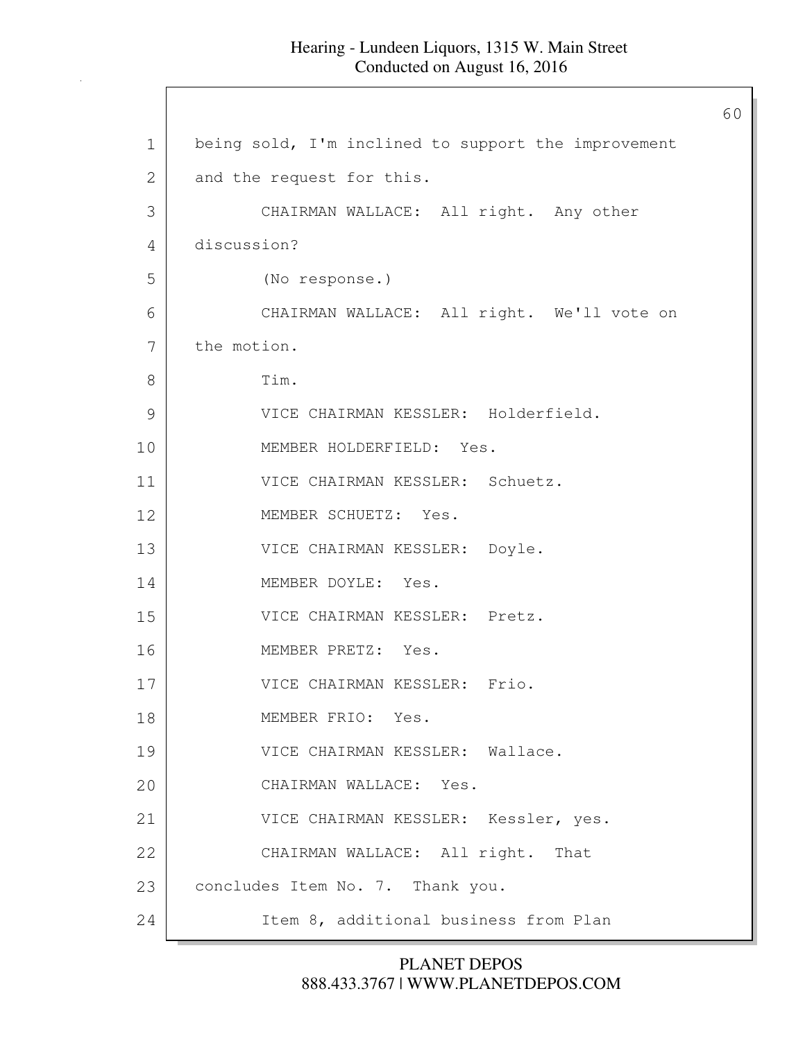1 being sold, I'm inclined to support the improvement

2 and the request for this.

3 CHAIRMAN WALLACE: All right. Any other

4 discussion?

5 (No response.)

6 CHAIRMAN WALLACE: All right. We'll vote on

7 the motion.

8 Tim.

9 VICE CHAIRMAN KESSLER: Holderfield.

10 MEMBER HOLDERFIELD: Yes.

11 VICE CHAIRMAN KESSLER: Schuetz.

12 MEMBER SCHUETZ: Yes.

13 VICE CHAIRMAN KESSLER: Doyle.

14 MEMBER DOYLE: Yes.

15 VICE CHAIRMAN KESSLER: Pretz.

16 MEMBER PRETZ: Yes.

17 VICE CHAIRMAN KESSLER: Frio.

18 MEMBER FRIO: Yes.

19 VICE CHAIRMAN KESSLER: Wallace.

20 CHAIRMAN WALLACE: Yes.

21 VICE CHAIRMAN KESSLER: Kessler, yes.

22 CHAIRMAN WALLACE: All right. That

23 concludes Item No. 7. Thank you.

24 Item 8, additional business from Plan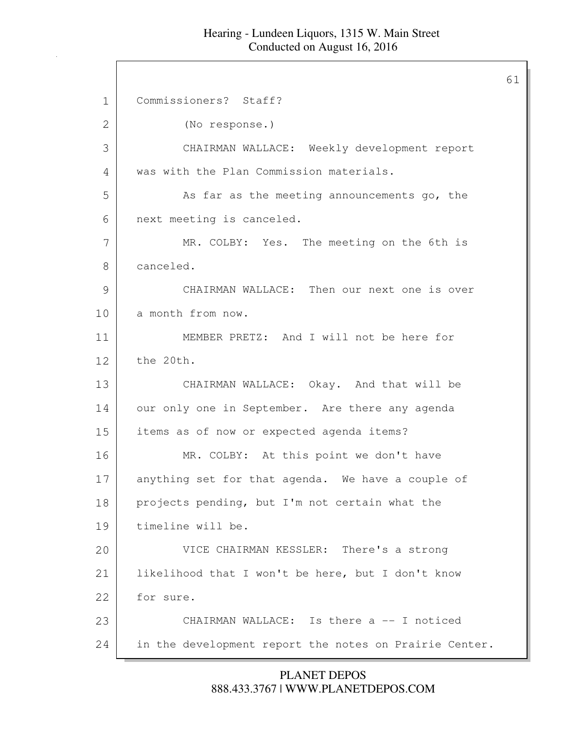Commissioners? Staff?

(No response.)

CHAIRMAN WALLACE: Weekly development report was with the Plan Commission materials.

As far as the meeting announcements go, the next meeting is canceled.

MR. COLBY: Yes. The meeting on the 6th is canceled.

CHAIRMAN WALLACE: Then our next one is over a month from now.

MEMBER PRETZ: And I will not be here for the 20th.

CHAIRMAN WALLACE: Okay. And that will be our only one in September. Are there any agenda items as of now or expected agenda items?

MR. COLBY: At this point we don't have anything set for that agenda. We have a couple of projects pending, but I'm not certain what the timeline will be.

VICE CHAIRMAN KESSLER: There's a strong likelihood that I won't be here, but I don't know for sure.

CHAIRMAN WALLACE: Is there a -- I noticed in the development report the notes on Prairie Center.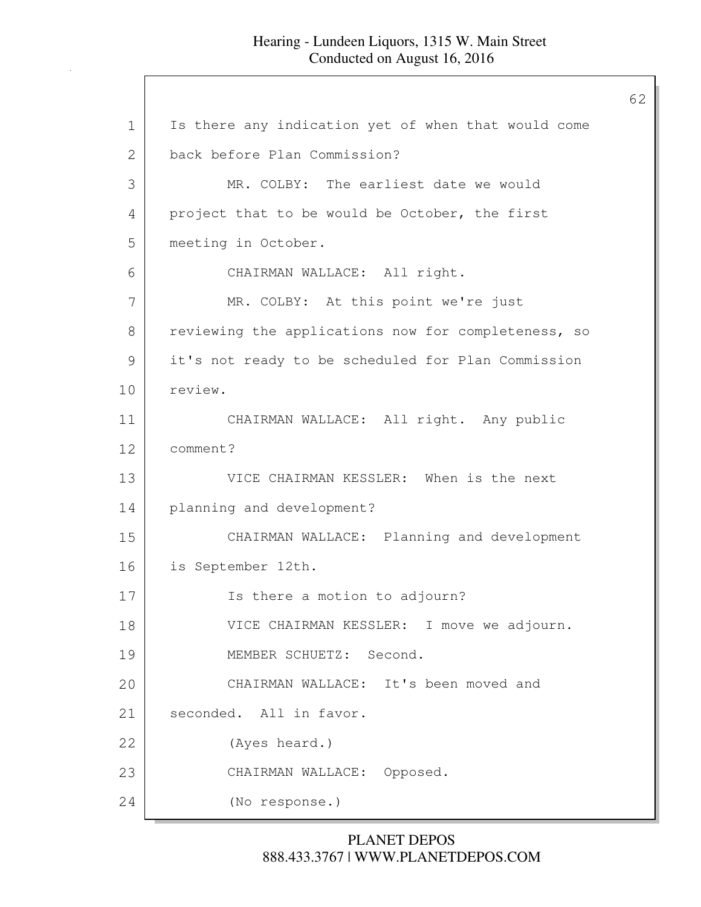Is there any indication yet of when that would come back before Plan Commission?

MR. COLBY: The earliest date we would project that to be would be October, the first meeting in October.

CHAIRMAN WALLACE: All right.

MR. COLBY: At this point we're just reviewing the applications now for completeness, so it's not ready to be scheduled for Plan Commission review.

CHAIRMAN WALLACE: All right. Any public comment?

VICE CHAIRMAN KESSLER: When is the next planning and development?

CHAIRMAN WALLACE: Planning and development is September 12th.

Is there a motion to adjourn?

VICE CHAIRMAN KESSLER: I move we adjourn.

MEMBER SCHUETZ: Second.

CHAIRMAN WALLACE: It's been moved and seconded. All in favor.

(Ayes heard.)

CHAIRMAN WALLACE: Opposed.

(No response.)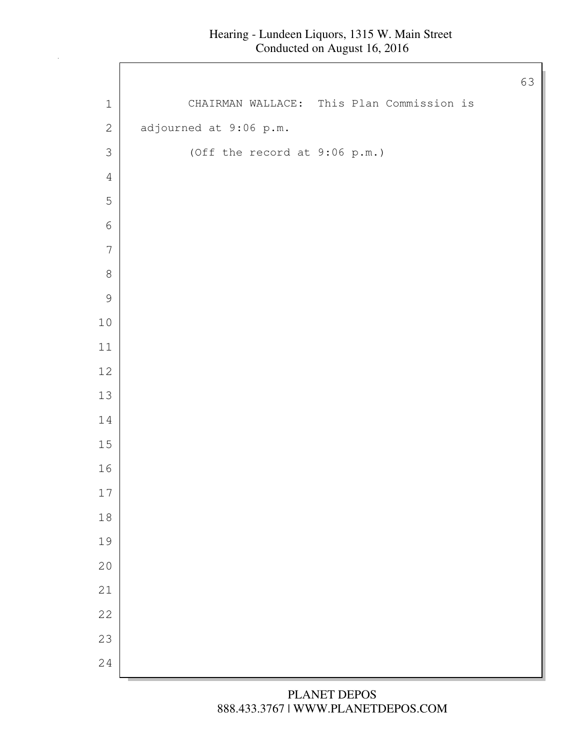CHAIRMAN WALLACE: This Plan Commission is adjourned at 9:06 p.m.

(Off the record at 9:06 p.m.)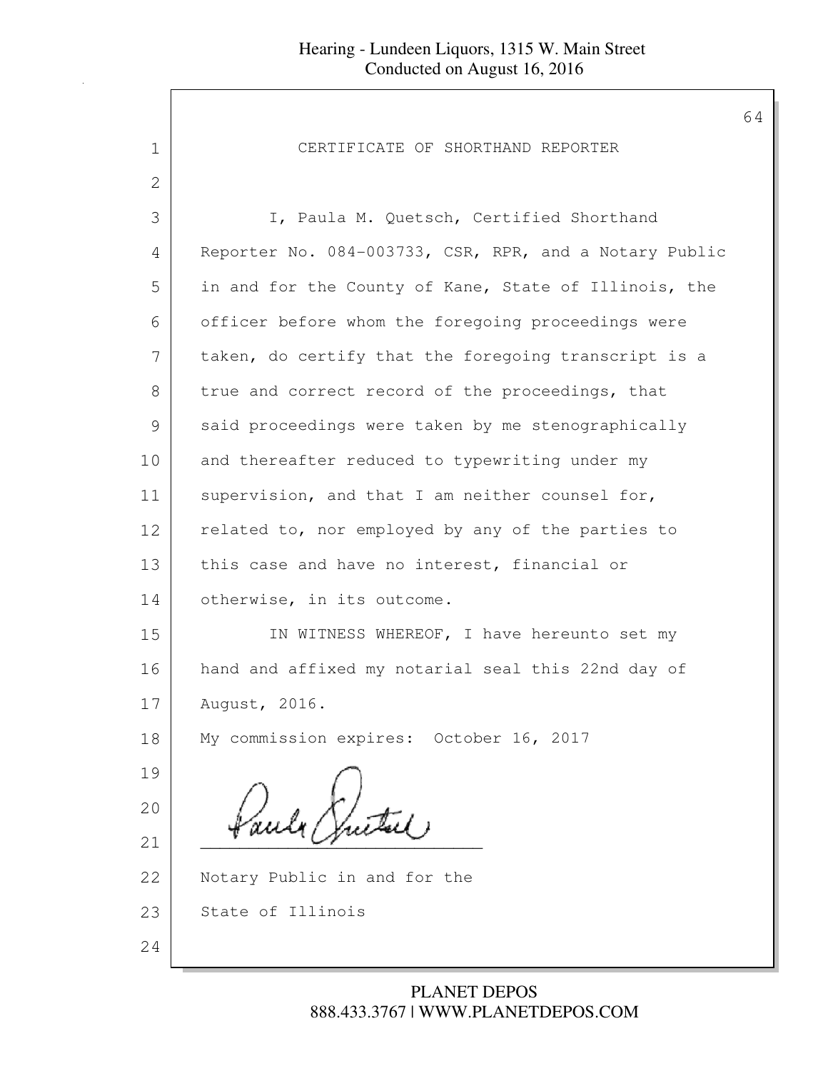# CERTIFICATE OF SHORTHAND REPORTER

I, Paula M. Quetsch, Certified Shorthand Reporter No. 084-003733, CSR, RPR, and a Notary Public in and for the County of Kane, State of Illinois, the officer before whom the foregoing proceedings were taken, do certify that the foregoing transcript is a true and correct record of the proceedings, that said proceedings were taken by me stenographically and thereafter reduced to typewriting under my supervision, and that I am neither counsel for, related to, nor employed by any of the parties to this case and have no interest, financial or otherwise, in its outcome.

IN WITNESS WHEREOF, I have hereunto set my hand and affixed my notarial seal this 22nd day of August, 2016.

My commission expires: October 16, 2017

\_\_\_\_\_\_\_\_\_\_\_\_\_\_\_\_\_\_\_\_\_\_\_\_\_\_\_\_\_\_

Notary Public in and for the
State of Illinois